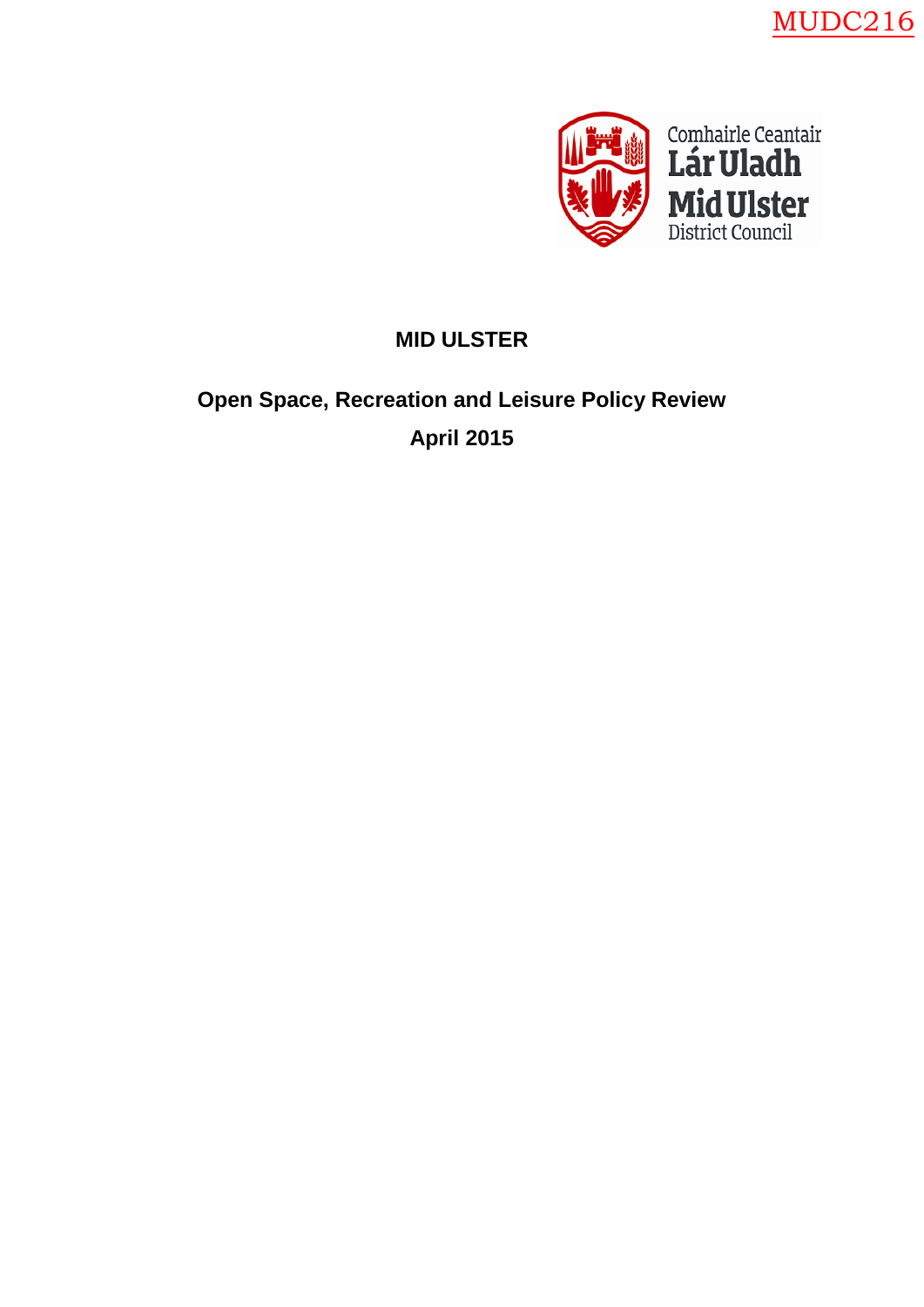MUDC216

Comhairle Ceantair
Lár Uladh
Mid Ulster
District Council

# MID ULSTER

## Open Space, Recreation and Leisure Policy Review

## April 2015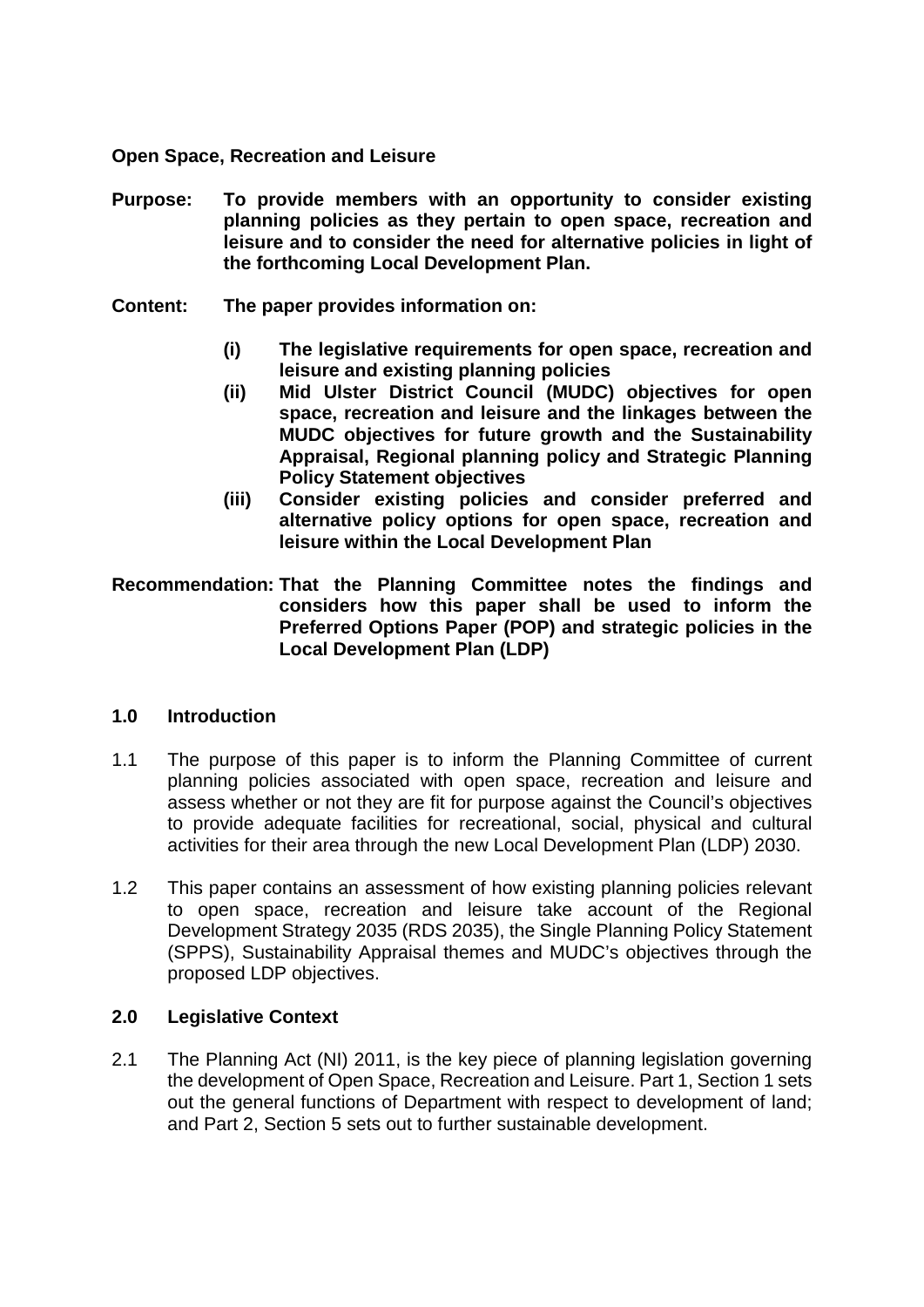**Open Space, Recreation and Leisure**

**Purpose:** **To provide members with an opportunity to consider existing planning policies as they pertain to open space, recreation and leisure and to consider the need for alternative policies in light of the forthcoming Local Development Plan.**

**Content:** **The paper provides information on:**

- **(i)** **The legislative requirements for open space, recreation and leisure and existing planning policies**
- **(ii)** **Mid Ulster District Council (MUDC) objectives for open space, recreation and leisure and the linkages between the MUDC objectives for future growth and the Sustainability Appraisal, Regional planning policy and Strategic Planning Policy Statement objectives**
- **(iii)** **Consider existing policies and consider preferred and alternative policy options for open space, recreation and leisure within the Local Development Plan**

**Recommendation:** **That the Planning Committee notes the findings and considers how this paper shall be used to inform the Preferred Options Paper (POP) and strategic policies in the Local Development Plan (LDP)**

## 1.0 Introduction

1.1 The purpose of this paper is to inform the Planning Committee of current planning policies associated with open space, recreation and leisure and assess whether or not they are fit for purpose against the Council's objectives to provide adequate facilities for recreational, social, physical and cultural activities for their area through the new Local Development Plan (LDP) 2030.

1.2 This paper contains an assessment of how existing planning policies relevant to open space, recreation and leisure take account of the Regional Development Strategy 2035 (RDS 2035), the Single Planning Policy Statement (SPPS), Sustainability Appraisal themes and MUDC's objectives through the proposed LDP objectives.

## 2.0 Legislative Context

2.1 The Planning Act (NI) 2011, is the key piece of planning legislation governing the development of Open Space, Recreation and Leisure. Part 1, Section 1 sets out the general functions of Department with respect to development of land; and Part 2, Section 5 sets out to further sustainable development.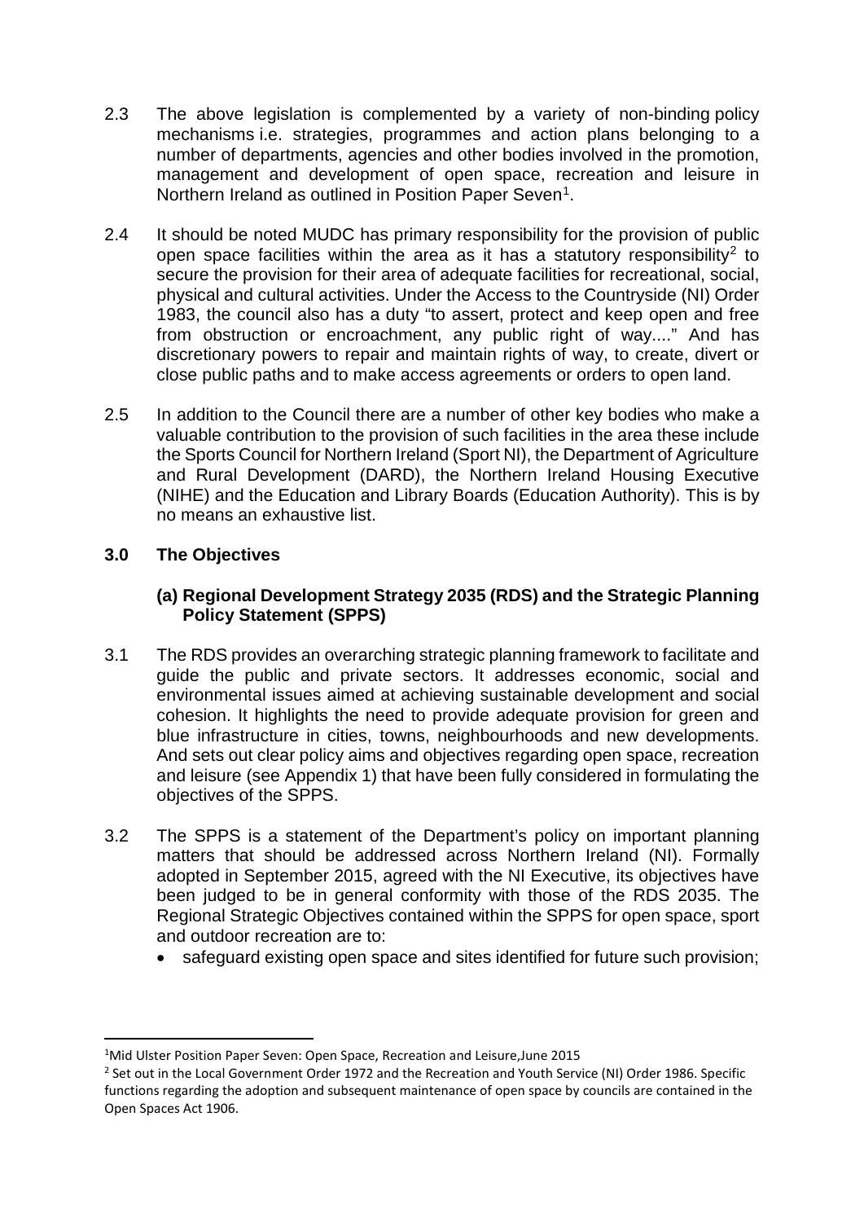2.3 The above legislation is complemented by a variety of non-binding policy mechanisms i.e. strategies, programmes and action plans belonging to a number of departments, agencies and other bodies involved in the promotion, management and development of open space, recreation and leisure in Northern Ireland as outlined in Position Paper Seven[1].

2.4 It should be noted MUDC has primary responsibility for the provision of public open space facilities within the area as it has a statutory responsibility[2] to secure the provision for their area of adequate facilities for recreational, social, physical and cultural activities. Under the Access to the Countryside (NI) Order 1983, the council also has a duty "to assert, protect and keep open and free from obstruction or encroachment, any public right of way...." And has discretionary powers to repair and maintain rights of way, to create, divert or close public paths and to make access agreements or orders to open land.

2.5 In addition to the Council there are a number of other key bodies who make a valuable contribution to the provision of such facilities in the area these include the Sports Council for Northern Ireland (Sport NI), the Department of Agriculture and Rural Development (DARD), the Northern Ireland Housing Executive (NIHE) and the Education and Library Boards (Education Authority). This is by no means an exhaustive list.

## 3.0 The Objectives

### (a) Regional Development Strategy 2035 (RDS) and the Strategic Planning Policy Statement (SPPS)

3.1 The RDS provides an overarching strategic planning framework to facilitate and guide the public and private sectors. It addresses economic, social and environmental issues aimed at achieving sustainable development and social cohesion. It highlights the need to provide adequate provision for green and blue infrastructure in cities, towns, neighbourhoods and new developments. And sets out clear policy aims and objectives regarding open space, recreation and leisure (see Appendix 1) that have been fully considered in formulating the objectives of the SPPS.

3.2 The SPPS is a statement of the Department's policy on important planning matters that should be addressed across Northern Ireland (NI). Formally adopted in September 2015, agreed with the NI Executive, its objectives have been judged to be in general conformity with those of the RDS 2035. The Regional Strategic Objectives contained within the SPPS for open space, sport and outdoor recreation are to:

- safeguard existing open space and sites identified for future such provision;

---

[1] Mid Ulster Position Paper Seven: Open Space, Recreation and Leisure,June 2015

[2] Set out in the Local Government Order 1972 and the Recreation and Youth Service (NI) Order 1986. Specific functions regarding the adoption and subsequent maintenance of open space by councils are contained in the Open Spaces Act 1906.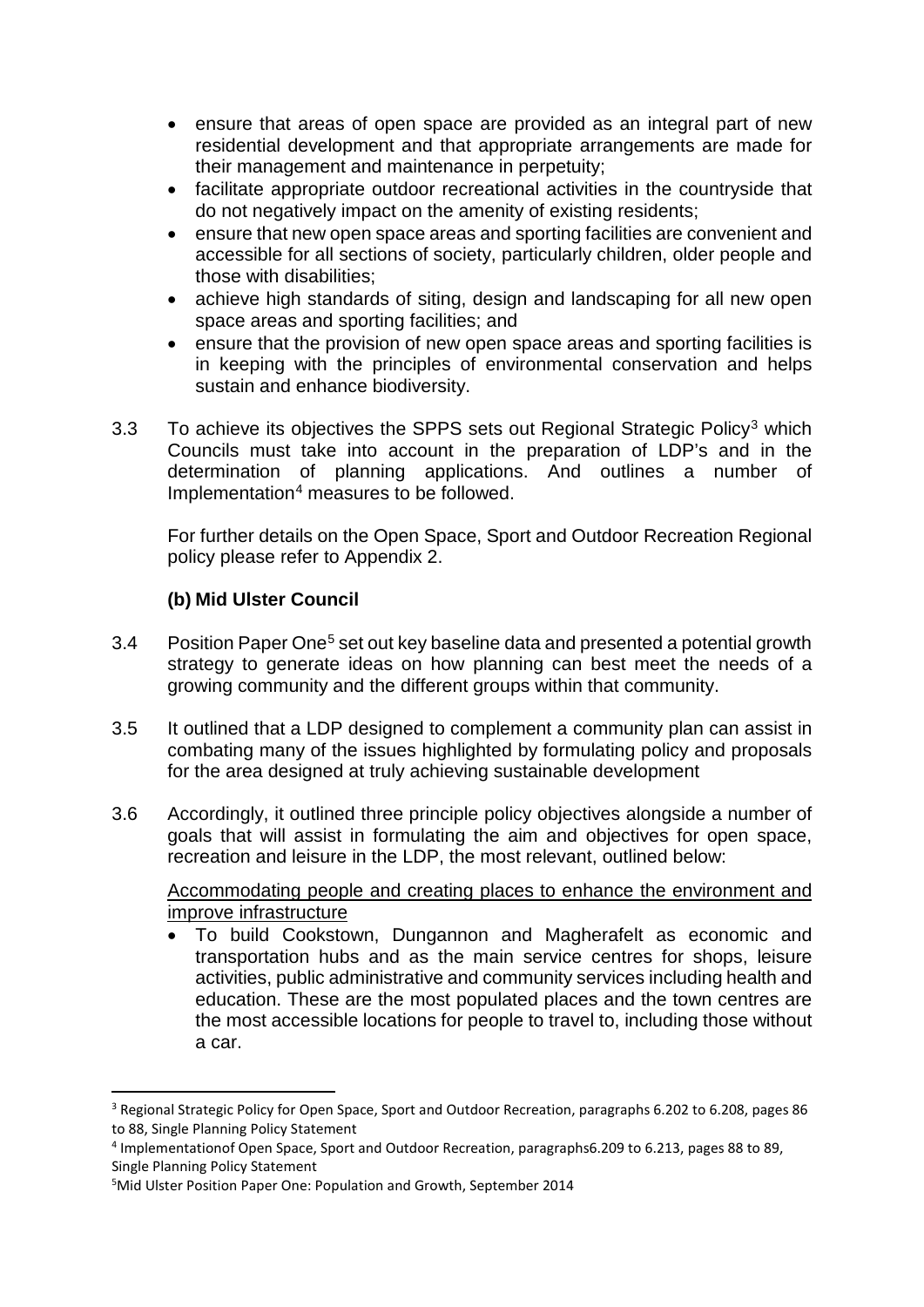- ensure that areas of open space are provided as an integral part of new residential development and that appropriate arrangements are made for their management and maintenance in perpetuity;
- facilitate appropriate outdoor recreational activities in the countryside that do not negatively impact on the amenity of existing residents;
- ensure that new open space areas and sporting facilities are convenient and accessible for all sections of society, particularly children, older people and those with disabilities;
- achieve high standards of siting, design and landscaping for all new open space areas and sporting facilities; and
- ensure that the provision of new open space areas and sporting facilities is in keeping with the principles of environmental conservation and helps sustain and enhance biodiversity.

3.3 To achieve its objectives the SPPS sets out Regional Strategic Policy[3] which Councils must take into account in the preparation of LDP's and in the determination of planning applications. And outlines a number of Implementation[4] measures to be followed.

For further details on the Open Space, Sport and Outdoor Recreation Regional policy please refer to Appendix 2.

**(b) Mid Ulster Council**

3.4 Position Paper One[5] set out key baseline data and presented a potential growth strategy to generate ideas on how planning can best meet the needs of a growing community and the different groups within that community.

3.5 It outlined that a LDP designed to complement a community plan can assist in combating many of the issues highlighted by formulating policy and proposals for the area designed at truly achieving sustainable development

3.6 Accordingly, it outlined three principle policy objectives alongside a number of goals that will assist in formulating the aim and objectives for open space, recreation and leisure in the LDP, the most relevant, outlined below:

<u>Accommodating people and creating places to enhance the environment and improve infrastructure</u>

- To build Cookstown, Dungannon and Magherafelt as economic and transportation hubs and as the main service centres for shops, leisure activities, public administrative and community services including health and education. These are the most populated places and the town centres are the most accessible locations for people to travel to, including those without a car.

---

[3] Regional Strategic Policy for Open Space, Sport and Outdoor Recreation, paragraphs 6.202 to 6.208, pages 86 to 88, Single Planning Policy Statement

[4] Implementationof Open Space, Sport and Outdoor Recreation, paragraphs6.209 to 6.213, pages 88 to 89, Single Planning Policy Statement

[5] Mid Ulster Position Paper One: Population and Growth, September 2014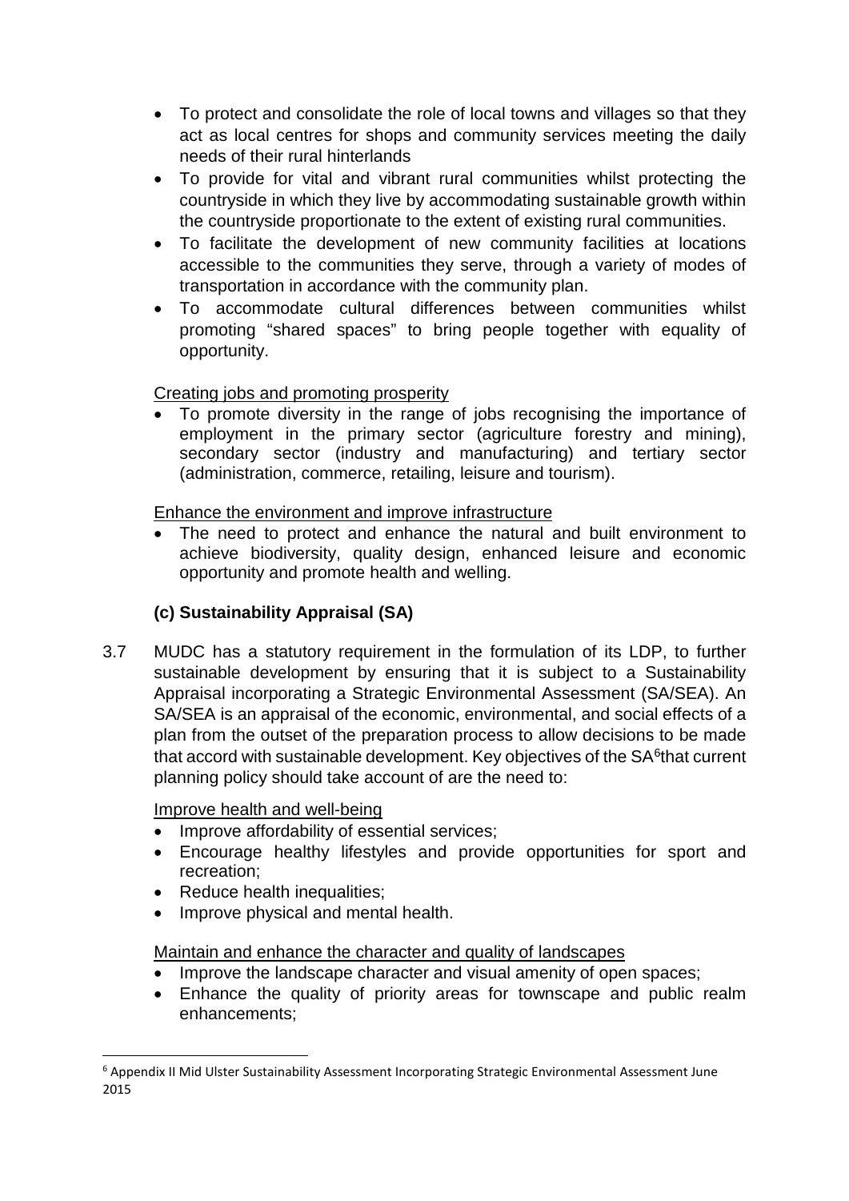- To protect and consolidate the role of local towns and villages so that they act as local centres for shops and community services meeting the daily needs of their rural hinterlands
- To provide for vital and vibrant rural communities whilst protecting the countryside in which they live by accommodating sustainable growth within the countryside proportionate to the extent of existing rural communities.
- To facilitate the development of new community facilities at locations accessible to the communities they serve, through a variety of modes of transportation in accordance with the community plan.
- To accommodate cultural differences between communities whilst promoting "shared spaces" to bring people together with equality of opportunity.

<u>Creating jobs and promoting prosperity</u>

- To promote diversity in the range of jobs recognising the importance of employment in the primary sector (agriculture forestry and mining), secondary sector (industry and manufacturing) and tertiary sector (administration, commerce, retailing, leisure and tourism).

<u>Enhance the environment and improve infrastructure</u>

- The need to protect and enhance the natural and built environment to achieve biodiversity, quality design, enhanced leisure and economic opportunity and promote health and welling.

### (c) Sustainability Appraisal (SA)

3.7 MUDC has a statutory requirement in the formulation of its LDP, to further sustainable development by ensuring that it is subject to a Sustainability Appraisal incorporating a Strategic Environmental Assessment (SA/SEA). An SA/SEA is an appraisal of the economic, environmental, and social effects of a plan from the outset of the preparation process to allow decisions to be made that accord with sustainable development. Key objectives of the SA[6]that current planning policy should take account of are the need to:

<u>Improve health and well-being</u>

- Improve affordability of essential services;
- Encourage healthy lifestyles and provide opportunities for sport and recreation;
- Reduce health inequalities;
- Improve physical and mental health.

<u>Maintain and enhance the character and quality of landscapes</u>

- Improve the landscape character and visual amenity of open spaces;
- Enhance the quality of priority areas for townscape and public realm enhancements;

---

[6] Appendix II Mid Ulster Sustainability Assessment Incorporating Strategic Environmental Assessment June 2015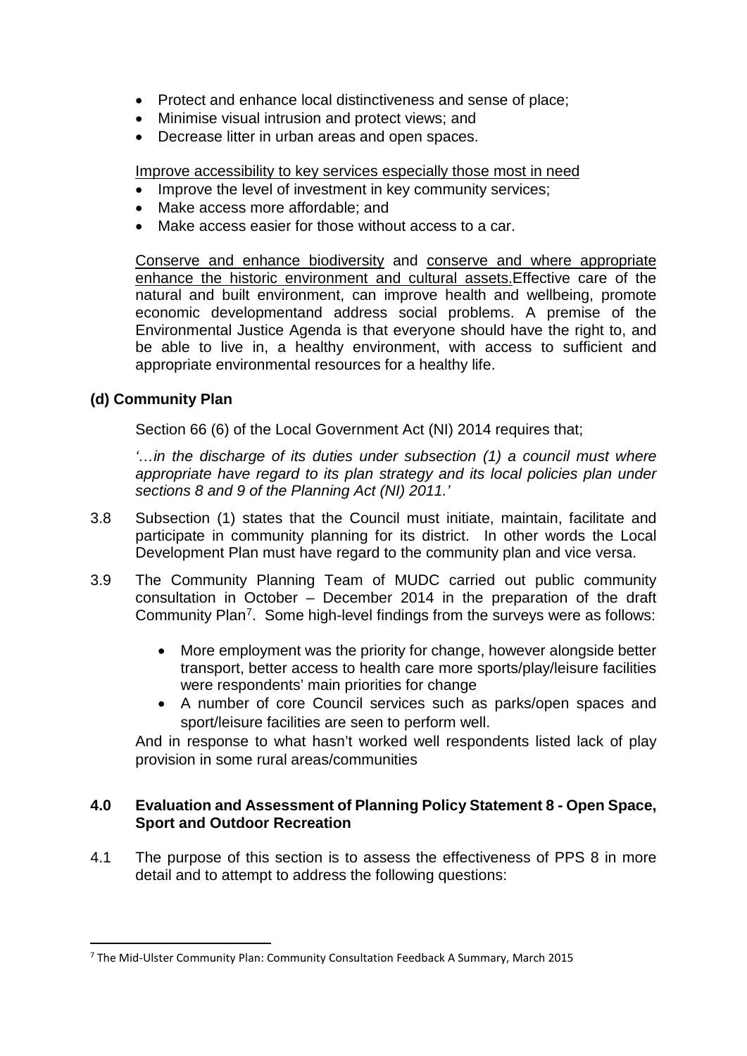- Protect and enhance local distinctiveness and sense of place;
- Minimise visual intrusion and protect views; and
- Decrease litter in urban areas and open spaces.

<u>Improve accessibility to key services especially those most in need</u>

- Improve the level of investment in key community services;
- Make access more affordable; and
- Make access easier for those without access to a car.

<u>Conserve and enhance biodiversity</u> and <u>conserve and where appropriate enhance the historic environment and cultural assets.</u>Effective care of the natural and built environment, can improve health and wellbeing, promote economic developmentand address social problems. A premise of the Environmental Justice Agenda is that everyone should have the right to, and be able to live in, a healthy environment, with access to sufficient and appropriate environmental resources for a healthy life.

**(d) Community Plan**

Section 66 (6) of the Local Government Act (NI) 2014 requires that;

*'…in the discharge of its duties under subsection (1) a council must where appropriate have regard to its plan strategy and its local policies plan under sections 8 and 9 of the Planning Act (NI) 2011.'*

3.8 Subsection (1) states that the Council must initiate, maintain, facilitate and participate in community planning for its district. In other words the Local Development Plan must have regard to the community plan and vice versa.

3.9 The Community Planning Team of MUDC carried out public community consultation in October – December 2014 in the preparation of the draft Community Plan[7]. Some high-level findings from the surveys were as follows:

- More employment was the priority for change, however alongside better transport, better access to health care more sports/play/leisure facilities were respondents' main priorities for change
- A number of core Council services such as parks/open spaces and sport/leisure facilities are seen to perform well.

And in response to what hasn't worked well respondents listed lack of play provision in some rural areas/communities

## 4.0 Evaluation and Assessment of Planning Policy Statement 8 - Open Space, Sport and Outdoor Recreation

4.1 The purpose of this section is to assess the effectiveness of PPS 8 in more detail and to attempt to address the following questions:

[7] The Mid-Ulster Community Plan: Community Consultation Feedback A Summary, March 2015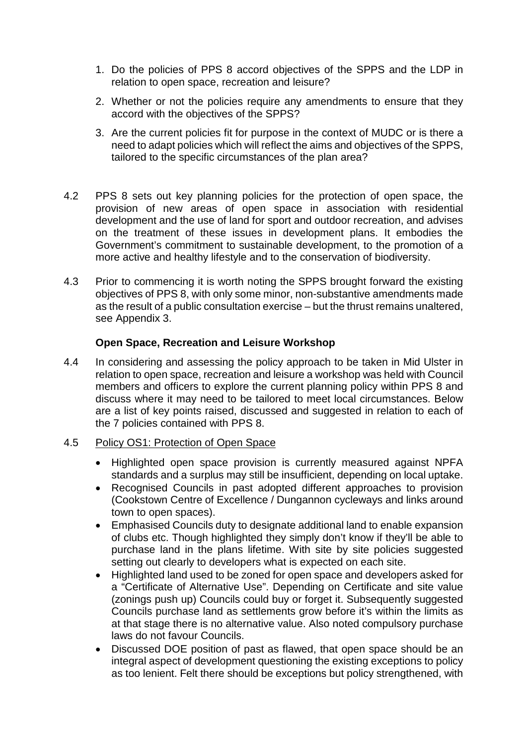1. Do the policies of PPS 8 accord objectives of the SPPS and the LDP in relation to open space, recreation and leisure?
2. Whether or not the policies require any amendments to ensure that they accord with the objectives of the SPPS?
3. Are the current policies fit for purpose in the context of MUDC or is there a need to adapt policies which will reflect the aims and objectives of the SPPS, tailored to the specific circumstances of the plan area?

4.2 PPS 8 sets out key planning policies for the protection of open space, the provision of new areas of open space in association with residential development and the use of land for sport and outdoor recreation, and advises on the treatment of these issues in development plans. It embodies the Government's commitment to sustainable development, to the promotion of a more active and healthy lifestyle and to the conservation of biodiversity.

4.3 Prior to commencing it is worth noting the SPPS brought forward the existing objectives of PPS 8, with only some minor, non-substantive amendments made as the result of a public consultation exercise – but the thrust remains unaltered, see Appendix 3.

**Open Space, Recreation and Leisure Workshop**

4.4 In considering and assessing the policy approach to be taken in Mid Ulster in relation to open space, recreation and leisure a workshop was held with Council members and officers to explore the current planning policy within PPS 8 and discuss where it may need to be tailored to meet local circumstances. Below are a list of key points raised, discussed and suggested in relation to each of the 7 policies contained with PPS 8.

4.5 <u>Policy OS1: Protection of Open Space</u>

- Highlighted open space provision is currently measured against NPFA standards and a surplus may still be insufficient, depending on local uptake.
- Recognised Councils in past adopted different approaches to provision (Cookstown Centre of Excellence / Dungannon cycleways and links around town to open spaces).
- Emphasised Councils duty to designate additional land to enable expansion of clubs etc. Though highlighted they simply don't know if they'll be able to purchase land in the plans lifetime. With site by site policies suggested setting out clearly to developers what is expected on each site.
- Highlighted land used to be zoned for open space and developers asked for a "Certificate of Alternative Use". Depending on Certificate and site value (zonings push up) Councils could buy or forget it. Subsequently suggested Councils purchase land as settlements grow before it's within the limits as at that stage there is no alternative value. Also noted compulsory purchase laws do not favour Councils.
- Discussed DOE position of past as flawed, that open space should be an integral aspect of development questioning the existing exceptions to policy as too lenient. Felt there should be exceptions but policy strengthened, with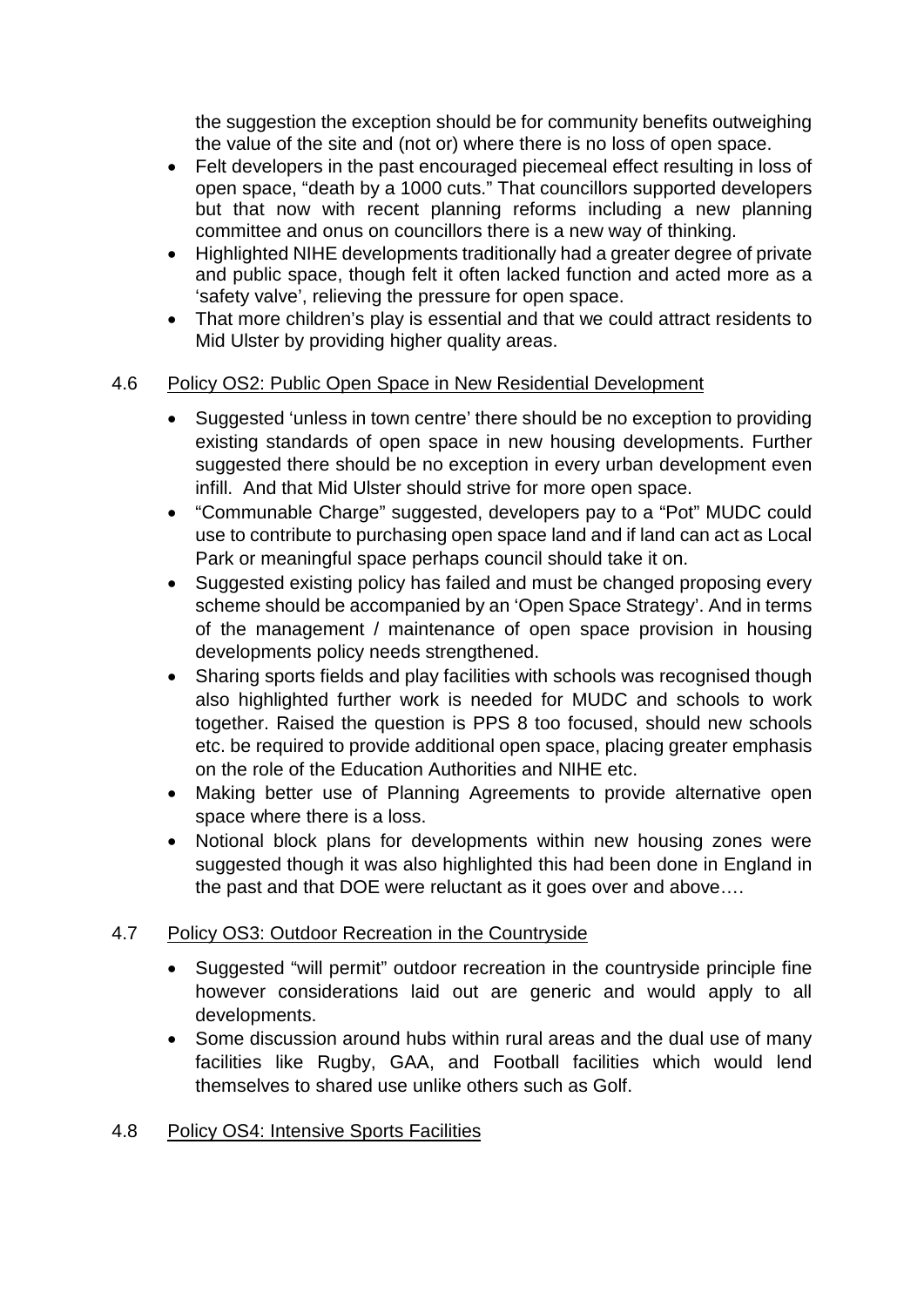the suggestion the exception should be for community benefits outweighing the value of the site and (not or) where there is no loss of open space.

- Felt developers in the past encouraged piecemeal effect resulting in loss of open space, "death by a 1000 cuts." That councillors supported developers but that now with recent planning reforms including a new planning committee and onus on councillors there is a new way of thinking.
- Highlighted NIHE developments traditionally had a greater degree of private and public space, though felt it often lacked function and acted more as a 'safety valve', relieving the pressure for open space.
- That more children's play is essential and that we could attract residents to Mid Ulster by providing higher quality areas.

4.6 Policy OS2: Public Open Space in New Residential Development

- Suggested 'unless in town centre' there should be no exception to providing existing standards of open space in new housing developments. Further suggested there should be no exception in every urban development even infill. And that Mid Ulster should strive for more open space.
- "Communable Charge" suggested, developers pay to a "Pot" MUDC could use to contribute to purchasing open space land and if land can act as Local Park or meaningful space perhaps council should take it on.
- Suggested existing policy has failed and must be changed proposing every scheme should be accompanied by an 'Open Space Strategy'. And in terms of the management / maintenance of open space provision in housing developments policy needs strengthened.
- Sharing sports fields and play facilities with schools was recognised though also highlighted further work is needed for MUDC and schools to work together. Raised the question is PPS 8 too focused, should new schools etc. be required to provide additional open space, placing greater emphasis on the role of the Education Authorities and NIHE etc.
- Making better use of Planning Agreements to provide alternative open space where there is a loss.
- Notional block plans for developments within new housing zones were suggested though it was also highlighted this had been done in England in the past and that DOE were reluctant as it goes over and above….

4.7 Policy OS3: Outdoor Recreation in the Countryside

- Suggested "will permit" outdoor recreation in the countryside principle fine however considerations laid out are generic and would apply to all developments.
- Some discussion around hubs within rural areas and the dual use of many facilities like Rugby, GAA, and Football facilities which would lend themselves to shared use unlike others such as Golf.

4.8 Policy OS4: Intensive Sports Facilities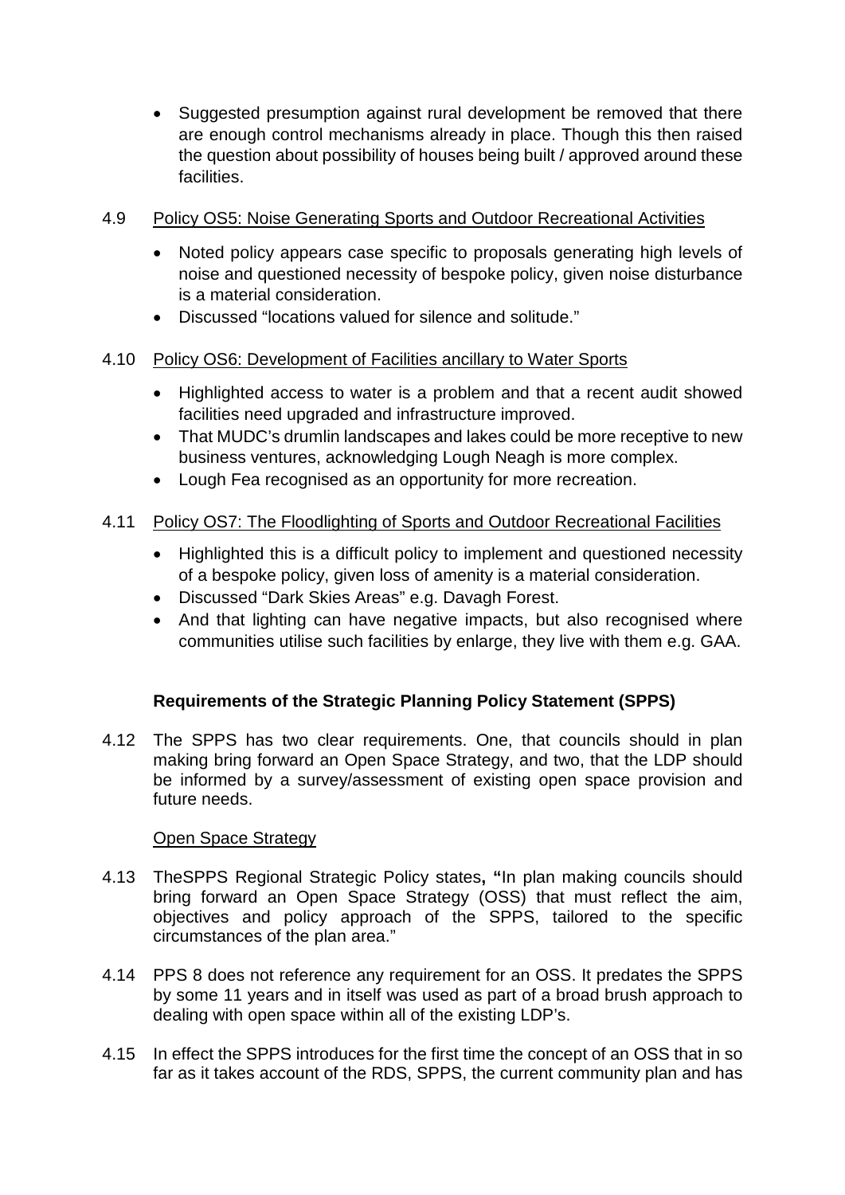- Suggested presumption against rural development be removed that there are enough control mechanisms already in place. Though this then raised the question about possibility of houses being built / approved around these facilities.

4.9 Policy OS5: Noise Generating Sports and Outdoor Recreational Activities

- Noted policy appears case specific to proposals generating high levels of noise and questioned necessity of bespoke policy, given noise disturbance is a material consideration.
- Discussed "locations valued for silence and solitude."

4.10 Policy OS6: Development of Facilities ancillary to Water Sports

- Highlighted access to water is a problem and that a recent audit showed facilities need upgraded and infrastructure improved.
- That MUDC's drumlin landscapes and lakes could be more receptive to new business ventures, acknowledging Lough Neagh is more complex.
- Lough Fea recognised as an opportunity for more recreation.

4.11 Policy OS7: The Floodlighting of Sports and Outdoor Recreational Facilities

- Highlighted this is a difficult policy to implement and questioned necessity of a bespoke policy, given loss of amenity is a material consideration.
- Discussed "Dark Skies Areas" e.g. Davagh Forest.
- And that lighting can have negative impacts, but also recognised where communities utilise such facilities by enlarge, they live with them e.g. GAA.

**Requirements of the Strategic Planning Policy Statement (SPPS)**

4.12 The SPPS has two clear requirements. One, that councils should in plan making bring forward an Open Space Strategy, and two, that the LDP should be informed by a survey/assessment of existing open space provision and future needs.

Open Space Strategy

4.13 TheSPPS Regional Strategic Policy states**, "**In plan making councils should bring forward an Open Space Strategy (OSS) that must reflect the aim, objectives and policy approach of the SPPS, tailored to the specific circumstances of the plan area."

4.14 PPS 8 does not reference any requirement for an OSS. It predates the SPPS by some 11 years and in itself was used as part of a broad brush approach to dealing with open space within all of the existing LDP's.

4.15 In effect the SPPS introduces for the first time the concept of an OSS that in so far as it takes account of the RDS, SPPS, the current community plan and has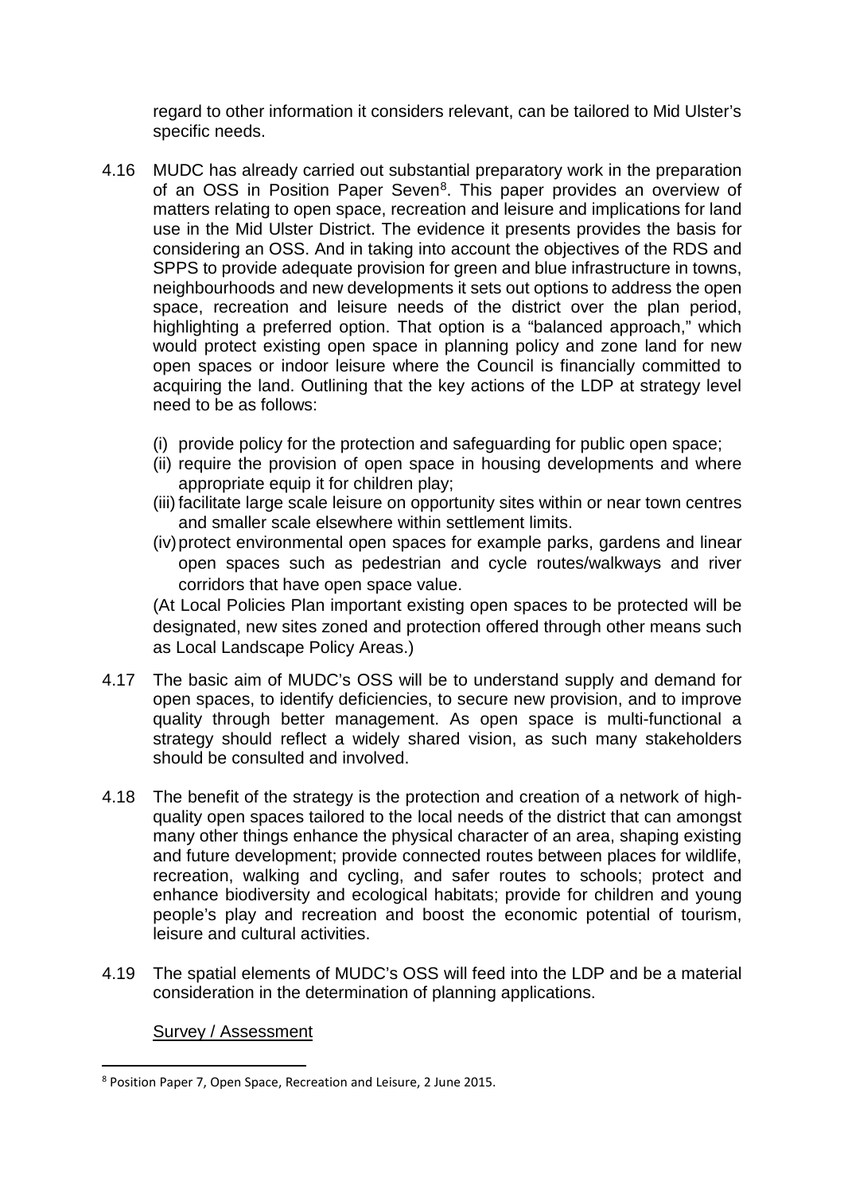regard to other information it considers relevant, can be tailored to Mid Ulster's specific needs.

4.16 MUDC has already carried out substantial preparatory work in the preparation of an OSS in Position Paper Seven[8]. This paper provides an overview of matters relating to open space, recreation and leisure and implications for land use in the Mid Ulster District. The evidence it presents provides the basis for considering an OSS. And in taking into account the objectives of the RDS and SPPS to provide adequate provision for green and blue infrastructure in towns, neighbourhoods and new developments it sets out options to address the open space, recreation and leisure needs of the district over the plan period, highlighting a preferred option. That option is a "balanced approach," which would protect existing open space in planning policy and zone land for new open spaces or indoor leisure where the Council is financially committed to acquiring the land. Outlining that the key actions of the LDP at strategy level need to be as follows:

(i) provide policy for the protection and safeguarding for public open space;
(ii) require the provision of open space in housing developments and where appropriate equip it for children play;
(iii) facilitate large scale leisure on opportunity sites within or near town centres and smaller scale elsewhere within settlement limits.
(iv) protect environmental open spaces for example parks, gardens and linear open spaces such as pedestrian and cycle routes/walkways and river corridors that have open space value.

(At Local Policies Plan important existing open spaces to be protected will be designated, new sites zoned and protection offered through other means such as Local Landscape Policy Areas.)

4.17 The basic aim of MUDC's OSS will be to understand supply and demand for open spaces, to identify deficiencies, to secure new provision, and to improve quality through better management. As open space is multi-functional a strategy should reflect a widely shared vision, as such many stakeholders should be consulted and involved.

4.18 The benefit of the strategy is the protection and creation of a network of high-quality open spaces tailored to the local needs of the district that can amongst many other things enhance the physical character of an area, shaping existing and future development; provide connected routes between places for wildlife, recreation, walking and cycling, and safer routes to schools; protect and enhance biodiversity and ecological habitats; provide for children and young people's play and recreation and boost the economic potential of tourism, leisure and cultural activities.

4.19 The spatial elements of MUDC's OSS will feed into the LDP and be a material consideration in the determination of planning applications.

Survey / Assessment

[8] Position Paper 7, Open Space, Recreation and Leisure, 2 June 2015.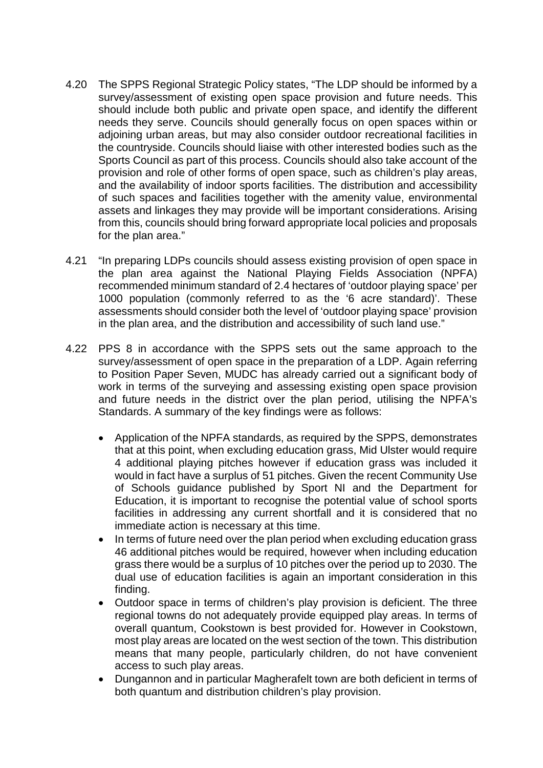4.20 The SPPS Regional Strategic Policy states, "The LDP should be informed by a survey/assessment of existing open space provision and future needs. This should include both public and private open space, and identify the different needs they serve. Councils should generally focus on open spaces within or adjoining urban areas, but may also consider outdoor recreational facilities in the countryside. Councils should liaise with other interested bodies such as the Sports Council as part of this process. Councils should also take account of the provision and role of other forms of open space, such as children's play areas, and the availability of indoor sports facilities. The distribution and accessibility of such spaces and facilities together with the amenity value, environmental assets and linkages they may provide will be important considerations. Arising from this, councils should bring forward appropriate local policies and proposals for the plan area."

4.21 "In preparing LDPs councils should assess existing provision of open space in the plan area against the National Playing Fields Association (NPFA) recommended minimum standard of 2.4 hectares of 'outdoor playing space' per 1000 population (commonly referred to as the '6 acre standard)'. These assessments should consider both the level of 'outdoor playing space' provision in the plan area, and the distribution and accessibility of such land use."

4.22 PPS 8 in accordance with the SPPS sets out the same approach to the survey/assessment of open space in the preparation of a LDP. Again referring to Position Paper Seven, MUDC has already carried out a significant body of work in terms of the surveying and assessing existing open space provision and future needs in the district over the plan period, utilising the NPFA's Standards. A summary of the key findings were as follows:

- Application of the NPFA standards, as required by the SPPS, demonstrates that at this point, when excluding education grass, Mid Ulster would require 4 additional playing pitches however if education grass was included it would in fact have a surplus of 51 pitches. Given the recent Community Use of Schools guidance published by Sport NI and the Department for Education, it is important to recognise the potential value of school sports facilities in addressing any current shortfall and it is considered that no immediate action is necessary at this time.
- In terms of future need over the plan period when excluding education grass 46 additional pitches would be required, however when including education grass there would be a surplus of 10 pitches over the period up to 2030. The dual use of education facilities is again an important consideration in this finding.
- Outdoor space in terms of children's play provision is deficient. The three regional towns do not adequately provide equipped play areas. In terms of overall quantum, Cookstown is best provided for. However in Cookstown, most play areas are located on the west section of the town. This distribution means that many people, particularly children, do not have convenient access to such play areas.
- Dungannon and in particular Magherafelt town are both deficient in terms of both quantum and distribution children's play provision.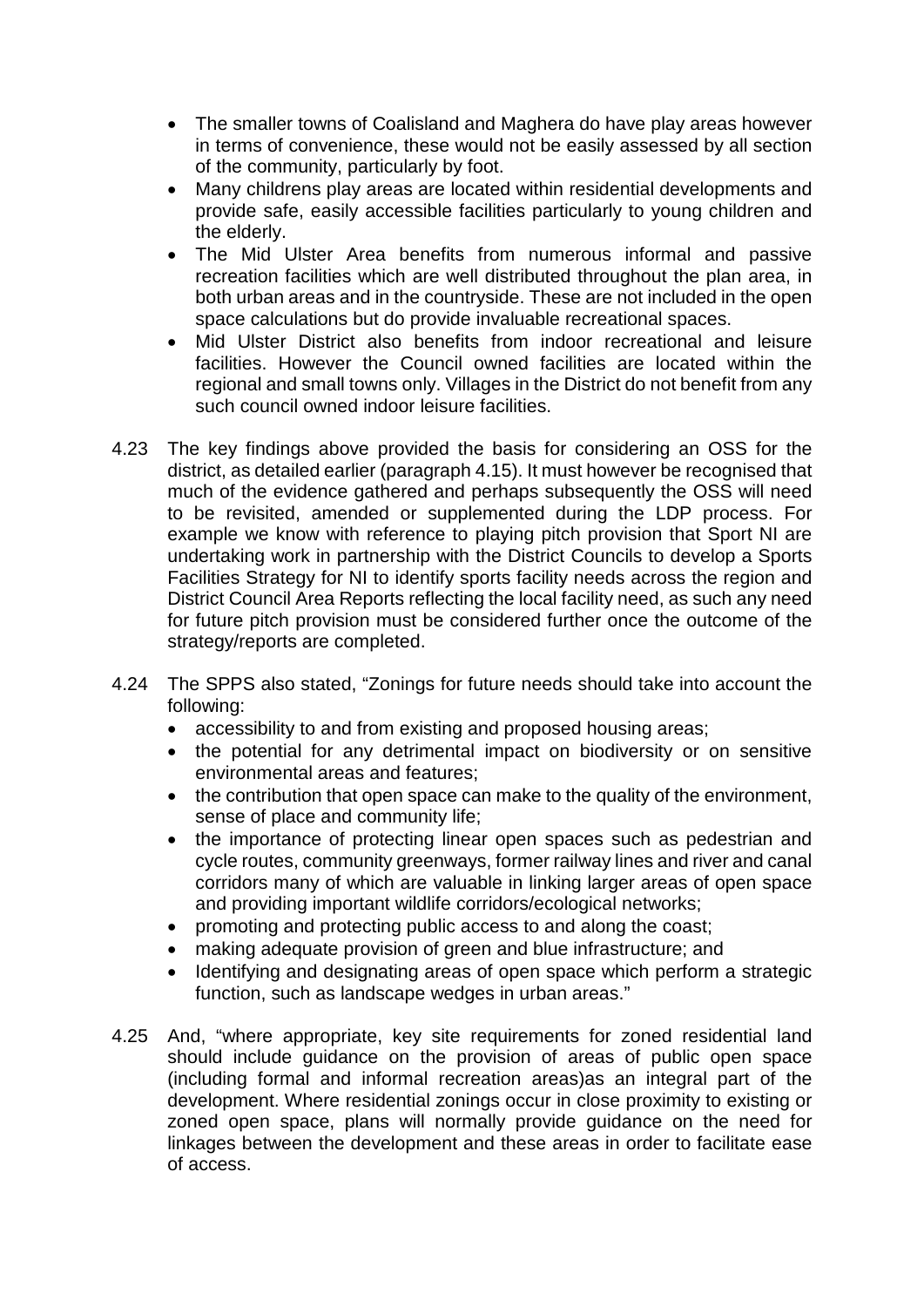- The smaller towns of Coalisland and Maghera do have play areas however in terms of convenience, these would not be easily assessed by all section of the community, particularly by foot.
- Many childrens play areas are located within residential developments and provide safe, easily accessible facilities particularly to young children and the elderly.
- The Mid Ulster Area benefits from numerous informal and passive recreation facilities which are well distributed throughout the plan area, in both urban areas and in the countryside. These are not included in the open space calculations but do provide invaluable recreational spaces.
- Mid Ulster District also benefits from indoor recreational and leisure facilities. However the Council owned facilities are located within the regional and small towns only. Villages in the District do not benefit from any such council owned indoor leisure facilities.

4.23 The key findings above provided the basis for considering an OSS for the district, as detailed earlier (paragraph 4.15). It must however be recognised that much of the evidence gathered and perhaps subsequently the OSS will need to be revisited, amended or supplemented during the LDP process. For example we know with reference to playing pitch provision that Sport NI are undertaking work in partnership with the District Councils to develop a Sports Facilities Strategy for NI to identify sports facility needs across the region and District Council Area Reports reflecting the local facility need, as such any need for future pitch provision must be considered further once the outcome of the strategy/reports are completed.

4.24 The SPPS also stated, "Zonings for future needs should take into account the following:

- accessibility to and from existing and proposed housing areas;
- the potential for any detrimental impact on biodiversity or on sensitive environmental areas and features;
- the contribution that open space can make to the quality of the environment, sense of place and community life;
- the importance of protecting linear open spaces such as pedestrian and cycle routes, community greenways, former railway lines and river and canal corridors many of which are valuable in linking larger areas of open space and providing important wildlife corridors/ecological networks;
- promoting and protecting public access to and along the coast;
- making adequate provision of green and blue infrastructure; and
- Identifying and designating areas of open space which perform a strategic function, such as landscape wedges in urban areas."

4.25 And, "where appropriate, key site requirements for zoned residential land should include guidance on the provision of areas of public open space (including formal and informal recreation areas)as an integral part of the development. Where residential zonings occur in close proximity to existing or zoned open space, plans will normally provide guidance on the need for linkages between the development and these areas in order to facilitate ease of access.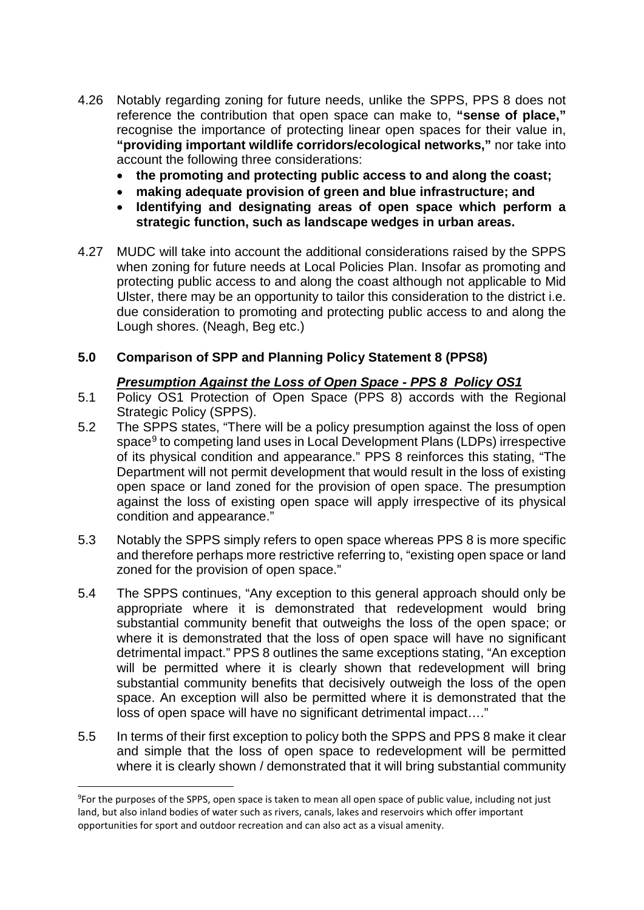4.26 Notably regarding zoning for future needs, unlike the SPPS, PPS 8 does not reference the contribution that open space can make to, **"sense of place,"** recognise the importance of protecting linear open spaces for their value in, **"providing important wildlife corridors/ecological networks,"** nor take into account the following three considerations:

- **the promoting and protecting public access to and along the coast;**
- **making adequate provision of green and blue infrastructure; and**
- **Identifying and designating areas of open space which perform a strategic function, such as landscape wedges in urban areas.**

4.27 MUDC will take into account the additional considerations raised by the SPPS when zoning for future needs at Local Policies Plan. Insofar as promoting and protecting public access to and along the coast although not applicable to Mid Ulster, there may be an opportunity to tailor this consideration to the district i.e. due consideration to promoting and protecting public access to and along the Lough shores. (Neagh, Beg etc.)

## 5.0 Comparison of SPP and Planning Policy Statement 8 (PPS8)

### ***Presumption Against the Loss of Open Space - PPS 8 Policy OS1***

5.1 Policy OS1 Protection of Open Space (PPS 8) accords with the Regional Strategic Policy (SPPS).

5.2 The SPPS states, "There will be a policy presumption against the loss of open space[9] to competing land uses in Local Development Plans (LDPs) irrespective of its physical condition and appearance." PPS 8 reinforces this stating, "The Department will not permit development that would result in the loss of existing open space or land zoned for the provision of open space. The presumption against the loss of existing open space will apply irrespective of its physical condition and appearance."

5.3 Notably the SPPS simply refers to open space whereas PPS 8 is more specific and therefore perhaps more restrictive referring to, "existing open space or land zoned for the provision of open space."

5.4 The SPPS continues, "Any exception to this general approach should only be appropriate where it is demonstrated that redevelopment would bring substantial community benefit that outweighs the loss of the open space; or where it is demonstrated that the loss of open space will have no significant detrimental impact." PPS 8 outlines the same exceptions stating, "An exception will be permitted where it is clearly shown that redevelopment will bring substantial community benefits that decisively outweigh the loss of the open space. An exception will also be permitted where it is demonstrated that the loss of open space will have no significant detrimental impact…."

5.5 In terms of their first exception to policy both the SPPS and PPS 8 make it clear and simple that the loss of open space to redevelopment will be permitted where it is clearly shown / demonstrated that it will bring substantial community

[9] For the purposes of the SPPS, open space is taken to mean all open space of public value, including not just land, but also inland bodies of water such as rivers, canals, lakes and reservoirs which offer important opportunities for sport and outdoor recreation and can also act as a visual amenity.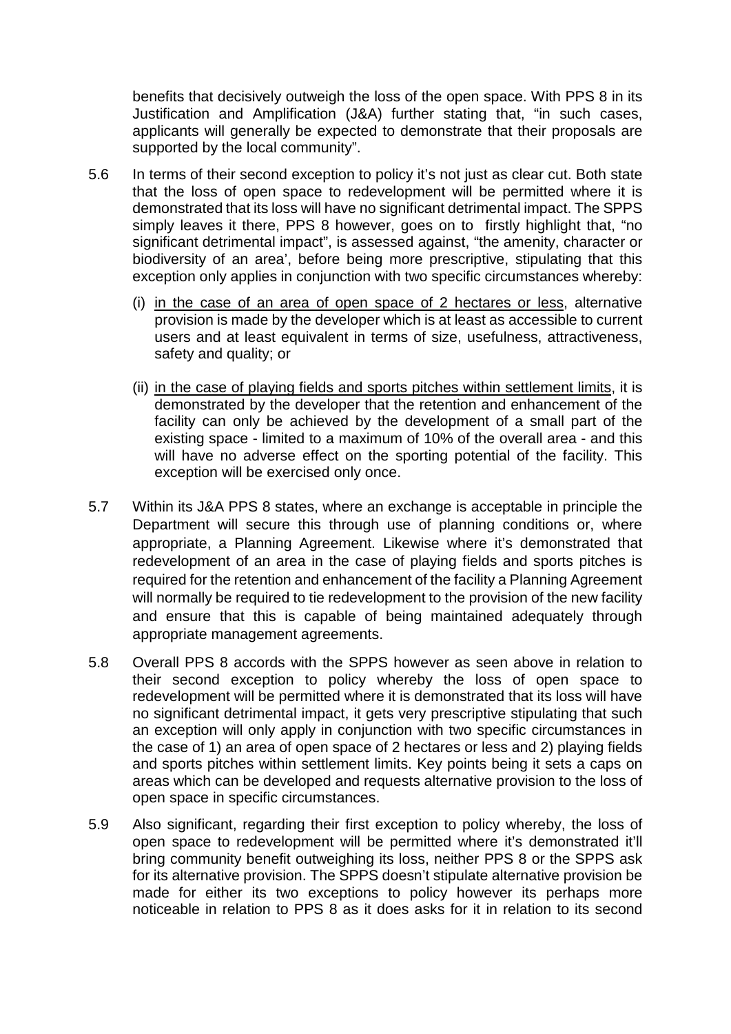benefits that decisively outweigh the loss of the open space. With PPS 8 in its Justification and Amplification (J&A) further stating that, "in such cases, applicants will generally be expected to demonstrate that their proposals are supported by the local community".

5.6 In terms of their second exception to policy it's not just as clear cut. Both state that the loss of open space to redevelopment will be permitted where it is demonstrated that its loss will have no significant detrimental impact. The SPPS simply leaves it there, PPS 8 however, goes on to firstly highlight that, "no significant detrimental impact", is assessed against, "the amenity, character or biodiversity of an area', before being more prescriptive, stipulating that this exception only applies in conjunction with two specific circumstances whereby:

(i) <u>in the case of an area of open space of 2 hectares or less</u>, alternative provision is made by the developer which is at least as accessible to current users and at least equivalent in terms of size, usefulness, attractiveness, safety and quality; or

(ii) <u>in the case of playing fields and sports pitches within settlement limits</u>, it is demonstrated by the developer that the retention and enhancement of the facility can only be achieved by the development of a small part of the existing space - limited to a maximum of 10% of the overall area - and this will have no adverse effect on the sporting potential of the facility. This exception will be exercised only once.

5.7 Within its J&A PPS 8 states, where an exchange is acceptable in principle the Department will secure this through use of planning conditions or, where appropriate, a Planning Agreement. Likewise where it's demonstrated that redevelopment of an area in the case of playing fields and sports pitches is required for the retention and enhancement of the facility a Planning Agreement will normally be required to tie redevelopment to the provision of the new facility and ensure that this is capable of being maintained adequately through appropriate management agreements.

5.8 Overall PPS 8 accords with the SPPS however as seen above in relation to their second exception to policy whereby the loss of open space to redevelopment will be permitted where it is demonstrated that its loss will have no significant detrimental impact, it gets very prescriptive stipulating that such an exception will only apply in conjunction with two specific circumstances in the case of 1) an area of open space of 2 hectares or less and 2) playing fields and sports pitches within settlement limits. Key points being it sets a caps on areas which can be developed and requests alternative provision to the loss of open space in specific circumstances.

5.9 Also significant, regarding their first exception to policy whereby, the loss of open space to redevelopment will be permitted where it's demonstrated it'll bring community benefit outweighing its loss, neither PPS 8 or the SPPS ask for its alternative provision. The SPPS doesn't stipulate alternative provision be made for either its two exceptions to policy however its perhaps more noticeable in relation to PPS 8 as it does asks for it in relation to its second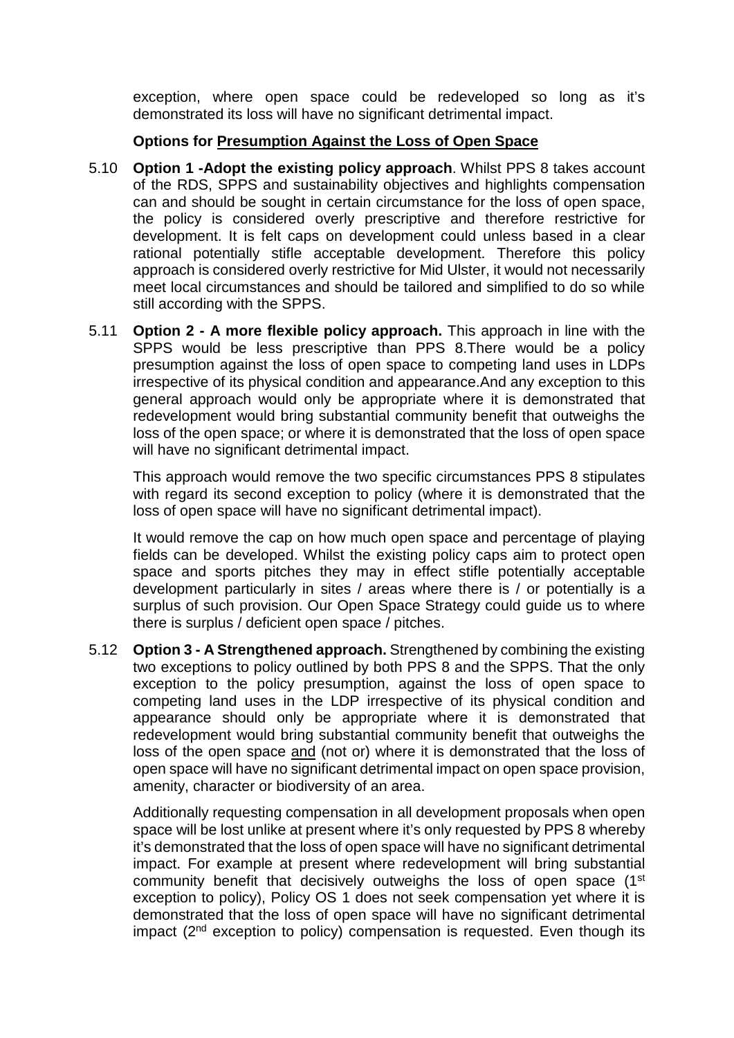exception, where open space could be redeveloped so long as it's demonstrated its loss will have no significant detrimental impact.

**Options for <u>Presumption Against the Loss of Open Space</u>**

5.10 **Option 1 -Adopt the existing policy approach**. Whilst PPS 8 takes account of the RDS, SPPS and sustainability objectives and highlights compensation can and should be sought in certain circumstance for the loss of open space, the policy is considered overly prescriptive and therefore restrictive for development. It is felt caps on development could unless based in a clear rational potentially stifle acceptable development. Therefore this policy approach is considered overly restrictive for Mid Ulster, it would not necessarily meet local circumstances and should be tailored and simplified to do so while still according with the SPPS.

5.11 **Option 2 - A more flexible policy approach.** This approach in line with the SPPS would be less prescriptive than PPS 8.There would be a policy presumption against the loss of open space to competing land uses in LDPs irrespective of its physical condition and appearance.And any exception to this general approach would only be appropriate where it is demonstrated that redevelopment would bring substantial community benefit that outweighs the loss of the open space; or where it is demonstrated that the loss of open space will have no significant detrimental impact.

This approach would remove the two specific circumstances PPS 8 stipulates with regard its second exception to policy (where it is demonstrated that the loss of open space will have no significant detrimental impact).

It would remove the cap on how much open space and percentage of playing fields can be developed. Whilst the existing policy caps aim to protect open space and sports pitches they may in effect stifle potentially acceptable development particularly in sites / areas where there is / or potentially is a surplus of such provision. Our Open Space Strategy could guide us to where there is surplus / deficient open space / pitches.

5.12 **Option 3 - A Strengthened approach.** Strengthened by combining the existing two exceptions to policy outlined by both PPS 8 and the SPPS. That the only exception to the policy presumption, against the loss of open space to competing land uses in the LDP irrespective of its physical condition and appearance should only be appropriate where it is demonstrated that redevelopment would bring substantial community benefit that outweighs the loss of the open space <u>and</u> (not or) where it is demonstrated that the loss of open space will have no significant detrimental impact on open space provision, amenity, character or biodiversity of an area.

Additionally requesting compensation in all development proposals when open space will be lost unlike at present where it's only requested by PPS 8 whereby it's demonstrated that the loss of open space will have no significant detrimental impact. For example at present where redevelopment will bring substantial community benefit that decisively outweighs the loss of open space (1st exception to policy), Policy OS 1 does not seek compensation yet where it is demonstrated that the loss of open space will have no significant detrimental impact (2nd exception to policy) compensation is requested. Even though its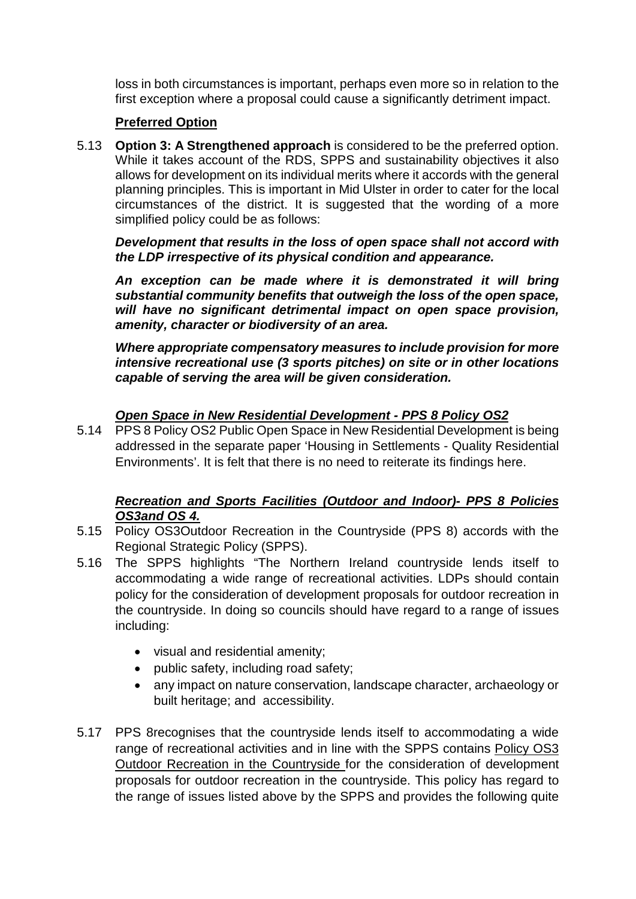loss in both circumstances is important, perhaps even more so in relation to the first exception where a proposal could cause a significantly detriment impact.

**Preferred Option**

5.13 **Option 3: A Strengthened approach** is considered to be the preferred option. While it takes account of the RDS, SPPS and sustainability objectives it also allows for development on its individual merits where it accords with the general planning principles. This is important in Mid Ulster in order to cater for the local circumstances of the district. It is suggested that the wording of a more simplified policy could be as follows:

***Development that results in the loss of open space shall not accord with the LDP irrespective of its physical condition and appearance.***

***An exception can be made where it is demonstrated it will bring substantial community benefits that outweigh the loss of the open space, will have no significant detrimental impact on open space provision, amenity, character or biodiversity of an area.***

***Where appropriate compensatory measures to include provision for more intensive recreational use (3 sports pitches) on site or in other locations capable of serving the area will be given consideration.***

***Open Space in New Residential Development - PPS 8 Policy OS2***

5.14 PPS 8 Policy OS2 Public Open Space in New Residential Development is being addressed in the separate paper 'Housing in Settlements - Quality Residential Environments'. It is felt that there is no need to reiterate its findings here.

***Recreation and Sports Facilities (Outdoor and Indoor)- PPS 8 Policies OS3and OS 4.***

5.15 Policy OS3Outdoor Recreation in the Countryside (PPS 8) accords with the Regional Strategic Policy (SPPS).

5.16 The SPPS highlights "The Northern Ireland countryside lends itself to accommodating a wide range of recreational activities. LDPs should contain policy for the consideration of development proposals for outdoor recreation in the countryside. In doing so councils should have regard to a range of issues including:

- visual and residential amenity;
- public safety, including road safety;
- any impact on nature conservation, landscape character, archaeology or built heritage; and accessibility.

5.17 PPS 8recognises that the countryside lends itself to accommodating a wide range of recreational activities and in line with the SPPS contains Policy OS3 Outdoor Recreation in the Countryside for the consideration of development proposals for outdoor recreation in the countryside. This policy has regard to the range of issues listed above by the SPPS and provides the following quite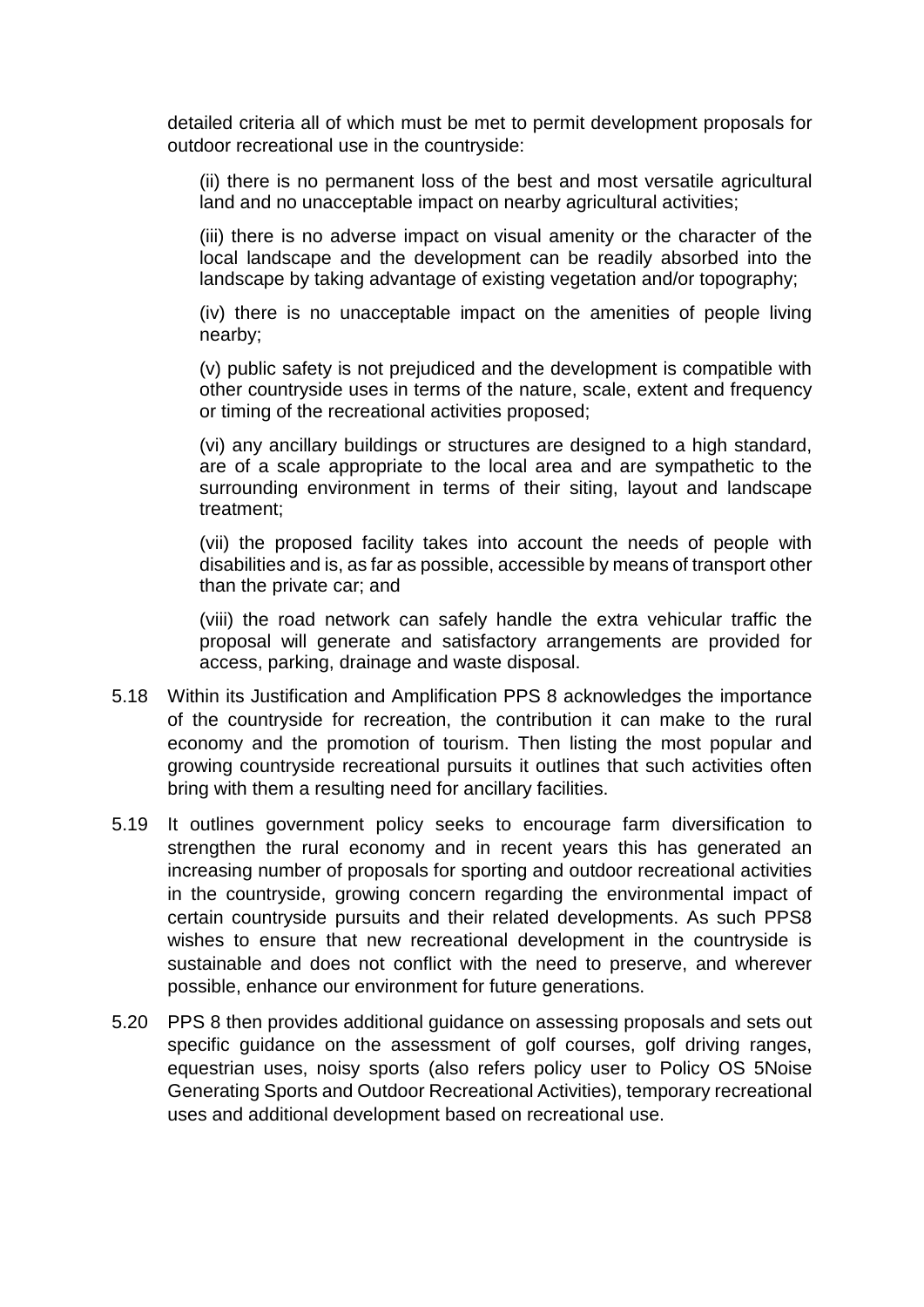detailed criteria all of which must be met to permit development proposals for outdoor recreational use in the countryside:

(ii) there is no permanent loss of the best and most versatile agricultural land and no unacceptable impact on nearby agricultural activities;

(iii) there is no adverse impact on visual amenity or the character of the local landscape and the development can be readily absorbed into the landscape by taking advantage of existing vegetation and/or topography;

(iv) there is no unacceptable impact on the amenities of people living nearby;

(v) public safety is not prejudiced and the development is compatible with other countryside uses in terms of the nature, scale, extent and frequency or timing of the recreational activities proposed;

(vi) any ancillary buildings or structures are designed to a high standard, are of a scale appropriate to the local area and are sympathetic to the surrounding environment in terms of their siting, layout and landscape treatment;

(vii) the proposed facility takes into account the needs of people with disabilities and is, as far as possible, accessible by means of transport other than the private car; and

(viii) the road network can safely handle the extra vehicular traffic the proposal will generate and satisfactory arrangements are provided for access, parking, drainage and waste disposal.

5.18 Within its Justification and Amplification PPS 8 acknowledges the importance of the countryside for recreation, the contribution it can make to the rural economy and the promotion of tourism. Then listing the most popular and growing countryside recreational pursuits it outlines that such activities often bring with them a resulting need for ancillary facilities.

5.19 It outlines government policy seeks to encourage farm diversification to strengthen the rural economy and in recent years this has generated an increasing number of proposals for sporting and outdoor recreational activities in the countryside, growing concern regarding the environmental impact of certain countryside pursuits and their related developments. As such PPS8 wishes to ensure that new recreational development in the countryside is sustainable and does not conflict with the need to preserve, and wherever possible, enhance our environment for future generations.

5.20 PPS 8 then provides additional guidance on assessing proposals and sets out specific guidance on the assessment of golf courses, golf driving ranges, equestrian uses, noisy sports (also refers policy user to Policy OS 5Noise Generating Sports and Outdoor Recreational Activities), temporary recreational uses and additional development based on recreational use.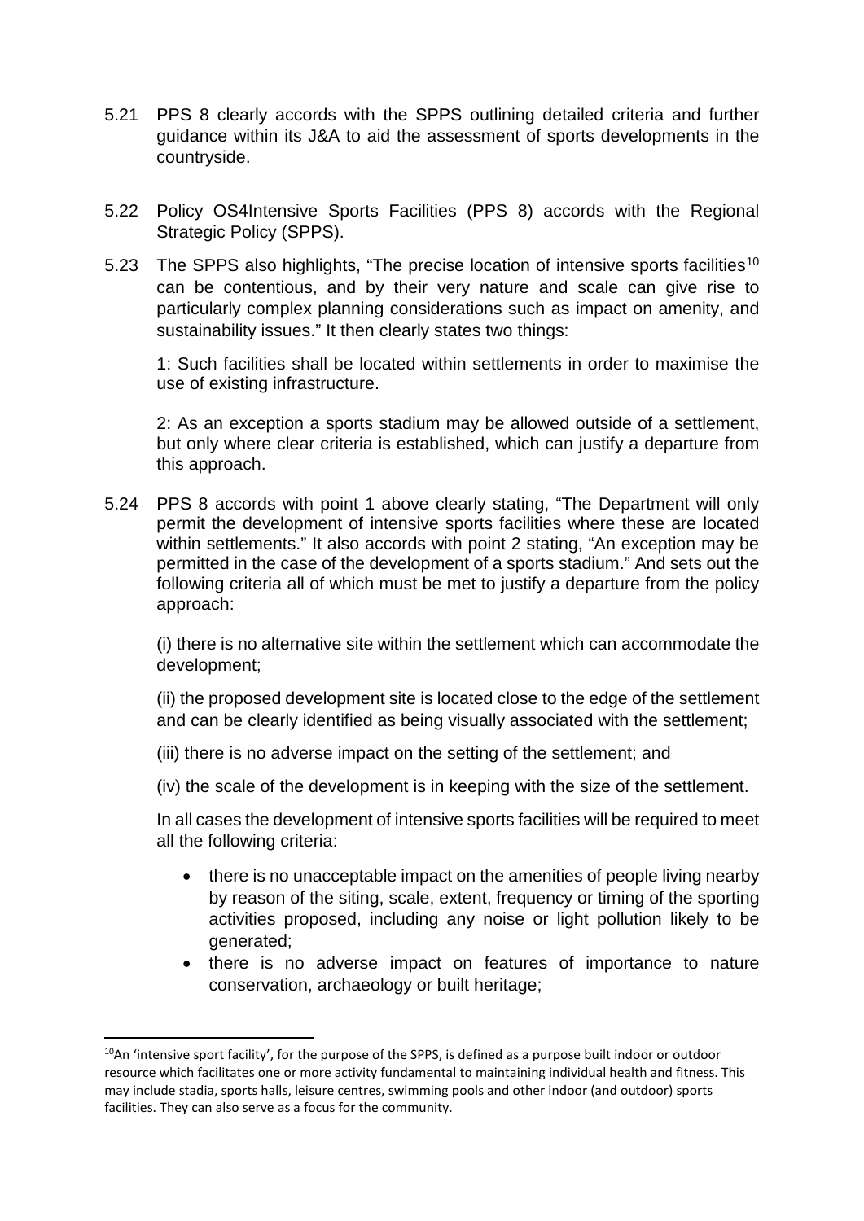5.21 PPS 8 clearly accords with the SPPS outlining detailed criteria and further guidance within its J&A to aid the assessment of sports developments in the countryside.

5.22 Policy OS4Intensive Sports Facilities (PPS 8) accords with the Regional Strategic Policy (SPPS).

5.23 The SPPS also highlights, "The precise location of intensive sports facilities[10] can be contentious, and by their very nature and scale can give rise to particularly complex planning considerations such as impact on amenity, and sustainability issues." It then clearly states two things:

1: Such facilities shall be located within settlements in order to maximise the use of existing infrastructure.

2: As an exception a sports stadium may be allowed outside of a settlement, but only where clear criteria is established, which can justify a departure from this approach.

5.24 PPS 8 accords with point 1 above clearly stating, "The Department will only permit the development of intensive sports facilities where these are located within settlements." It also accords with point 2 stating, "An exception may be permitted in the case of the development of a sports stadium." And sets out the following criteria all of which must be met to justify a departure from the policy approach:

(i) there is no alternative site within the settlement which can accommodate the development;

(ii) the proposed development site is located close to the edge of the settlement and can be clearly identified as being visually associated with the settlement;

(iii) there is no adverse impact on the setting of the settlement; and

(iv) the scale of the development is in keeping with the size of the settlement.

In all cases the development of intensive sports facilities will be required to meet all the following criteria:

- there is no unacceptable impact on the amenities of people living nearby by reason of the siting, scale, extent, frequency or timing of the sporting activities proposed, including any noise or light pollution likely to be generated;
- there is no adverse impact on features of importance to nature conservation, archaeology or built heritage;

[10] An 'intensive sport facility', for the purpose of the SPPS, is defined as a purpose built indoor or outdoor resource which facilitates one or more activity fundamental to maintaining individual health and fitness. This may include stadia, sports halls, leisure centres, swimming pools and other indoor (and outdoor) sports facilities. They can also serve as a focus for the community.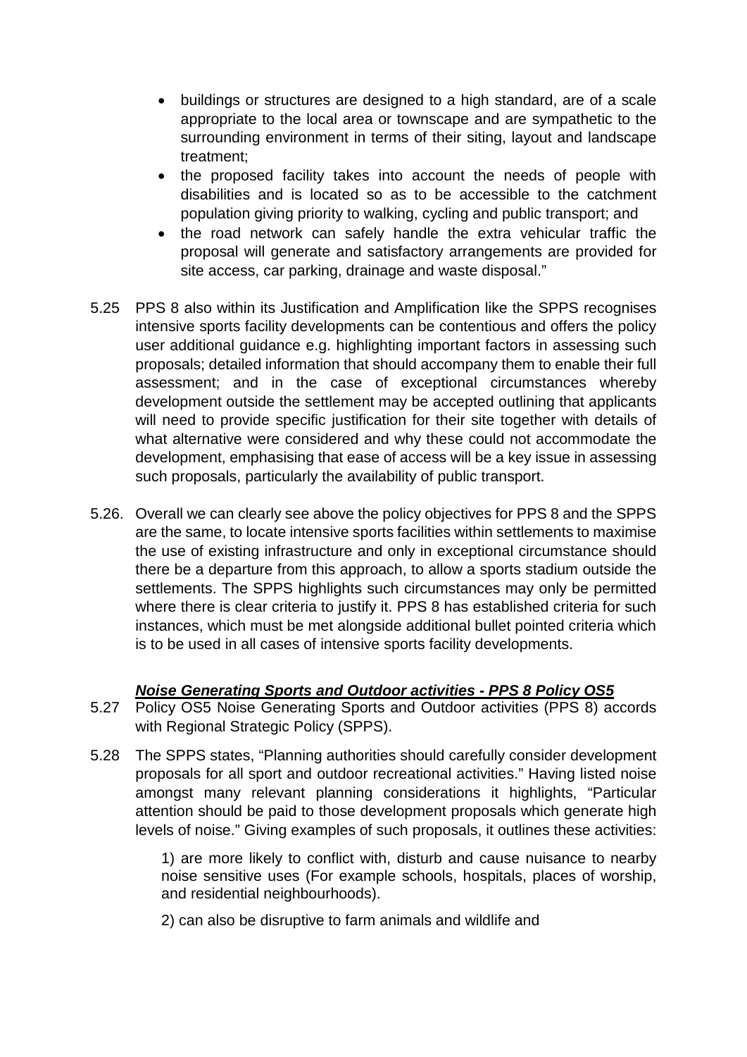- buildings or structures are designed to a high standard, are of a scale appropriate to the local area or townscape and are sympathetic to the surrounding environment in terms of their siting, layout and landscape treatment;
- the proposed facility takes into account the needs of people with disabilities and is located so as to be accessible to the catchment population giving priority to walking, cycling and public transport; and
- the road network can safely handle the extra vehicular traffic the proposal will generate and satisfactory arrangements are provided for site access, car parking, drainage and waste disposal."

5.25 PPS 8 also within its Justification and Amplification like the SPPS recognises intensive sports facility developments can be contentious and offers the policy user additional guidance e.g. highlighting important factors in assessing such proposals; detailed information that should accompany them to enable their full assessment; and in the case of exceptional circumstances whereby development outside the settlement may be accepted outlining that applicants will need to provide specific justification for their site together with details of what alternative were considered and why these could not accommodate the development, emphasising that ease of access will be a key issue in assessing such proposals, particularly the availability of public transport.

5.26. Overall we can clearly see above the policy objectives for PPS 8 and the SPPS are the same, to locate intensive sports facilities within settlements to maximise the use of existing infrastructure and only in exceptional circumstance should there be a departure from this approach, to allow a sports stadium outside the settlements. The SPPS highlights such circumstances may only be permitted where there is clear criteria to justify it. PPS 8 has established criteria for such instances, which must be met alongside additional bullet pointed criteria which is to be used in all cases of intensive sports facility developments.

***Noise Generating Sports and Outdoor activities - PPS 8 Policy OS5***

5.27 Policy OS5 Noise Generating Sports and Outdoor activities (PPS 8) accords with Regional Strategic Policy (SPPS).

5.28 The SPPS states, "Planning authorities should carefully consider development proposals for all sport and outdoor recreational activities." Having listed noise amongst many relevant planning considerations it highlights, "Particular attention should be paid to those development proposals which generate high levels of noise." Giving examples of such proposals, it outlines these activities:

1) are more likely to conflict with, disturb and cause nuisance to nearby noise sensitive uses (For example schools, hospitals, places of worship, and residential neighbourhoods).

2) can also be disruptive to farm animals and wildlife and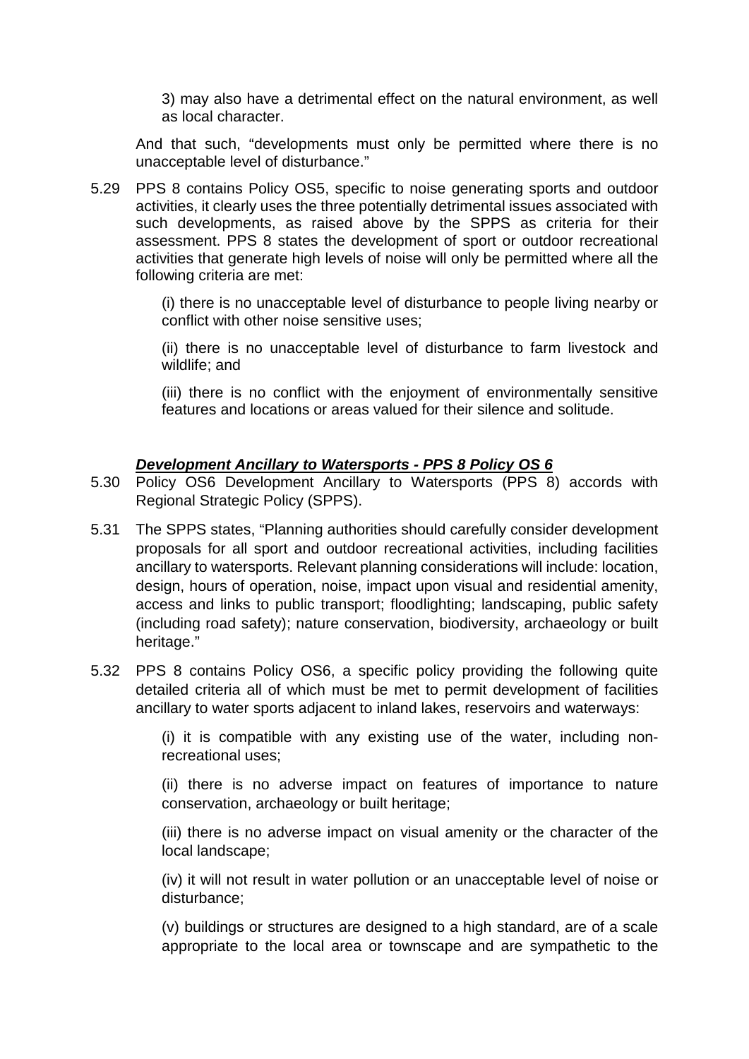3) may also have a detrimental effect on the natural environment, as well as local character.

And that such, "developments must only be permitted where there is no unacceptable level of disturbance."

5.29 PPS 8 contains Policy OS5, specific to noise generating sports and outdoor activities, it clearly uses the three potentially detrimental issues associated with such developments, as raised above by the SPPS as criteria for their assessment. PPS 8 states the development of sport or outdoor recreational activities that generate high levels of noise will only be permitted where all the following criteria are met:

(i) there is no unacceptable level of disturbance to people living nearby or conflict with other noise sensitive uses;

(ii) there is no unacceptable level of disturbance to farm livestock and wildlife; and

(iii) there is no conflict with the enjoyment of environmentally sensitive features and locations or areas valued for their silence and solitude.

***Development Ancillary to Watersports - PPS 8 Policy OS 6***

5.30 Policy OS6 Development Ancillary to Watersports (PPS 8) accords with Regional Strategic Policy (SPPS).

5.31 The SPPS states, "Planning authorities should carefully consider development proposals for all sport and outdoor recreational activities, including facilities ancillary to watersports. Relevant planning considerations will include: location, design, hours of operation, noise, impact upon visual and residential amenity, access and links to public transport; floodlighting; landscaping, public safety (including road safety); nature conservation, biodiversity, archaeology or built heritage."

5.32 PPS 8 contains Policy OS6, a specific policy providing the following quite detailed criteria all of which must be met to permit development of facilities ancillary to water sports adjacent to inland lakes, reservoirs and waterways:

(i) it is compatible with any existing use of the water, including non-recreational uses;

(ii) there is no adverse impact on features of importance to nature conservation, archaeology or built heritage;

(iii) there is no adverse impact on visual amenity or the character of the local landscape;

(iv) it will not result in water pollution or an unacceptable level of noise or disturbance;

(v) buildings or structures are designed to a high standard, are of a scale appropriate to the local area or townscape and are sympathetic to the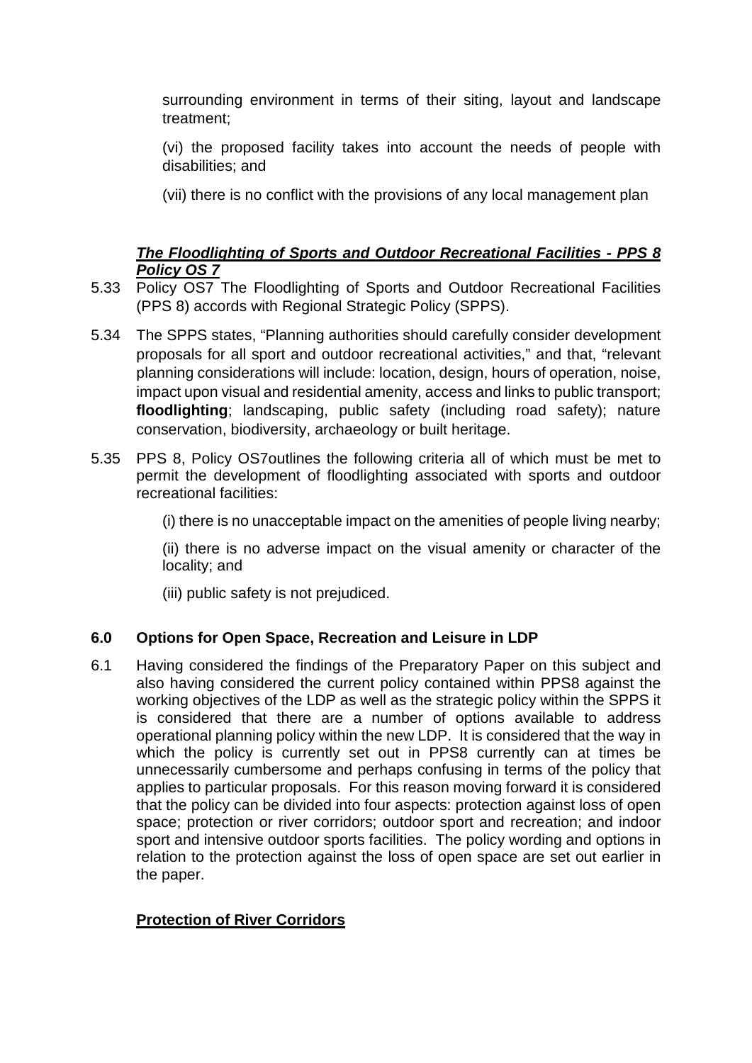surrounding environment in terms of their siting, layout and landscape treatment;

(vi) the proposed facility takes into account the needs of people with disabilities; and

(vii) there is no conflict with the provisions of any local management plan

***The Floodlighting of Sports and Outdoor Recreational Facilities - PPS 8 Policy OS 7***

5.33 Policy OS7 The Floodlighting of Sports and Outdoor Recreational Facilities (PPS 8) accords with Regional Strategic Policy (SPPS).

5.34 The SPPS states, "Planning authorities should carefully consider development proposals for all sport and outdoor recreational activities," and that, "relevant planning considerations will include: location, design, hours of operation, noise, impact upon visual and residential amenity, access and links to public transport; **floodlighting**; landscaping, public safety (including road safety); nature conservation, biodiversity, archaeology or built heritage.

5.35 PPS 8, Policy OS7outlines the following criteria all of which must be met to permit the development of floodlighting associated with sports and outdoor recreational facilities:

(i) there is no unacceptable impact on the amenities of people living nearby;

(ii) there is no adverse impact on the visual amenity or character of the locality; and

(iii) public safety is not prejudiced.

## 6.0 Options for Open Space, Recreation and Leisure in LDP

6.1 Having considered the findings of the Preparatory Paper on this subject and also having considered the current policy contained within PPS8 against the working objectives of the LDP as well as the strategic policy within the SPPS it is considered that there are a number of options available to address operational planning policy within the new LDP. It is considered that the way in which the policy is currently set out in PPS8 currently can at times be unnecessarily cumbersome and perhaps confusing in terms of the policy that applies to particular proposals. For this reason moving forward it is considered that the policy can be divided into four aspects: protection against loss of open space; protection or river corridors; outdoor sport and recreation; and indoor sport and intensive outdoor sports facilities. The policy wording and options in relation to the protection against the loss of open space are set out earlier in the paper.

**Protection of River Corridors**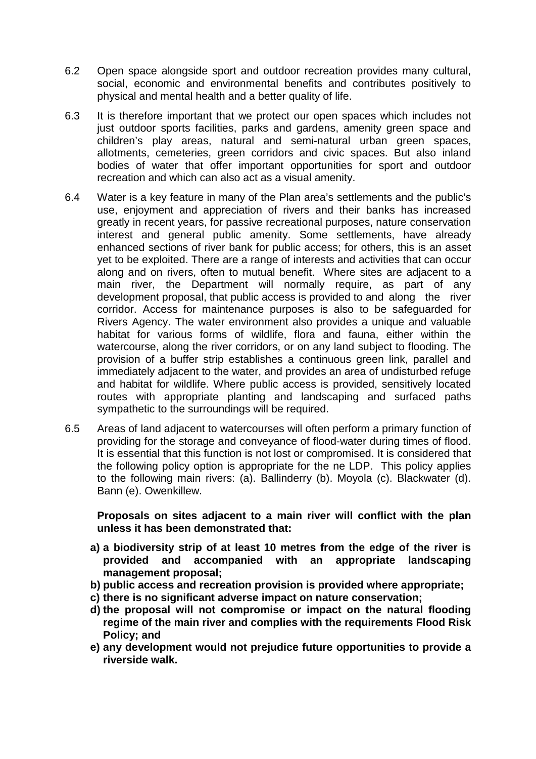6.2 Open space alongside sport and outdoor recreation provides many cultural, social, economic and environmental benefits and contributes positively to physical and mental health and a better quality of life.

6.3 It is therefore important that we protect our open spaces which includes not just outdoor sports facilities, parks and gardens, amenity green space and children's play areas, natural and semi-natural urban green spaces, allotments, cemeteries, green corridors and civic spaces. But also inland bodies of water that offer important opportunities for sport and outdoor recreation and which can also act as a visual amenity.

6.4 Water is a key feature in many of the Plan area's settlements and the public's use, enjoyment and appreciation of rivers and their banks has increased greatly in recent years, for passive recreational purposes, nature conservation interest and general public amenity. Some settlements, have already enhanced sections of river bank for public access; for others, this is an asset yet to be exploited. There are a range of interests and activities that can occur along and on rivers, often to mutual benefit. Where sites are adjacent to a main river, the Department will normally require, as part of any development proposal, that public access is provided to and along the river corridor. Access for maintenance purposes is also to be safeguarded for Rivers Agency. The water environment also provides a unique and valuable habitat for various forms of wildlife, flora and fauna, either within the watercourse, along the river corridors, or on any land subject to flooding. The provision of a buffer strip establishes a continuous green link, parallel and immediately adjacent to the water, and provides an area of undisturbed refuge and habitat for wildlife. Where public access is provided, sensitively located routes with appropriate planting and landscaping and surfaced paths sympathetic to the surroundings will be required.

6.5 Areas of land adjacent to watercourses will often perform a primary function of providing for the storage and conveyance of flood-water during times of flood. It is essential that this function is not lost or compromised. It is considered that the following policy option is appropriate for the ne LDP. This policy applies to the following main rivers: (a). Ballinderry (b). Moyola (c). Blackwater (d). Bann (e). Owenkillew.

**Proposals on sites adjacent to a main river will conflict with the plan unless it has been demonstrated that:**

**a) a biodiversity strip of at least 10 metres from the edge of the river is provided and accompanied with an appropriate landscaping management proposal;**

**b) public access and recreation provision is provided where appropriate;**

**c) there is no significant adverse impact on nature conservation;**

**d) the proposal will not compromise or impact on the natural flooding regime of the main river and complies with the requirements Flood Risk Policy; and**

**e) any development would not prejudice future opportunities to provide a riverside walk.**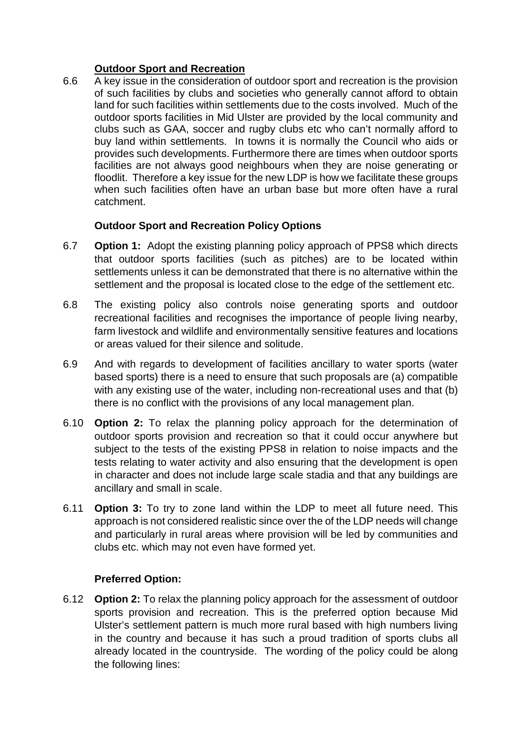### Outdoor Sport and Recreation

6.6 A key issue in the consideration of outdoor sport and recreation is the provision of such facilities by clubs and societies who generally cannot afford to obtain land for such facilities within settlements due to the costs involved. Much of the outdoor sports facilities in Mid Ulster are provided by the local community and clubs such as GAA, soccer and rugby clubs etc who can't normally afford to buy land within settlements. In towns it is normally the Council who aids or provides such developments. Furthermore there are times when outdoor sports facilities are not always good neighbours when they are noise generating or floodlit. Therefore a key issue for the new LDP is how we facilitate these groups when such facilities often have an urban base but more often have a rural catchment.

#### Outdoor Sport and Recreation Policy Options

6.7 **Option 1:** Adopt the existing planning policy approach of PPS8 which directs that outdoor sports facilities (such as pitches) are to be located within settlements unless it can be demonstrated that there is no alternative within the settlement and the proposal is located close to the edge of the settlement etc.

6.8 The existing policy also controls noise generating sports and outdoor recreational facilities and recognises the importance of people living nearby, farm livestock and wildlife and environmentally sensitive features and locations or areas valued for their silence and solitude.

6.9 And with regards to development of facilities ancillary to water sports (water based sports) there is a need to ensure that such proposals are (a) compatible with any existing use of the water, including non-recreational uses and that (b) there is no conflict with the provisions of any local management plan.

6.10 **Option 2:** To relax the planning policy approach for the determination of outdoor sports provision and recreation so that it could occur anywhere but subject to the tests of the existing PPS8 in relation to noise impacts and the tests relating to water activity and also ensuring that the development is open in character and does not include large scale stadia and that any buildings are ancillary and small in scale.

6.11 **Option 3:** To try to zone land within the LDP to meet all future need. This approach is not considered realistic since over the of the LDP needs will change and particularly in rural areas where provision will be led by communities and clubs etc. which may not even have formed yet.

#### Preferred Option:

6.12 **Option 2:** To relax the planning policy approach for the assessment of outdoor sports provision and recreation. This is the preferred option because Mid Ulster's settlement pattern is much more rural based with high numbers living in the country and because it has such a proud tradition of sports clubs all already located in the countryside. The wording of the policy could be along the following lines: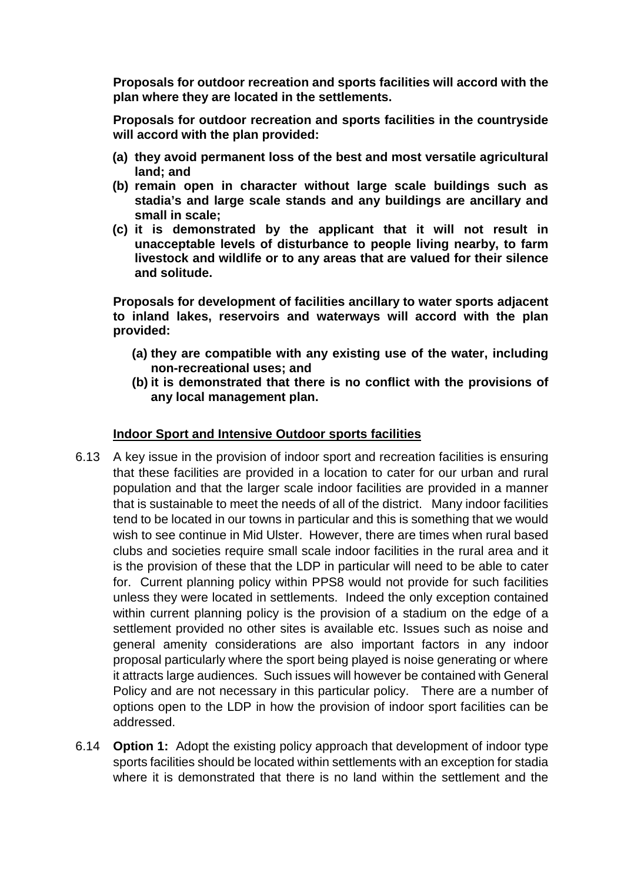**Proposals for outdoor recreation and sports facilities will accord with the plan where they are located in the settlements.**

**Proposals for outdoor recreation and sports facilities in the countryside will accord with the plan provided:**

**(a) they avoid permanent loss of the best and most versatile agricultural land; and**

**(b) remain open in character without large scale buildings such as stadia's and large scale stands and any buildings are ancillary and small in scale;**

**(c) it is demonstrated by the applicant that it will not result in unacceptable levels of disturbance to people living nearby, to farm livestock and wildlife or to any areas that are valued for their silence and solitude.**

**Proposals for development of facilities ancillary to water sports adjacent to inland lakes, reservoirs and waterways will accord with the plan provided:**

**(a) they are compatible with any existing use of the water, including non-recreational uses; and**

**(b) it is demonstrated that there is no conflict with the provisions of any local management plan.**

**Indoor Sport and Intensive Outdoor sports facilities**

6.13 A key issue in the provision of indoor sport and recreation facilities is ensuring that these facilities are provided in a location to cater for our urban and rural population and that the larger scale indoor facilities are provided in a manner that is sustainable to meet the needs of all of the district. Many indoor facilities tend to be located in our towns in particular and this is something that we would wish to see continue in Mid Ulster. However, there are times when rural based clubs and societies require small scale indoor facilities in the rural area and it is the provision of these that the LDP in particular will need to be able to cater for. Current planning policy within PPS8 would not provide for such facilities unless they were located in settlements. Indeed the only exception contained within current planning policy is the provision of a stadium on the edge of a settlement provided no other sites is available etc. Issues such as noise and general amenity considerations are also important factors in any indoor proposal particularly where the sport being played is noise generating or where it attracts large audiences. Such issues will however be contained with General Policy and are not necessary in this particular policy. There are a number of options open to the LDP in how the provision of indoor sport facilities can be addressed.

6.14 **Option 1:** Adopt the existing policy approach that development of indoor type sports facilities should be located within settlements with an exception for stadia where it is demonstrated that there is no land within the settlement and the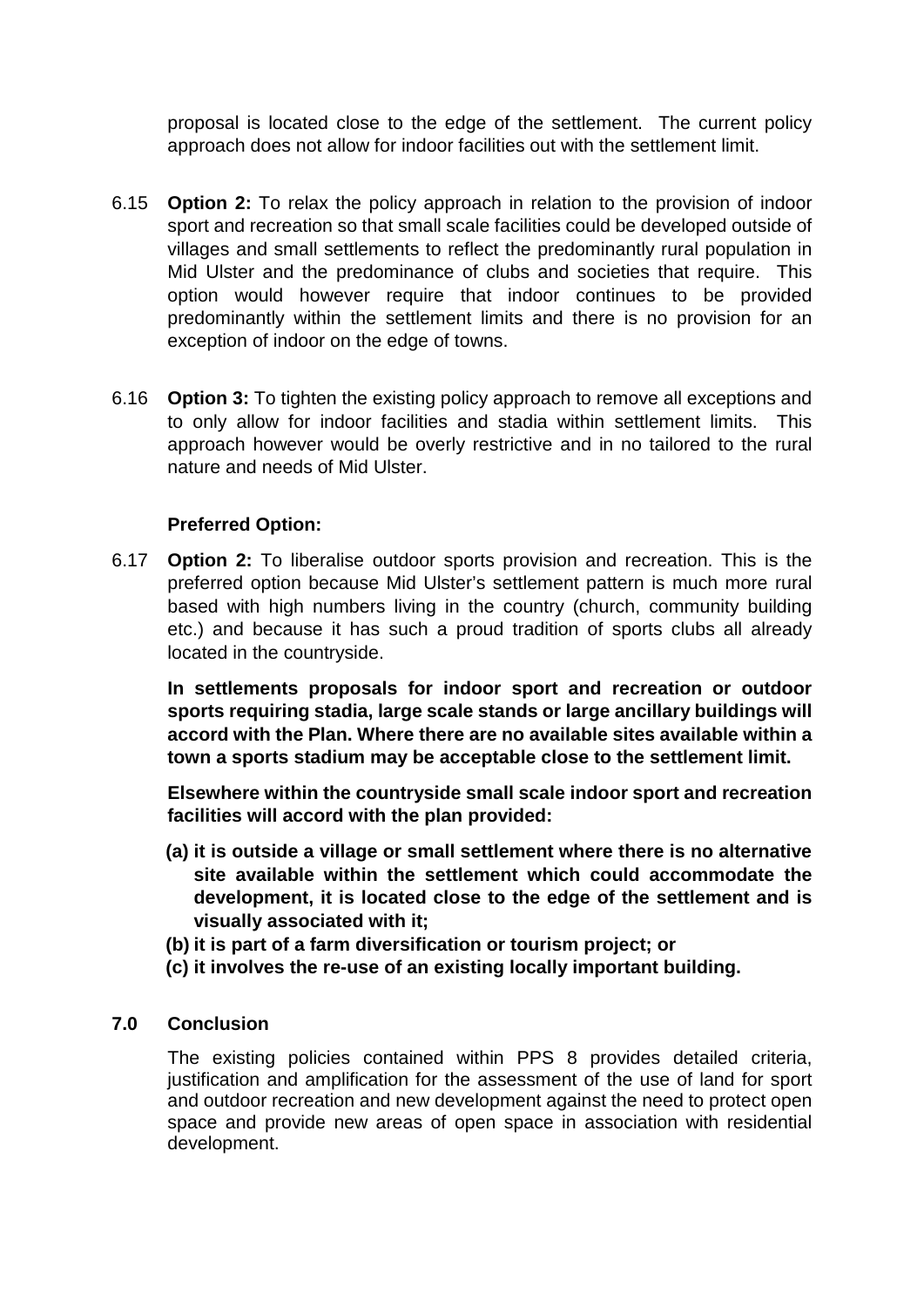proposal is located close to the edge of the settlement. The current policy approach does not allow for indoor facilities out with the settlement limit.

6.15 **Option 2:** To relax the policy approach in relation to the provision of indoor sport and recreation so that small scale facilities could be developed outside of villages and small settlements to reflect the predominantly rural population in Mid Ulster and the predominance of clubs and societies that require. This option would however require that indoor continues to be provided predominantly within the settlement limits and there is no provision for an exception of indoor on the edge of towns.

6.16 **Option 3:** To tighten the existing policy approach to remove all exceptions and to only allow for indoor facilities and stadia within settlement limits. This approach however would be overly restrictive and in no tailored to the rural nature and needs of Mid Ulster.

**Preferred Option:**

6.17 **Option 2:** To liberalise outdoor sports provision and recreation. This is the preferred option because Mid Ulster's settlement pattern is much more rural based with high numbers living in the country (church, community building etc.) and because it has such a proud tradition of sports clubs all already located in the countryside.

**In settlements proposals for indoor sport and recreation or outdoor sports requiring stadia, large scale stands or large ancillary buildings will accord with the Plan. Where there are no available sites available within a town a sports stadium may be acceptable close to the settlement limit.**

**Elsewhere within the countryside small scale indoor sport and recreation facilities will accord with the plan provided:**

**(a) it is outside a village or small settlement where there is no alternative site available within the settlement which could accommodate the development, it is located close to the edge of the settlement and is visually associated with it;**

**(b) it is part of a farm diversification or tourism project; or**

**(c) it involves the re-use of an existing locally important building.**

## 7.0 Conclusion

The existing policies contained within PPS 8 provides detailed criteria, justification and amplification for the assessment of the use of land for sport and outdoor recreation and new development against the need to protect open space and provide new areas of open space in association with residential development.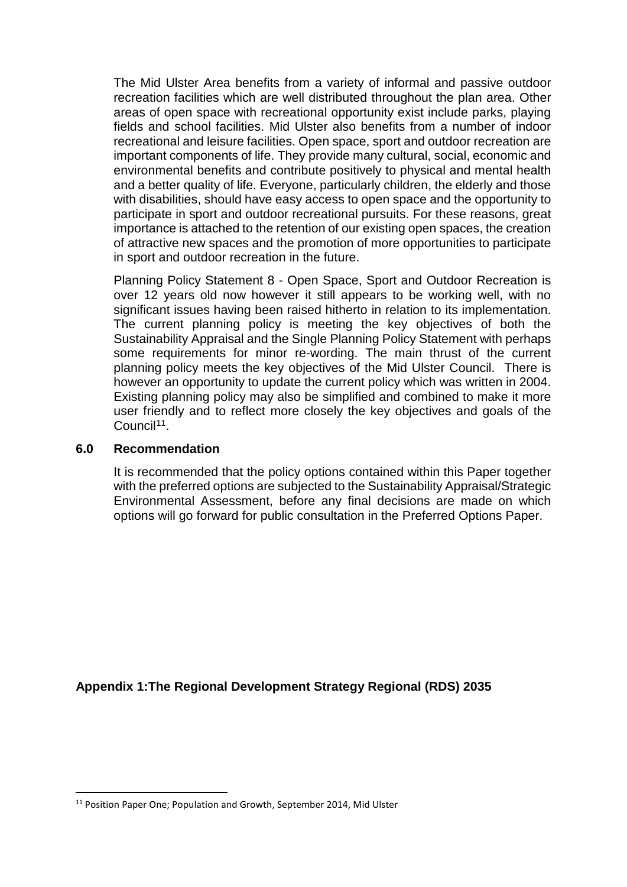The Mid Ulster Area benefits from a variety of informal and passive outdoor recreation facilities which are well distributed throughout the plan area. Other areas of open space with recreational opportunity exist include parks, playing fields and school facilities. Mid Ulster also benefits from a number of indoor recreational and leisure facilities. Open space, sport and outdoor recreation are important components of life. They provide many cultural, social, economic and environmental benefits and contribute positively to physical and mental health and a better quality of life. Everyone, particularly children, the elderly and those with disabilities, should have easy access to open space and the opportunity to participate in sport and outdoor recreational pursuits. For these reasons, great importance is attached to the retention of our existing open spaces, the creation of attractive new spaces and the promotion of more opportunities to participate in sport and outdoor recreation in the future.

Planning Policy Statement 8 - Open Space, Sport and Outdoor Recreation is over 12 years old now however it still appears to be working well, with no significant issues having been raised hitherto in relation to its implementation. The current planning policy is meeting the key objectives of both the Sustainability Appraisal and the Single Planning Policy Statement with perhaps some requirements for minor re-wording. The main thrust of the current planning policy meets the key objectives of the Mid Ulster Council. There is however an opportunity to update the current policy which was written in 2004. Existing planning policy may also be simplified and combined to make it more user friendly and to reflect more closely the key objectives and goals of the Council[11].

## 6.0 Recommendation

It is recommended that the policy options contained within this Paper together with the preferred options are subjected to the Sustainability Appraisal/Strategic Environmental Assessment, before any final decisions are made on which options will go forward for public consultation in the Preferred Options Paper.

## Appendix 1:The Regional Development Strategy Regional (RDS) 2035

[11] Position Paper One; Population and Growth, September 2014, Mid Ulster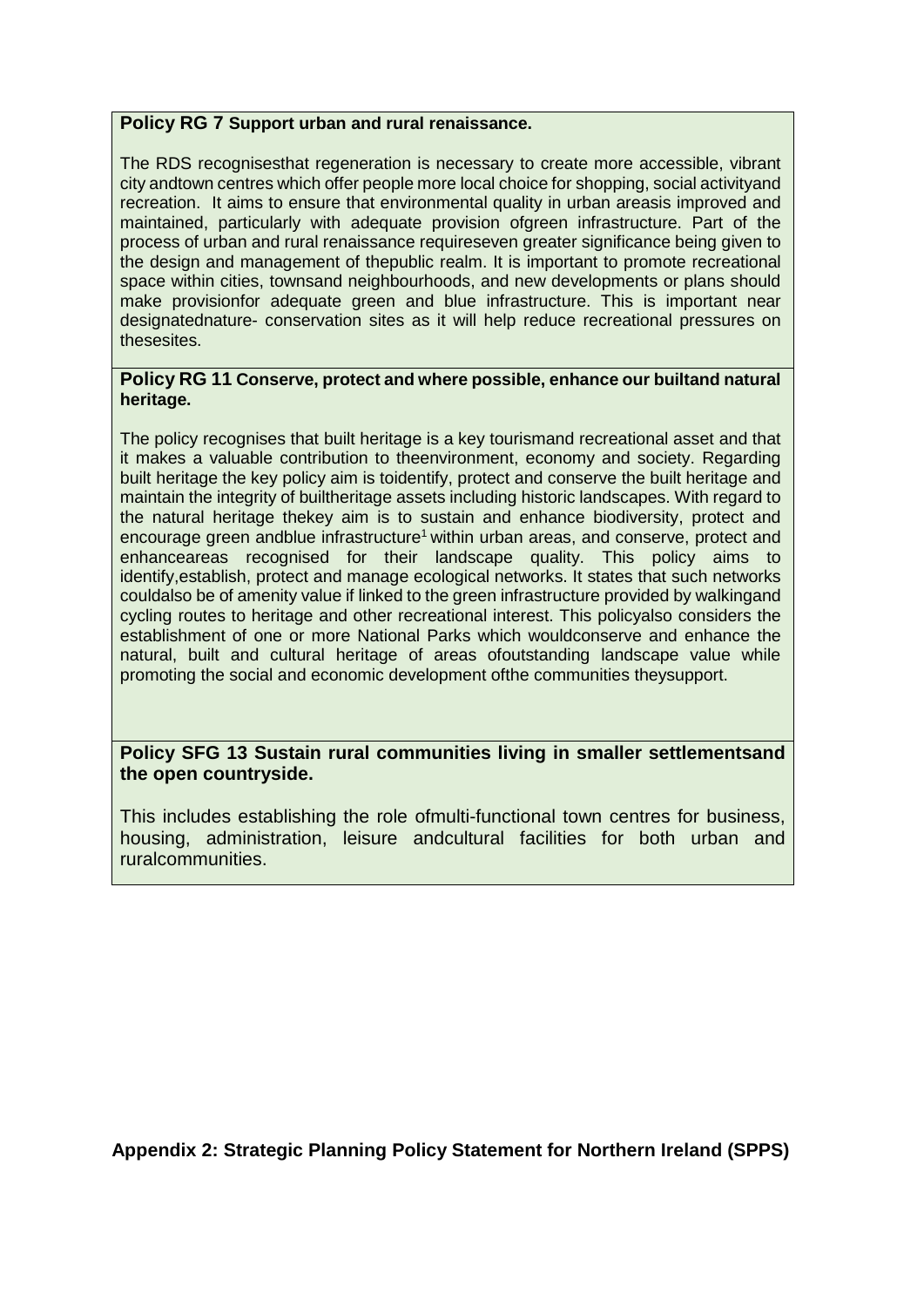**Policy RG 7 Support urban and rural renaissance.**

The RDS recognisesthat regeneration is necessary to create more accessible, vibrant city andtown centres which offer people more local choice for shopping, social activityand recreation. It aims to ensure that environmental quality in urban areasis improved and maintained, particularly with adequate provision ofgreen infrastructure. Part of the process of urban and rural renaissance requireseven greater significance being given to the design and management of thepublic realm. It is important to promote recreational space within cities, townsand neighbourhoods, and new developments or plans should make provisionfor adequate green and blue infrastructure. This is important near designatednature- conservation sites as it will help reduce recreational pressures on thesesites.

**Policy RG 11 Conserve, protect and where possible, enhance our builtand natural heritage.**

The policy recognises that built heritage is a key tourismand recreational asset and that it makes a valuable contribution to theenvironment, economy and society. Regarding built heritage the key policy aim is toidentify, protect and conserve the built heritage and maintain the integrity of builtheritage assets including historic landscapes. With regard to the natural heritage thekey aim is to sustain and enhance biodiversity, protect and encourage green andblue infrastructure[1] within urban areas, and conserve, protect and enhanceareas recognised for their landscape quality. This policy aims to identify,establish, protect and manage ecological networks. It states that such networks couldalso be of amenity value if linked to the green infrastructure provided by walkingand cycling routes to heritage and other recreational interest. This policyalso considers the establishment of one or more National Parks which wouldconserve and enhance the natural, built and cultural heritage of areas ofoutstanding landscape value while promoting the social and economic development ofthe communities theysupport.

**Policy SFG 13 Sustain rural communities living in smaller settlementsand the open countryside.**

This includes establishing the role ofmulti-functional town centres for business, housing, administration, leisure andcultural facilities for both urban and ruralcommunities.

**Appendix 2: Strategic Planning Policy Statement for Northern Ireland (SPPS)**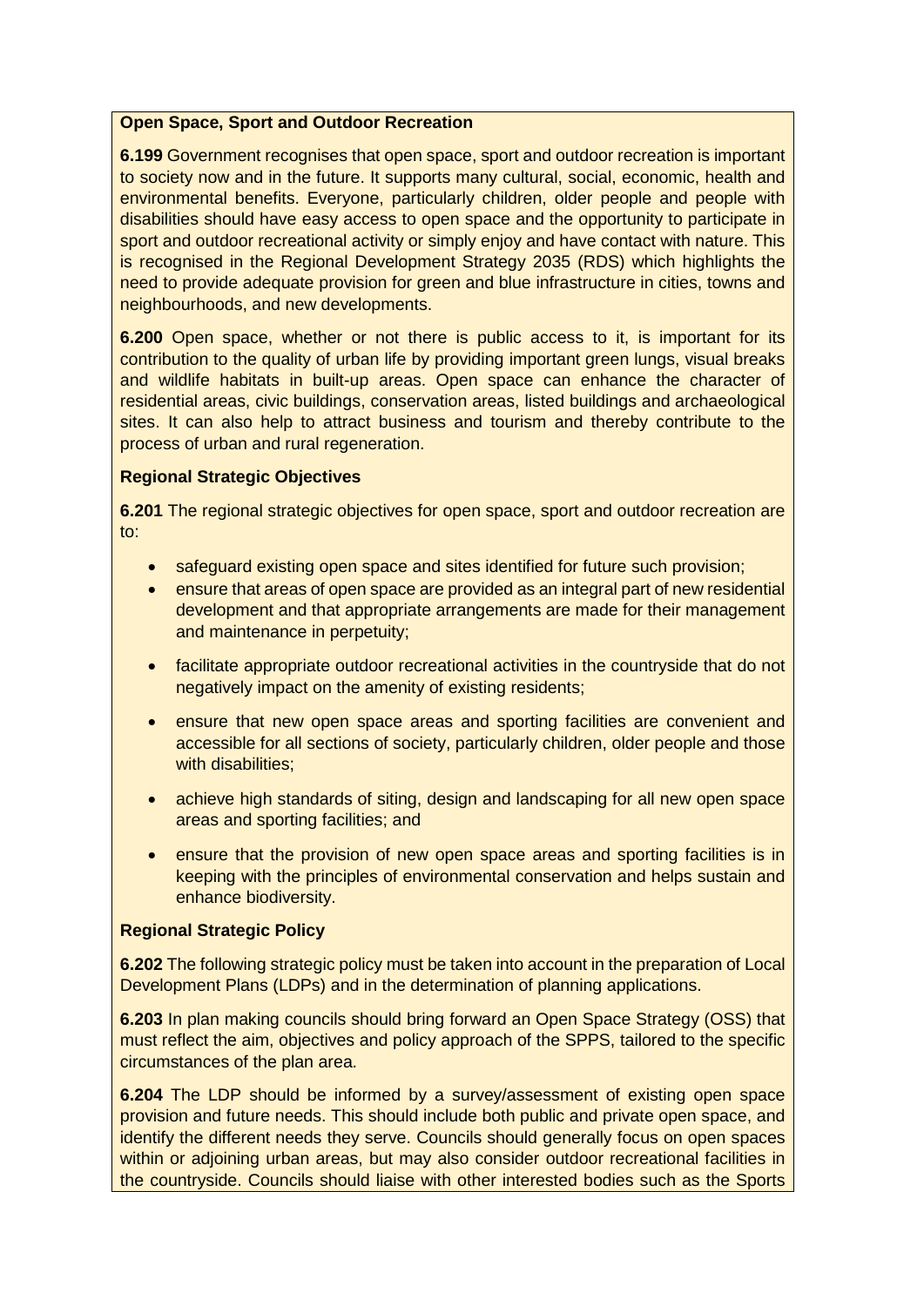**Open Space, Sport and Outdoor Recreation**

**6.199** Government recognises that open space, sport and outdoor recreation is important to society now and in the future. It supports many cultural, social, economic, health and environmental benefits. Everyone, particularly children, older people and people with disabilities should have easy access to open space and the opportunity to participate in sport and outdoor recreational activity or simply enjoy and have contact with nature. This is recognised in the Regional Development Strategy 2035 (RDS) which highlights the need to provide adequate provision for green and blue infrastructure in cities, towns and neighbourhoods, and new developments.

**6.200** Open space, whether or not there is public access to it, is important for its contribution to the quality of urban life by providing important green lungs, visual breaks and wildlife habitats in built-up areas. Open space can enhance the character of residential areas, civic buildings, conservation areas, listed buildings and archaeological sites. It can also help to attract business and tourism and thereby contribute to the process of urban and rural regeneration.

**Regional Strategic Objectives**

**6.201** The regional strategic objectives for open space, sport and outdoor recreation are to:

- safeguard existing open space and sites identified for future such provision;
- ensure that areas of open space are provided as an integral part of new residential development and that appropriate arrangements are made for their management and maintenance in perpetuity;
- facilitate appropriate outdoor recreational activities in the countryside that do not negatively impact on the amenity of existing residents;
- ensure that new open space areas and sporting facilities are convenient and accessible for all sections of society, particularly children, older people and those with disabilities;
- achieve high standards of siting, design and landscaping for all new open space areas and sporting facilities; and
- ensure that the provision of new open space areas and sporting facilities is in keeping with the principles of environmental conservation and helps sustain and enhance biodiversity.

**Regional Strategic Policy**

**6.202** The following strategic policy must be taken into account in the preparation of Local Development Plans (LDPs) and in the determination of planning applications.

**6.203** In plan making councils should bring forward an Open Space Strategy (OSS) that must reflect the aim, objectives and policy approach of the SPPS, tailored to the specific circumstances of the plan area.

**6.204** The LDP should be informed by a survey/assessment of existing open space provision and future needs. This should include both public and private open space, and identify the different needs they serve. Councils should generally focus on open spaces within or adjoining urban areas, but may also consider outdoor recreational facilities in the countryside. Councils should liaise with other interested bodies such as the Sports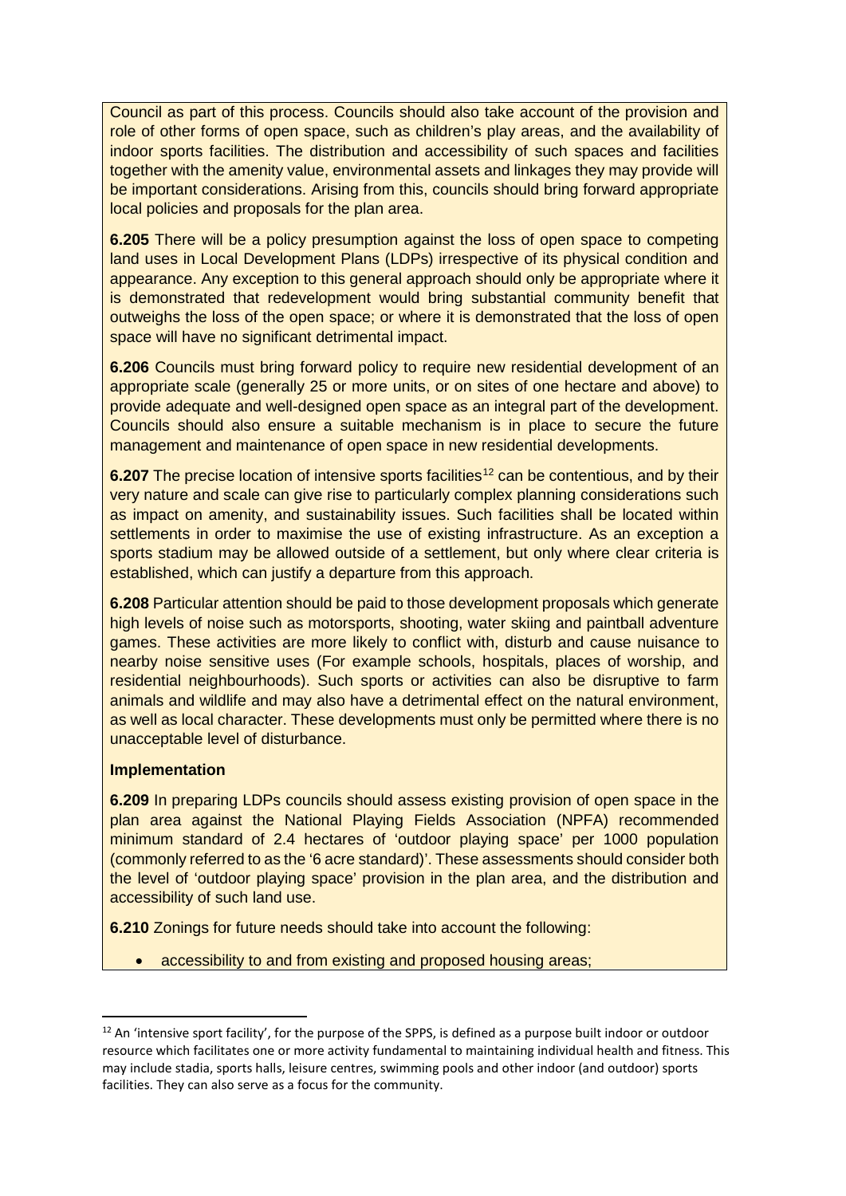Council as part of this process. Councils should also take account of the provision and role of other forms of open space, such as children's play areas, and the availability of indoor sports facilities. The distribution and accessibility of such spaces and facilities together with the amenity value, environmental assets and linkages they may provide will be important considerations. Arising from this, councils should bring forward appropriate local policies and proposals for the plan area.

**6.205** There will be a policy presumption against the loss of open space to competing land uses in Local Development Plans (LDPs) irrespective of its physical condition and appearance. Any exception to this general approach should only be appropriate where it is demonstrated that redevelopment would bring substantial community benefit that outweighs the loss of the open space; or where it is demonstrated that the loss of open space will have no significant detrimental impact.

**6.206** Councils must bring forward policy to require new residential development of an appropriate scale (generally 25 or more units, or on sites of one hectare and above) to provide adequate and well-designed open space as an integral part of the development. Councils should also ensure a suitable mechanism is in place to secure the future management and maintenance of open space in new residential developments.

**6.207** The precise location of intensive sports facilities[12] can be contentious, and by their very nature and scale can give rise to particularly complex planning considerations such as impact on amenity, and sustainability issues. Such facilities shall be located within settlements in order to maximise the use of existing infrastructure. As an exception a sports stadium may be allowed outside of a settlement, but only where clear criteria is established, which can justify a departure from this approach.

**6.208** Particular attention should be paid to those development proposals which generate high levels of noise such as motorsports, shooting, water skiing and paintball adventure games. These activities are more likely to conflict with, disturb and cause nuisance to nearby noise sensitive uses (For example schools, hospitals, places of worship, and residential neighbourhoods). Such sports or activities can also be disruptive to farm animals and wildlife and may also have a detrimental effect on the natural environment, as well as local character. These developments must only be permitted where there is no unacceptable level of disturbance.

**Implementation**

**6.209** In preparing LDPs councils should assess existing provision of open space in the plan area against the National Playing Fields Association (NPFA) recommended minimum standard of 2.4 hectares of 'outdoor playing space' per 1000 population (commonly referred to as the '6 acre standard)'. These assessments should consider both the level of 'outdoor playing space' provision in the plan area, and the distribution and accessibility of such land use.

**6.210** Zonings for future needs should take into account the following:

- accessibility to and from existing and proposed housing areas;

[12] An 'intensive sport facility', for the purpose of the SPPS, is defined as a purpose built indoor or outdoor resource which facilitates one or more activity fundamental to maintaining individual health and fitness. This may include stadia, sports halls, leisure centres, swimming pools and other indoor (and outdoor) sports facilities. They can also serve as a focus for the community.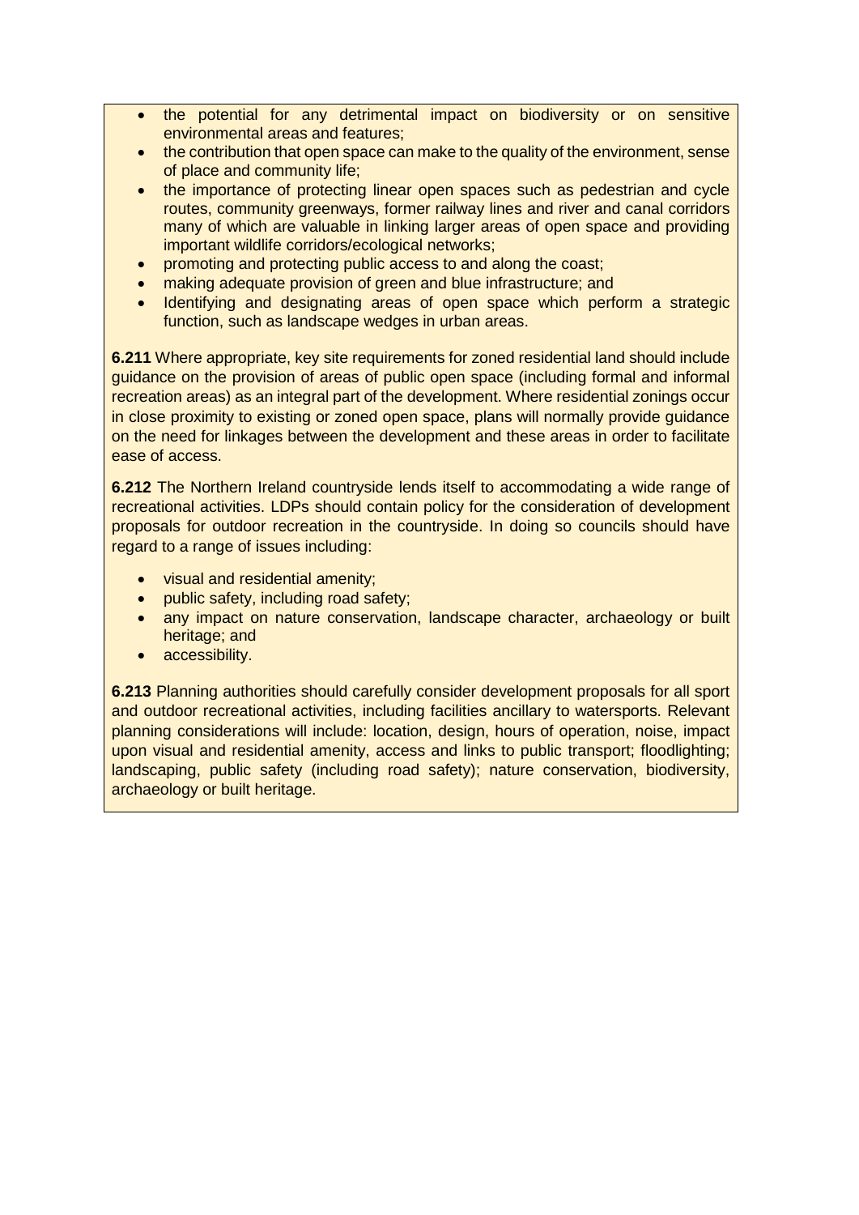- the potential for any detrimental impact on biodiversity or on sensitive environmental areas and features;
- the contribution that open space can make to the quality of the environment, sense of place and community life;
- the importance of protecting linear open spaces such as pedestrian and cycle routes, community greenways, former railway lines and river and canal corridors many of which are valuable in linking larger areas of open space and providing important wildlife corridors/ecological networks;
- promoting and protecting public access to and along the coast;
- making adequate provision of green and blue infrastructure; and
- Identifying and designating areas of open space which perform a strategic function, such as landscape wedges in urban areas.

**6.211** Where appropriate, key site requirements for zoned residential land should include guidance on the provision of areas of public open space (including formal and informal recreation areas) as an integral part of the development. Where residential zonings occur in close proximity to existing or zoned open space, plans will normally provide guidance on the need for linkages between the development and these areas in order to facilitate ease of access.

**6.212** The Northern Ireland countryside lends itself to accommodating a wide range of recreational activities. LDPs should contain policy for the consideration of development proposals for outdoor recreation in the countryside. In doing so councils should have regard to a range of issues including:

- visual and residential amenity;
- public safety, including road safety;
- any impact on nature conservation, landscape character, archaeology or built heritage; and
- accessibility.

**6.213** Planning authorities should carefully consider development proposals for all sport and outdoor recreational activities, including facilities ancillary to watersports. Relevant planning considerations will include: location, design, hours of operation, noise, impact upon visual and residential amenity, access and links to public transport; floodlighting; landscaping, public safety (including road safety); nature conservation, biodiversity, archaeology or built heritage.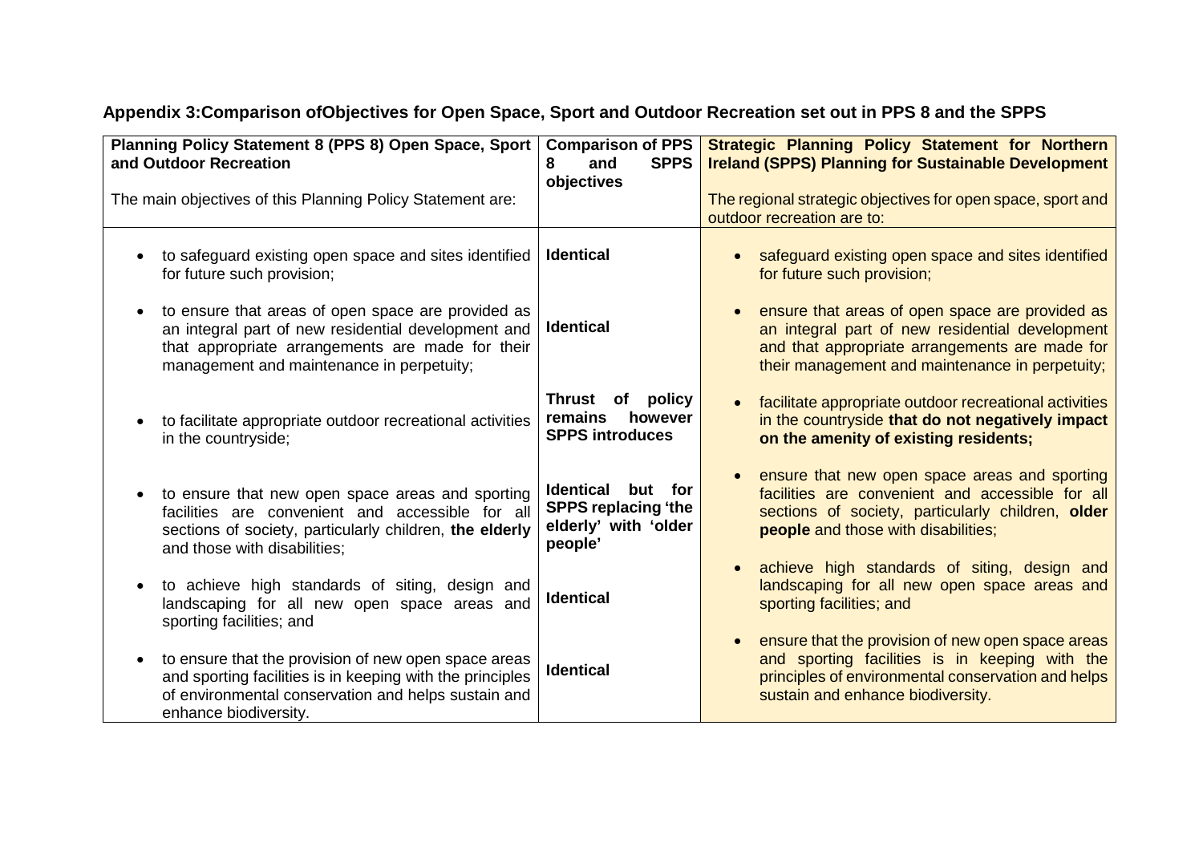## Appendix 3:Comparison ofObjectives for Open Space, Sport and Outdoor Recreation set out in PPS 8 and the SPPS

| **Planning Policy Statement 8 (PPS 8) Open Space, Sport and Outdoor Recreation**<br><br>The main objectives of this Planning Policy Statement are: | **Comparison of PPS 8 and SPPS objectives** | **Strategic Planning Policy Statement for Northern Ireland (SPPS) Planning for Sustainable Development**<br><br>The regional strategic objectives for open space, sport and outdoor recreation are to: |
|---|---|---|
| • to safeguard existing open space and sites identified for future such provision; | **Identical** | • safeguard existing open space and sites identified for future such provision; |
| • to ensure that areas of open space are provided as an integral part of new residential development and that appropriate arrangements are made for their management and maintenance in perpetuity; | **Identical** | • ensure that areas of open space are provided as an integral part of new residential development and that appropriate arrangements are made for their management and maintenance in perpetuity; |
| • to facilitate appropriate outdoor recreational activities in the countryside; | **Thrust of policy remains however SPPS introduces** | • facilitate appropriate outdoor recreational activities in the countryside **that do not negatively impact on the amenity of existing residents;** |
| • to ensure that new open space areas and sporting facilities are convenient and accessible for all sections of society, particularly children, **the elderly** and those with disabilities; | **Identical but for SPPS replacing 'the elderly' with 'older people'** | • ensure that new open space areas and sporting facilities are convenient and accessible for all sections of society, particularly children, **older people** and those with disabilities; |
| • to achieve high standards of siting, design and landscaping for all new open space areas and sporting facilities; and | **Identical** | • achieve high standards of siting, design and landscaping for all new open space areas and sporting facilities; and |
| • to ensure that the provision of new open space areas and sporting facilities is in keeping with the principles of environmental conservation and helps sustain and enhance biodiversity. | **Identical** | • ensure that the provision of new open space areas and sporting facilities is in keeping with the principles of environmental conservation and helps sustain and enhance biodiversity. |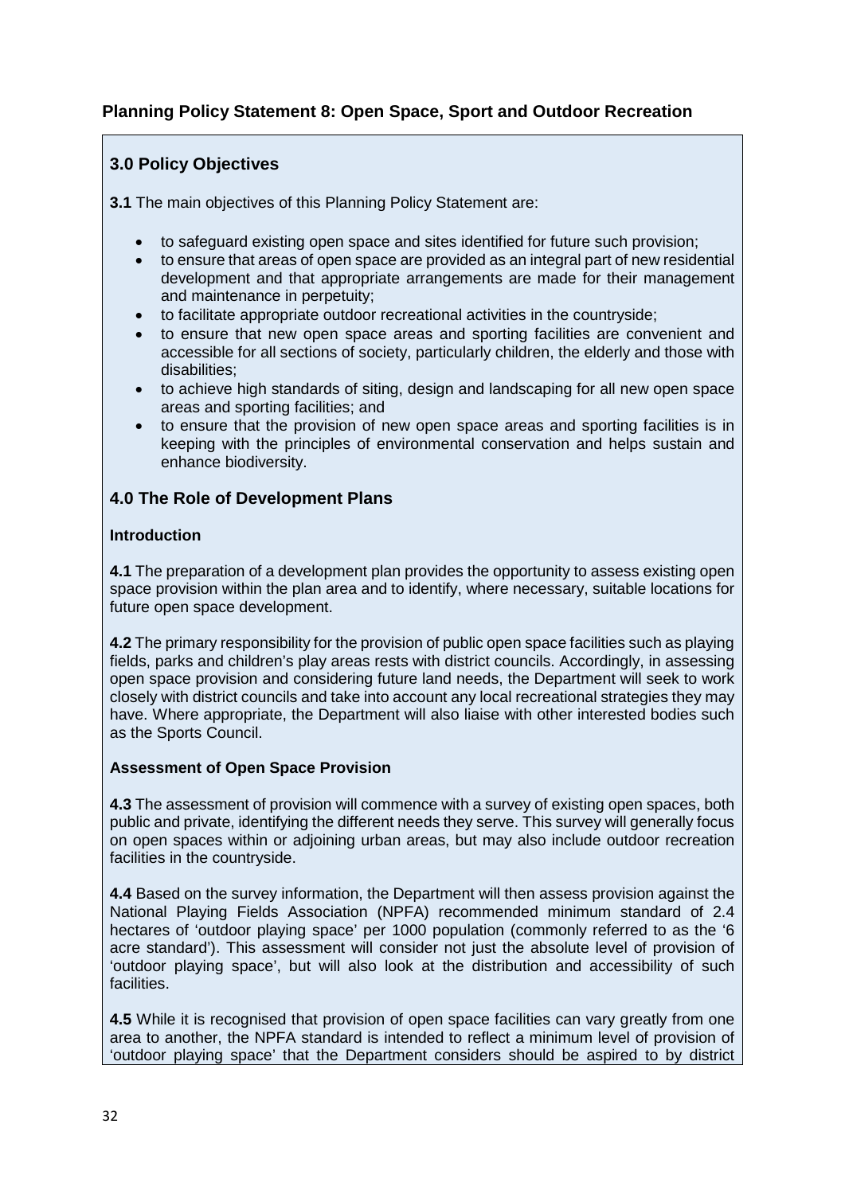## Planning Policy Statement 8: Open Space, Sport and Outdoor Recreation

### 3.0 Policy Objectives

**3.1** The main objectives of this Planning Policy Statement are:

- to safeguard existing open space and sites identified for future such provision;
- to ensure that areas of open space are provided as an integral part of new residential development and that appropriate arrangements are made for their management and maintenance in perpetuity;
- to facilitate appropriate outdoor recreational activities in the countryside;
- to ensure that new open space areas and sporting facilities are convenient and accessible for all sections of society, particularly children, the elderly and those with disabilities;
- to achieve high standards of siting, design and landscaping for all new open space areas and sporting facilities; and
- to ensure that the provision of new open space areas and sporting facilities is in keeping with the principles of environmental conservation and helps sustain and enhance biodiversity.

### 4.0 The Role of Development Plans

**Introduction**

**4.1** The preparation of a development plan provides the opportunity to assess existing open space provision within the plan area and to identify, where necessary, suitable locations for future open space development.

**4.2** The primary responsibility for the provision of public open space facilities such as playing fields, parks and children's play areas rests with district councils. Accordingly, in assessing open space provision and considering future land needs, the Department will seek to work closely with district councils and take into account any local recreational strategies they may have. Where appropriate, the Department will also liaise with other interested bodies such as the Sports Council.

**Assessment of Open Space Provision**

**4.3** The assessment of provision will commence with a survey of existing open spaces, both public and private, identifying the different needs they serve. This survey will generally focus on open spaces within or adjoining urban areas, but may also include outdoor recreation facilities in the countryside.

**4.4** Based on the survey information, the Department will then assess provision against the National Playing Fields Association (NPFA) recommended minimum standard of 2.4 hectares of 'outdoor playing space' per 1000 population (commonly referred to as the '6 acre standard'). This assessment will consider not just the absolute level of provision of 'outdoor playing space', but will also look at the distribution and accessibility of such facilities.

**4.5** While it is recognised that provision of open space facilities can vary greatly from one area to another, the NPFA standard is intended to reflect a minimum level of provision of 'outdoor playing space' that the Department considers should be aspired to by district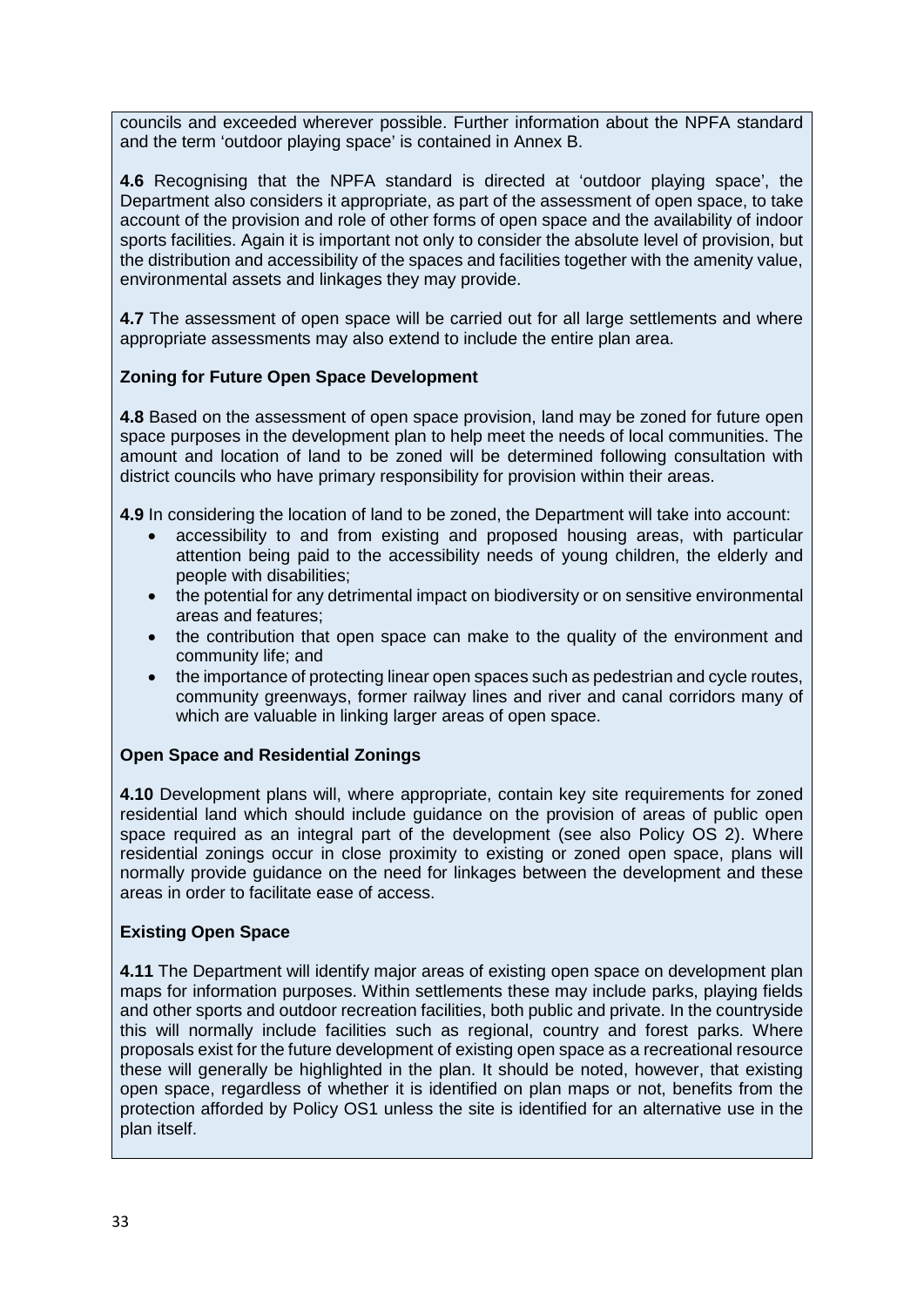councils and exceeded wherever possible. Further information about the NPFA standard and the term 'outdoor playing space' is contained in Annex B.

**4.6** Recognising that the NPFA standard is directed at 'outdoor playing space', the Department also considers it appropriate, as part of the assessment of open space, to take account of the provision and role of other forms of open space and the availability of indoor sports facilities. Again it is important not only to consider the absolute level of provision, but the distribution and accessibility of the spaces and facilities together with the amenity value, environmental assets and linkages they may provide.

**4.7** The assessment of open space will be carried out for all large settlements and where appropriate assessments may also extend to include the entire plan area.

**Zoning for Future Open Space Development**

**4.8** Based on the assessment of open space provision, land may be zoned for future open space purposes in the development plan to help meet the needs of local communities. The amount and location of land to be zoned will be determined following consultation with district councils who have primary responsibility for provision within their areas.

**4.9** In considering the location of land to be zoned, the Department will take into account:

- accessibility to and from existing and proposed housing areas, with particular attention being paid to the accessibility needs of young children, the elderly and people with disabilities;
- the potential for any detrimental impact on biodiversity or on sensitive environmental areas and features;
- the contribution that open space can make to the quality of the environment and community life; and
- the importance of protecting linear open spaces such as pedestrian and cycle routes, community greenways, former railway lines and river and canal corridors many of which are valuable in linking larger areas of open space.

**Open Space and Residential Zonings**

**4.10** Development plans will, where appropriate, contain key site requirements for zoned residential land which should include guidance on the provision of areas of public open space required as an integral part of the development (see also Policy OS 2). Where residential zonings occur in close proximity to existing or zoned open space, plans will normally provide guidance on the need for linkages between the development and these areas in order to facilitate ease of access.

**Existing Open Space**

**4.11** The Department will identify major areas of existing open space on development plan maps for information purposes. Within settlements these may include parks, playing fields and other sports and outdoor recreation facilities, both public and private. In the countryside this will normally include facilities such as regional, country and forest parks. Where proposals exist for the future development of existing open space as a recreational resource these will generally be highlighted in the plan. It should be noted, however, that existing open space, regardless of whether it is identified on plan maps or not, benefits from the protection afforded by Policy OS1 unless the site is identified for an alternative use in the plan itself.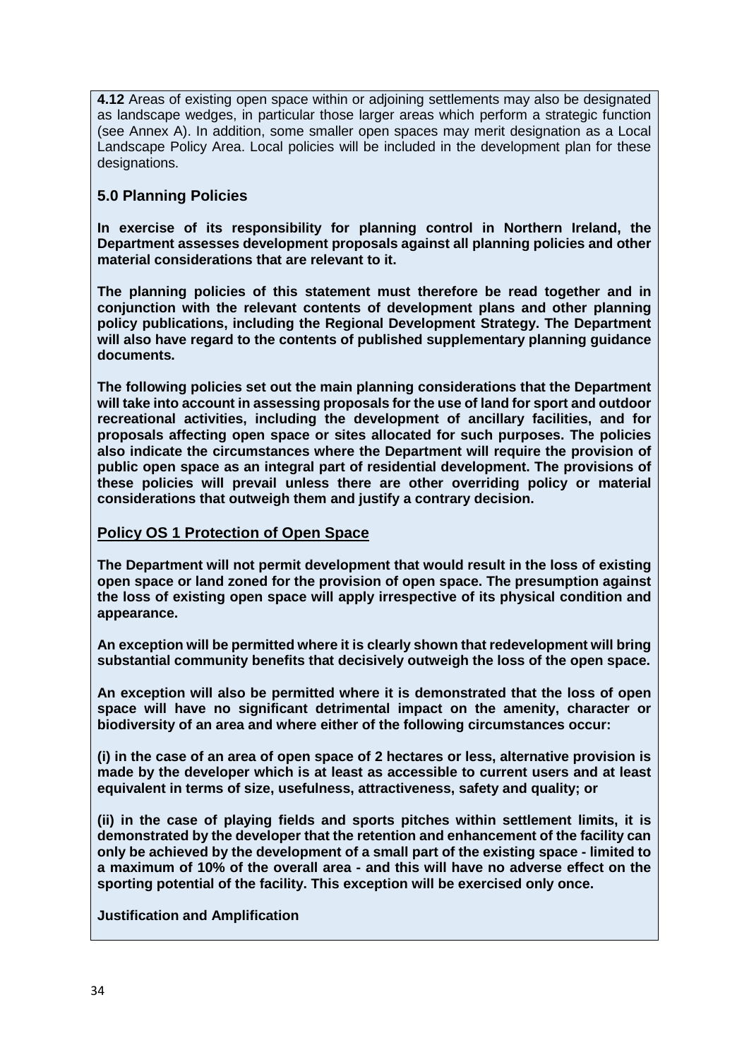**4.12** Areas of existing open space within or adjoining settlements may also be designated as landscape wedges, in particular those larger areas which perform a strategic function (see Annex A). In addition, some smaller open spaces may merit designation as a Local Landscape Policy Area. Local policies will be included in the development plan for these designations.

## 5.0 Planning Policies

**In exercise of its responsibility for planning control in Northern Ireland, the Department assesses development proposals against all planning policies and other material considerations that are relevant to it.**

**The planning policies of this statement must therefore be read together and in conjunction with the relevant contents of development plans and other planning policy publications, including the Regional Development Strategy. The Department will also have regard to the contents of published supplementary planning guidance documents.**

**The following policies set out the main planning considerations that the Department will take into account in assessing proposals for the use of land for sport and outdoor recreational activities, including the development of ancillary facilities, and for proposals affecting open space or sites allocated for such purposes. The policies also indicate the circumstances where the Department will require the provision of public open space as an integral part of residential development. The provisions of these policies will prevail unless there are other overriding policy or material considerations that outweigh them and justify a contrary decision.**

### Policy OS 1 Protection of Open Space

**The Department will not permit development that would result in the loss of existing open space or land zoned for the provision of open space. The presumption against the loss of existing open space will apply irrespective of its physical condition and appearance.**

**An exception will be permitted where it is clearly shown that redevelopment will bring substantial community benefits that decisively outweigh the loss of the open space.**

**An exception will also be permitted where it is demonstrated that the loss of open space will have no significant detrimental impact on the amenity, character or biodiversity of an area and where either of the following circumstances occur:**

**(i) in the case of an area of open space of 2 hectares or less, alternative provision is made by the developer which is at least as accessible to current users and at least equivalent in terms of size, usefulness, attractiveness, safety and quality; or**

**(ii) in the case of playing fields and sports pitches within settlement limits, it is demonstrated by the developer that the retention and enhancement of the facility can only be achieved by the development of a small part of the existing space - limited to a maximum of 10% of the overall area - and this will have no adverse effect on the sporting potential of the facility. This exception will be exercised only once.**

**Justification and Amplification**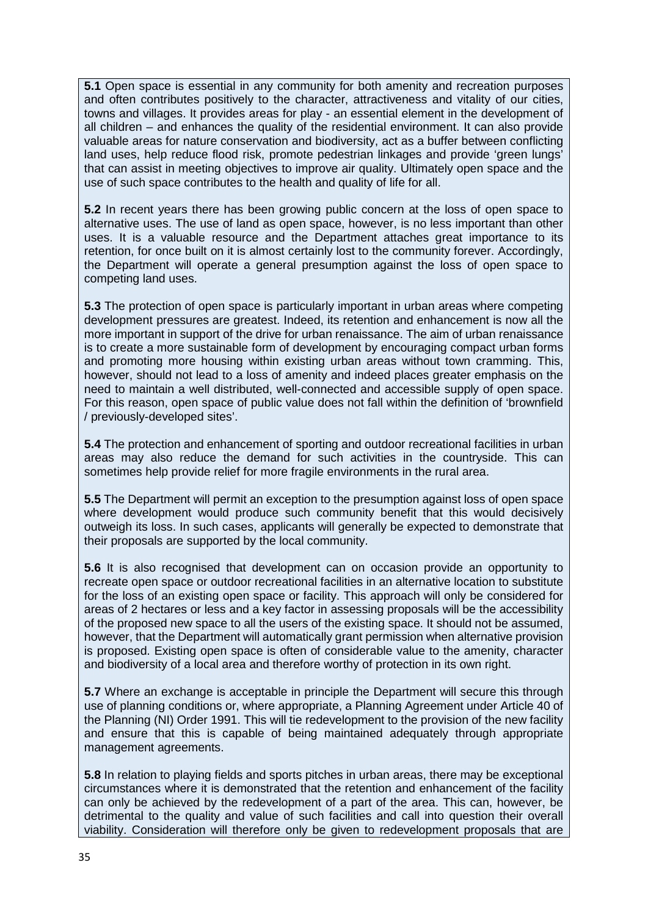**5.1** Open space is essential in any community for both amenity and recreation purposes and often contributes positively to the character, attractiveness and vitality of our cities, towns and villages. It provides areas for play - an essential element in the development of all children – and enhances the quality of the residential environment. It can also provide valuable areas for nature conservation and biodiversity, act as a buffer between conflicting land uses, help reduce flood risk, promote pedestrian linkages and provide 'green lungs' that can assist in meeting objectives to improve air quality. Ultimately open space and the use of such space contributes to the health and quality of life for all.

**5.2** In recent years there has been growing public concern at the loss of open space to alternative uses. The use of land as open space, however, is no less important than other uses. It is a valuable resource and the Department attaches great importance to its retention, for once built on it is almost certainly lost to the community forever. Accordingly, the Department will operate a general presumption against the loss of open space to competing land uses.

**5.3** The protection of open space is particularly important in urban areas where competing development pressures are greatest. Indeed, its retention and enhancement is now all the more important in support of the drive for urban renaissance. The aim of urban renaissance is to create a more sustainable form of development by encouraging compact urban forms and promoting more housing within existing urban areas without town cramming. This, however, should not lead to a loss of amenity and indeed places greater emphasis on the need to maintain a well distributed, well-connected and accessible supply of open space. For this reason, open space of public value does not fall within the definition of 'brownfield / previously-developed sites'.

**5.4** The protection and enhancement of sporting and outdoor recreational facilities in urban areas may also reduce the demand for such activities in the countryside. This can sometimes help provide relief for more fragile environments in the rural area.

**5.5** The Department will permit an exception to the presumption against loss of open space where development would produce such community benefit that this would decisively outweigh its loss. In such cases, applicants will generally be expected to demonstrate that their proposals are supported by the local community.

**5.6** It is also recognised that development can on occasion provide an opportunity to recreate open space or outdoor recreational facilities in an alternative location to substitute for the loss of an existing open space or facility. This approach will only be considered for areas of 2 hectares or less and a key factor in assessing proposals will be the accessibility of the proposed new space to all the users of the existing space. It should not be assumed, however, that the Department will automatically grant permission when alternative provision is proposed. Existing open space is often of considerable value to the amenity, character and biodiversity of a local area and therefore worthy of protection in its own right.

**5.7** Where an exchange is acceptable in principle the Department will secure this through use of planning conditions or, where appropriate, a Planning Agreement under Article 40 of the Planning (NI) Order 1991. This will tie redevelopment to the provision of the new facility and ensure that this is capable of being maintained adequately through appropriate management agreements.

**5.8** In relation to playing fields and sports pitches in urban areas, there may be exceptional circumstances where it is demonstrated that the retention and enhancement of the facility can only be achieved by the redevelopment of a part of the area. This can, however, be detrimental to the quality and value of such facilities and call into question their overall viability. Consideration will therefore only be given to redevelopment proposals that are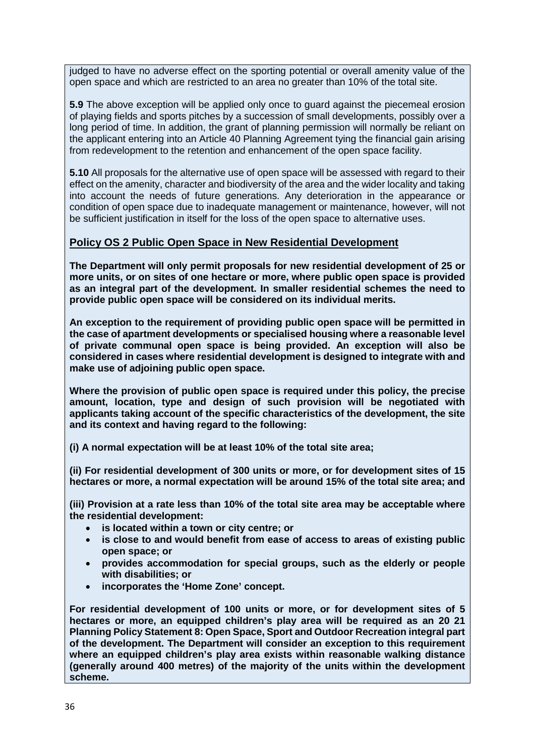judged to have no adverse effect on the sporting potential or overall amenity value of the open space and which are restricted to an area no greater than 10% of the total site.

**5.9** The above exception will be applied only once to guard against the piecemeal erosion of playing fields and sports pitches by a succession of small developments, possibly over a long period of time. In addition, the grant of planning permission will normally be reliant on the applicant entering into an Article 40 Planning Agreement tying the financial gain arising from redevelopment to the retention and enhancement of the open space facility.

**5.10** All proposals for the alternative use of open space will be assessed with regard to their effect on the amenity, character and biodiversity of the area and the wider locality and taking into account the needs of future generations. Any deterioration in the appearance or condition of open space due to inadequate management or maintenance, however, will not be sufficient justification in itself for the loss of the open space to alternative uses.

## Policy OS 2 Public Open Space in New Residential Development

**The Department will only permit proposals for new residential development of 25 or more units, or on sites of one hectare or more, where public open space is provided as an integral part of the development. In smaller residential schemes the need to provide public open space will be considered on its individual merits.**

**An exception to the requirement of providing public open space will be permitted in the case of apartment developments or specialised housing where a reasonable level of private communal open space is being provided. An exception will also be considered in cases where residential development is designed to integrate with and make use of adjoining public open space.**

**Where the provision of public open space is required under this policy, the precise amount, location, type and design of such provision will be negotiated with applicants taking account of the specific characteristics of the development, the site and its context and having regard to the following:**

**(i) A normal expectation will be at least 10% of the total site area;**

**(ii) For residential development of 300 units or more, or for development sites of 15 hectares or more, a normal expectation will be around 15% of the total site area; and**

**(iii) Provision at a rate less than 10% of the total site area may be acceptable where the residential development:**

- **is located within a town or city centre; or**
- **is close to and would benefit from ease of access to areas of existing public open space; or**
- **provides accommodation for special groups, such as the elderly or people with disabilities; or**
- **incorporates the 'Home Zone' concept.**

**For residential development of 100 units or more, or for development sites of 5 hectares or more, an equipped children's play area will be required as an 20 21 Planning Policy Statement 8: Open Space, Sport and Outdoor Recreation integral part of the development. The Department will consider an exception to this requirement where an equipped children's play area exists within reasonable walking distance (generally around 400 metres) of the majority of the units within the development scheme.**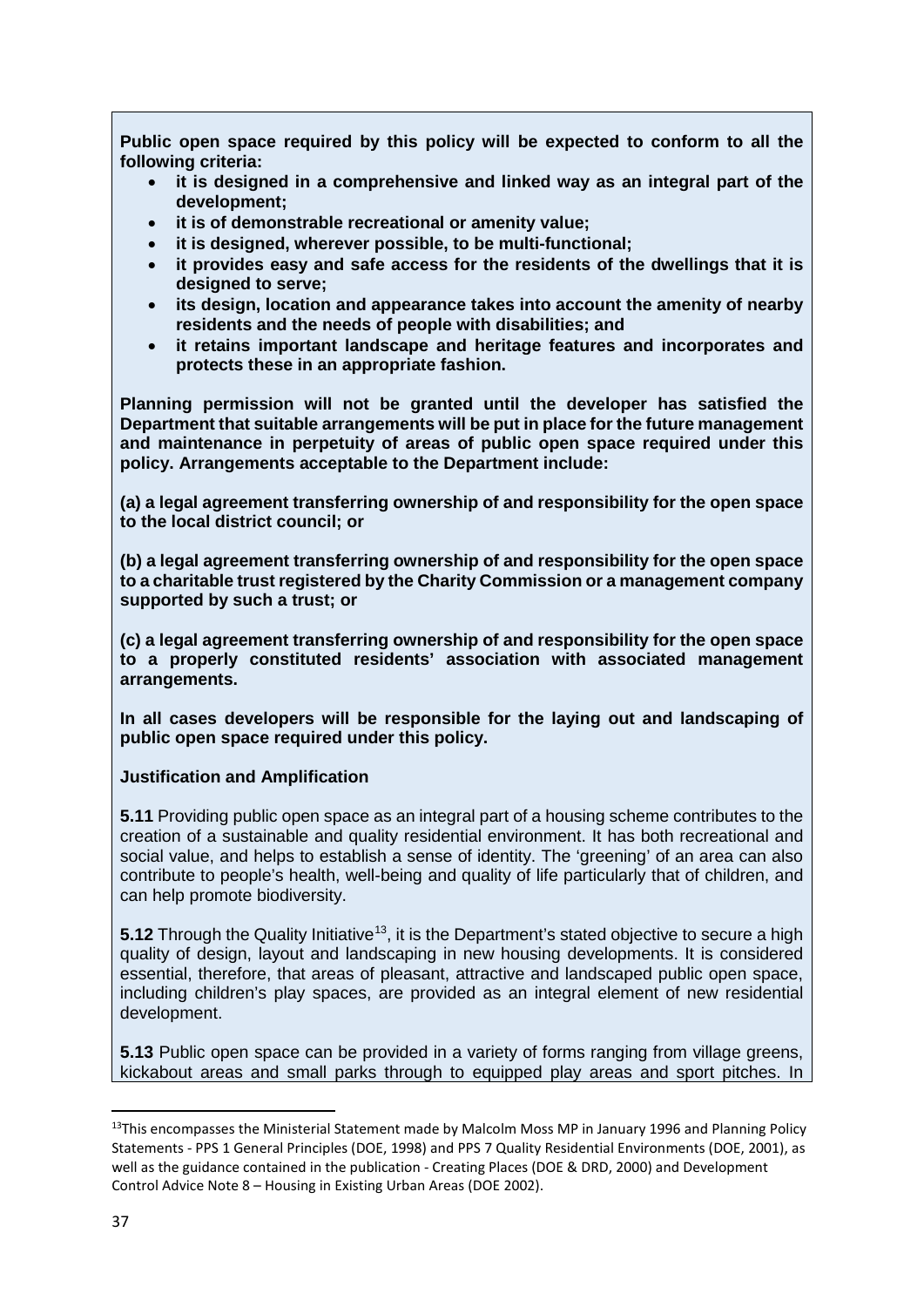**Public open space required by this policy will be expected to conform to all the following criteria:**

- **it is designed in a comprehensive and linked way as an integral part of the development;**
- **it is of demonstrable recreational or amenity value;**
- **it is designed, wherever possible, to be multi-functional;**
- **it provides easy and safe access for the residents of the dwellings that it is designed to serve;**
- **its design, location and appearance takes into account the amenity of nearby residents and the needs of people with disabilities; and**
- **it retains important landscape and heritage features and incorporates and protects these in an appropriate fashion.**

**Planning permission will not be granted until the developer has satisfied the Department that suitable arrangements will be put in place for the future management and maintenance in perpetuity of areas of public open space required under this policy. Arrangements acceptable to the Department include:**

**(a) a legal agreement transferring ownership of and responsibility for the open space to the local district council; or**

**(b) a legal agreement transferring ownership of and responsibility for the open space to a charitable trust registered by the Charity Commission or a management company supported by such a trust; or**

**(c) a legal agreement transferring ownership of and responsibility for the open space to a properly constituted residents' association with associated management arrangements.**

**In all cases developers will be responsible for the laying out and landscaping of public open space required under this policy.**

**Justification and Amplification**

**5.11** Providing public open space as an integral part of a housing scheme contributes to the creation of a sustainable and quality residential environment. It has both recreational and social value, and helps to establish a sense of identity. The 'greening' of an area can also contribute to people's health, well-being and quality of life particularly that of children, and can help promote biodiversity.

**5.12** Through the Quality Initiative[13], it is the Department's stated objective to secure a high quality of design, layout and landscaping in new housing developments. It is considered essential, therefore, that areas of pleasant, attractive and landscaped public open space, including children's play spaces, are provided as an integral element of new residential development.

**5.13** Public open space can be provided in a variety of forms ranging from village greens, kickabout areas and small parks through to equipped play areas and sport pitches. In

---

[13] This encompasses the Ministerial Statement made by Malcolm Moss MP in January 1996 and Planning Policy Statements - PPS 1 General Principles (DOE, 1998) and PPS 7 Quality Residential Environments (DOE, 2001), as well as the guidance contained in the publication - Creating Places (DOE & DRD, 2000) and Development Control Advice Note 8 – Housing in Existing Urban Areas (DOE 2002).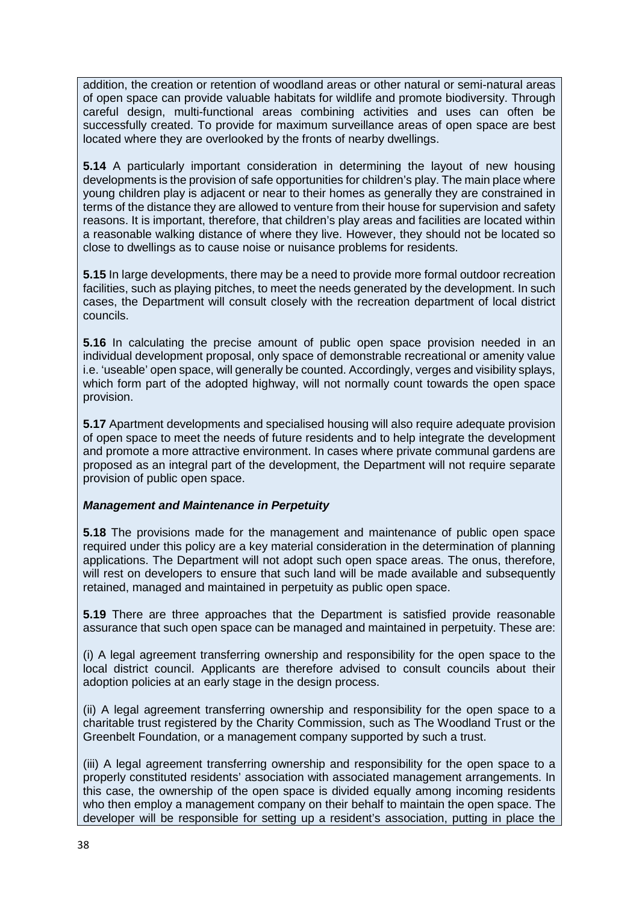addition, the creation or retention of woodland areas or other natural or semi-natural areas of open space can provide valuable habitats for wildlife and promote biodiversity. Through careful design, multi-functional areas combining activities and uses can often be successfully created. To provide for maximum surveillance areas of open space are best located where they are overlooked by the fronts of nearby dwellings.

**5.14** A particularly important consideration in determining the layout of new housing developments is the provision of safe opportunities for children's play. The main place where young children play is adjacent or near to their homes as generally they are constrained in terms of the distance they are allowed to venture from their house for supervision and safety reasons. It is important, therefore, that children's play areas and facilities are located within a reasonable walking distance of where they live. However, they should not be located so close to dwellings as to cause noise or nuisance problems for residents.

**5.15** In large developments, there may be a need to provide more formal outdoor recreation facilities, such as playing pitches, to meet the needs generated by the development. In such cases, the Department will consult closely with the recreation department of local district councils.

**5.16** In calculating the precise amount of public open space provision needed in an individual development proposal, only space of demonstrable recreational or amenity value i.e. 'useable' open space, will generally be counted. Accordingly, verges and visibility splays, which form part of the adopted highway, will not normally count towards the open space provision.

**5.17** Apartment developments and specialised housing will also require adequate provision of open space to meet the needs of future residents and to help integrate the development and promote a more attractive environment. In cases where private communal gardens are proposed as an integral part of the development, the Department will not require separate provision of public open space.

***Management and Maintenance in Perpetuity***

**5.18** The provisions made for the management and maintenance of public open space required under this policy are a key material consideration in the determination of planning applications. The Department will not adopt such open space areas. The onus, therefore, will rest on developers to ensure that such land will be made available and subsequently retained, managed and maintained in perpetuity as public open space.

**5.19** There are three approaches that the Department is satisfied provide reasonable assurance that such open space can be managed and maintained in perpetuity. These are:

(i) A legal agreement transferring ownership and responsibility for the open space to the local district council. Applicants are therefore advised to consult councils about their adoption policies at an early stage in the design process.

(ii) A legal agreement transferring ownership and responsibility for the open space to a charitable trust registered by the Charity Commission, such as The Woodland Trust or the Greenbelt Foundation, or a management company supported by such a trust.

(iii) A legal agreement transferring ownership and responsibility for the open space to a properly constituted residents' association with associated management arrangements. In this case, the ownership of the open space is divided equally among incoming residents who then employ a management company on their behalf to maintain the open space. The developer will be responsible for setting up a resident's association, putting in place the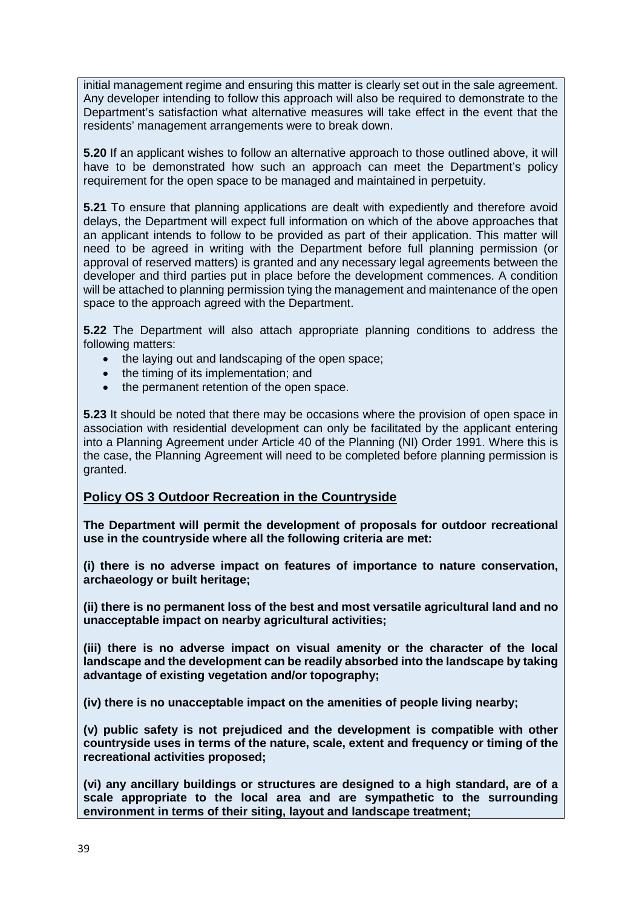initial management regime and ensuring this matter is clearly set out in the sale agreement. Any developer intending to follow this approach will also be required to demonstrate to the Department's satisfaction what alternative measures will take effect in the event that the residents' management arrangements were to break down.

**5.20** If an applicant wishes to follow an alternative approach to those outlined above, it will have to be demonstrated how such an approach can meet the Department's policy requirement for the open space to be managed and maintained in perpetuity.

**5.21** To ensure that planning applications are dealt with expediently and therefore avoid delays, the Department will expect full information on which of the above approaches that an applicant intends to follow to be provided as part of their application. This matter will need to be agreed in writing with the Department before full planning permission (or approval of reserved matters) is granted and any necessary legal agreements between the developer and third parties put in place before the development commences. A condition will be attached to planning permission tying the management and maintenance of the open space to the approach agreed with the Department.

**5.22** The Department will also attach appropriate planning conditions to address the following matters:

- the laying out and landscaping of the open space;
- the timing of its implementation; and
- the permanent retention of the open space.

**5.23** It should be noted that there may be occasions where the provision of open space in association with residential development can only be facilitated by the applicant entering into a Planning Agreement under Article 40 of the Planning (NI) Order 1991. Where this is the case, the Planning Agreement will need to be completed before planning permission is granted.

## Policy OS 3 Outdoor Recreation in the Countryside

**The Department will permit the development of proposals for outdoor recreational use in the countryside where all the following criteria are met:**

**(i) there is no adverse impact on features of importance to nature conservation, archaeology or built heritage;**

**(ii) there is no permanent loss of the best and most versatile agricultural land and no unacceptable impact on nearby agricultural activities;**

**(iii) there is no adverse impact on visual amenity or the character of the local landscape and the development can be readily absorbed into the landscape by taking advantage of existing vegetation and/or topography;**

**(iv) there is no unacceptable impact on the amenities of people living nearby;**

**(v) public safety is not prejudiced and the development is compatible with other countryside uses in terms of the nature, scale, extent and frequency or timing of the recreational activities proposed;**

**(vi) any ancillary buildings or structures are designed to a high standard, are of a scale appropriate to the local area and are sympathetic to the surrounding environment in terms of their siting, layout and landscape treatment;**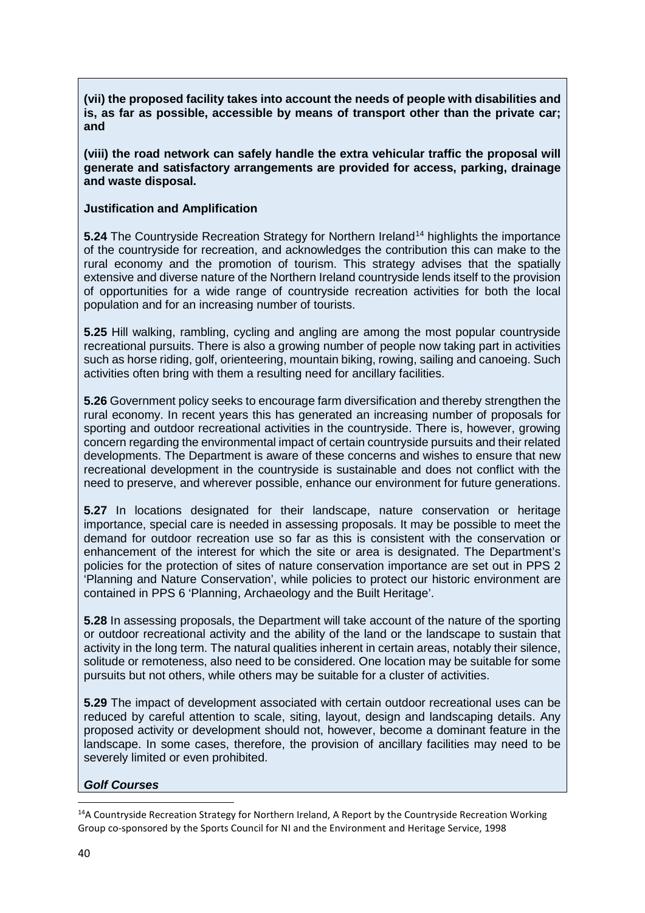**(vii) the proposed facility takes into account the needs of people with disabilities and is, as far as possible, accessible by means of transport other than the private car; and**

**(viii) the road network can safely handle the extra vehicular traffic the proposal will generate and satisfactory arrangements are provided for access, parking, drainage and waste disposal.**

**Justification and Amplification**

**5.24** The Countryside Recreation Strategy for Northern Ireland[14] highlights the importance of the countryside for recreation, and acknowledges the contribution this can make to the rural economy and the promotion of tourism. This strategy advises that the spatially extensive and diverse nature of the Northern Ireland countryside lends itself to the provision of opportunities for a wide range of countryside recreation activities for both the local population and for an increasing number of tourists.

**5.25** Hill walking, rambling, cycling and angling are among the most popular countryside recreational pursuits. There is also a growing number of people now taking part in activities such as horse riding, golf, orienteering, mountain biking, rowing, sailing and canoeing. Such activities often bring with them a resulting need for ancillary facilities.

**5.26** Government policy seeks to encourage farm diversification and thereby strengthen the rural economy. In recent years this has generated an increasing number of proposals for sporting and outdoor recreational activities in the countryside. There is, however, growing concern regarding the environmental impact of certain countryside pursuits and their related developments. The Department is aware of these concerns and wishes to ensure that new recreational development in the countryside is sustainable and does not conflict with the need to preserve, and wherever possible, enhance our environment for future generations.

**5.27** In locations designated for their landscape, nature conservation or heritage importance, special care is needed in assessing proposals. It may be possible to meet the demand for outdoor recreation use so far as this is consistent with the conservation or enhancement of the interest for which the site or area is designated. The Department's policies for the protection of sites of nature conservation importance are set out in PPS 2 'Planning and Nature Conservation', while policies to protect our historic environment are contained in PPS 6 'Planning, Archaeology and the Built Heritage'.

**5.28** In assessing proposals, the Department will take account of the nature of the sporting or outdoor recreational activity and the ability of the land or the landscape to sustain that activity in the long term. The natural qualities inherent in certain areas, notably their silence, solitude or remoteness, also need to be considered. One location may be suitable for some pursuits but not others, while others may be suitable for a cluster of activities.

**5.29** The impact of development associated with certain outdoor recreational uses can be reduced by careful attention to scale, siting, layout, design and landscaping details. Any proposed activity or development should not, however, become a dominant feature in the landscape. In some cases, therefore, the provision of ancillary facilities may need to be severely limited or even prohibited.

***Golf Courses***

[14] A Countryside Recreation Strategy for Northern Ireland, A Report by the Countryside Recreation Working Group co-sponsored by the Sports Council for NI and the Environment and Heritage Service, 1998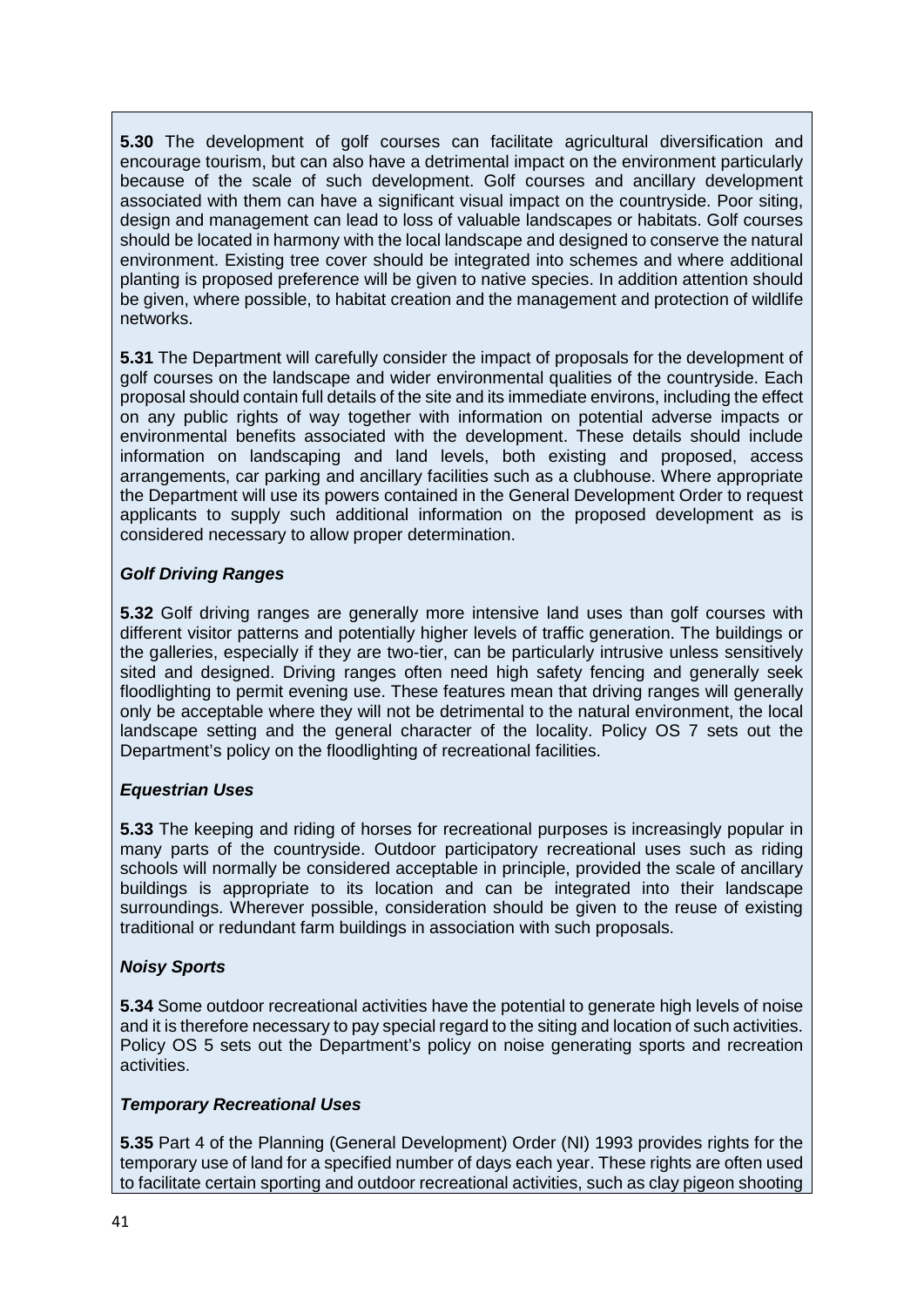**5.30** The development of golf courses can facilitate agricultural diversification and encourage tourism, but can also have a detrimental impact on the environment particularly because of the scale of such development. Golf courses and ancillary development associated with them can have a significant visual impact on the countryside. Poor siting, design and management can lead to loss of valuable landscapes or habitats. Golf courses should be located in harmony with the local landscape and designed to conserve the natural environment. Existing tree cover should be integrated into schemes and where additional planting is proposed preference will be given to native species. In addition attention should be given, where possible, to habitat creation and the management and protection of wildlife networks.

**5.31** The Department will carefully consider the impact of proposals for the development of golf courses on the landscape and wider environmental qualities of the countryside. Each proposal should contain full details of the site and its immediate environs, including the effect on any public rights of way together with information on potential adverse impacts or environmental benefits associated with the development. These details should include information on landscaping and land levels, both existing and proposed, access arrangements, car parking and ancillary facilities such as a clubhouse. Where appropriate the Department will use its powers contained in the General Development Order to request applicants to supply such additional information on the proposed development as is considered necessary to allow proper determination.

***Golf Driving Ranges***

**5.32** Golf driving ranges are generally more intensive land uses than golf courses with different visitor patterns and potentially higher levels of traffic generation. The buildings or the galleries, especially if they are two-tier, can be particularly intrusive unless sensitively sited and designed. Driving ranges often need high safety fencing and generally seek floodlighting to permit evening use. These features mean that driving ranges will generally only be acceptable where they will not be detrimental to the natural environment, the local landscape setting and the general character of the locality. Policy OS 7 sets out the Department's policy on the floodlighting of recreational facilities.

***Equestrian Uses***

**5.33** The keeping and riding of horses for recreational purposes is increasingly popular in many parts of the countryside. Outdoor participatory recreational uses such as riding schools will normally be considered acceptable in principle, provided the scale of ancillary buildings is appropriate to its location and can be integrated into their landscape surroundings. Wherever possible, consideration should be given to the reuse of existing traditional or redundant farm buildings in association with such proposals.

***Noisy Sports***

**5.34** Some outdoor recreational activities have the potential to generate high levels of noise and it is therefore necessary to pay special regard to the siting and location of such activities. Policy OS 5 sets out the Department's policy on noise generating sports and recreation activities.

***Temporary Recreational Uses***

**5.35** Part 4 of the Planning (General Development) Order (NI) 1993 provides rights for the temporary use of land for a specified number of days each year. These rights are often used to facilitate certain sporting and outdoor recreational activities, such as clay pigeon shooting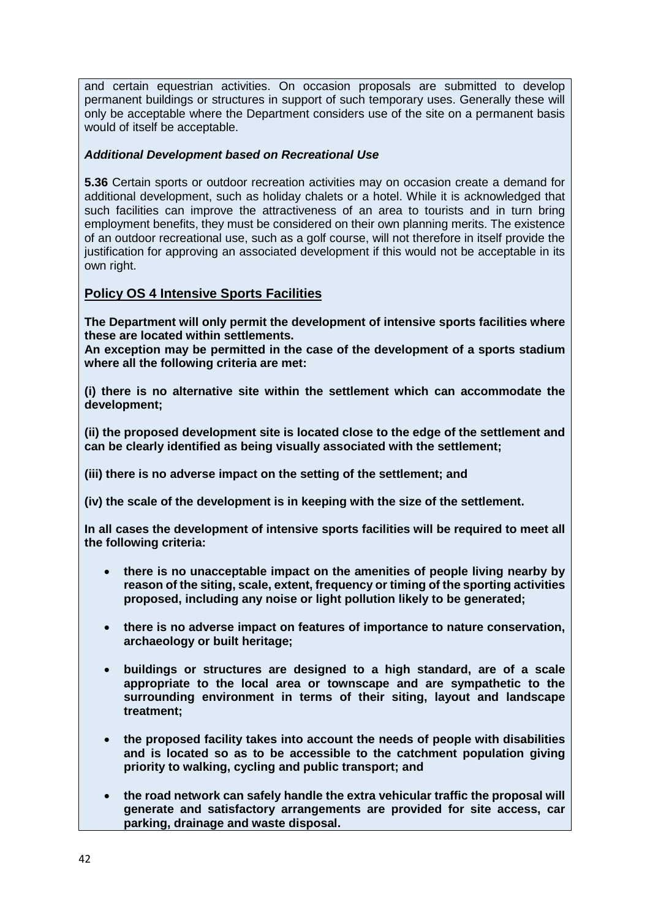and certain equestrian activities. On occasion proposals are submitted to develop permanent buildings or structures in support of such temporary uses. Generally these will only be acceptable where the Department considers use of the site on a permanent basis would of itself be acceptable.

***Additional Development based on Recreational Use***

**5.36** Certain sports or outdoor recreation activities may on occasion create a demand for additional development, such as holiday chalets or a hotel. While it is acknowledged that such facilities can improve the attractiveness of an area to tourists and in turn bring employment benefits, they must be considered on their own planning merits. The existence of an outdoor recreational use, such as a golf course, will not therefore in itself provide the justification for approving an associated development if this would not be acceptable in its own right.

## Policy OS 4 Intensive Sports Facilities

**The Department will only permit the development of intensive sports facilities where these are located within settlements.**
**An exception may be permitted in the case of the development of a sports stadium where all the following criteria are met:**

**(i) there is no alternative site within the settlement which can accommodate the development;**

**(ii) the proposed development site is located close to the edge of the settlement and can be clearly identified as being visually associated with the settlement;**

**(iii) there is no adverse impact on the setting of the settlement; and**

**(iv) the scale of the development is in keeping with the size of the settlement.**

**In all cases the development of intensive sports facilities will be required to meet all the following criteria:**

- **there is no unacceptable impact on the amenities of people living nearby by reason of the siting, scale, extent, frequency or timing of the sporting activities proposed, including any noise or light pollution likely to be generated;**
- **there is no adverse impact on features of importance to nature conservation, archaeology or built heritage;**
- **buildings or structures are designed to a high standard, are of a scale appropriate to the local area or townscape and are sympathetic to the surrounding environment in terms of their siting, layout and landscape treatment;**
- **the proposed facility takes into account the needs of people with disabilities and is located so as to be accessible to the catchment population giving priority to walking, cycling and public transport; and**
- **the road network can safely handle the extra vehicular traffic the proposal will generate and satisfactory arrangements are provided for site access, car parking, drainage and waste disposal.**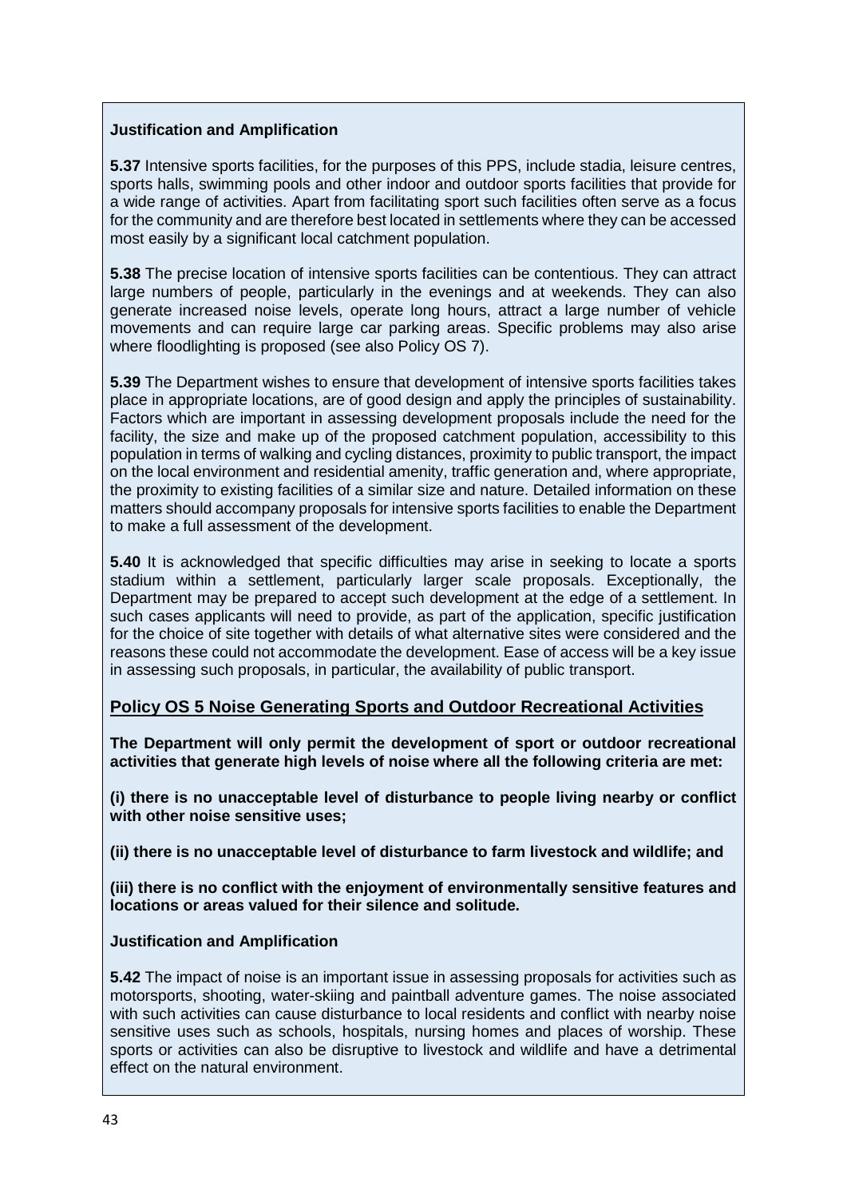**Justification and Amplification**

**5.37** Intensive sports facilities, for the purposes of this PPS, include stadia, leisure centres, sports halls, swimming pools and other indoor and outdoor sports facilities that provide for a wide range of activities. Apart from facilitating sport such facilities often serve as a focus for the community and are therefore best located in settlements where they can be accessed most easily by a significant local catchment population.

**5.38** The precise location of intensive sports facilities can be contentious. They can attract large numbers of people, particularly in the evenings and at weekends. They can also generate increased noise levels, operate long hours, attract a large number of vehicle movements and can require large car parking areas. Specific problems may also arise where floodlighting is proposed (see also Policy OS 7).

**5.39** The Department wishes to ensure that development of intensive sports facilities takes place in appropriate locations, are of good design and apply the principles of sustainability. Factors which are important in assessing development proposals include the need for the facility, the size and make up of the proposed catchment population, accessibility to this population in terms of walking and cycling distances, proximity to public transport, the impact on the local environment and residential amenity, traffic generation and, where appropriate, the proximity to existing facilities of a similar size and nature. Detailed information on these matters should accompany proposals for intensive sports facilities to enable the Department to make a full assessment of the development.

**5.40** It is acknowledged that specific difficulties may arise in seeking to locate a sports stadium within a settlement, particularly larger scale proposals. Exceptionally, the Department may be prepared to accept such development at the edge of a settlement. In such cases applicants will need to provide, as part of the application, specific justification for the choice of site together with details of what alternative sites were considered and the reasons these could not accommodate the development. Ease of access will be a key issue in assessing such proposals, in particular, the availability of public transport.

## Policy OS 5 Noise Generating Sports and Outdoor Recreational Activities

**The Department will only permit the development of sport or outdoor recreational activities that generate high levels of noise where all the following criteria are met:**

**(i) there is no unacceptable level of disturbance to people living nearby or conflict with other noise sensitive uses;**

**(ii) there is no unacceptable level of disturbance to farm livestock and wildlife; and**

**(iii) there is no conflict with the enjoyment of environmentally sensitive features and locations or areas valued for their silence and solitude.**

**Justification and Amplification**

**5.42** The impact of noise is an important issue in assessing proposals for activities such as motorsports, shooting, water-skiing and paintball adventure games. The noise associated with such activities can cause disturbance to local residents and conflict with nearby noise sensitive uses such as schools, hospitals, nursing homes and places of worship. These sports or activities can also be disruptive to livestock and wildlife and have a detrimental effect on the natural environment.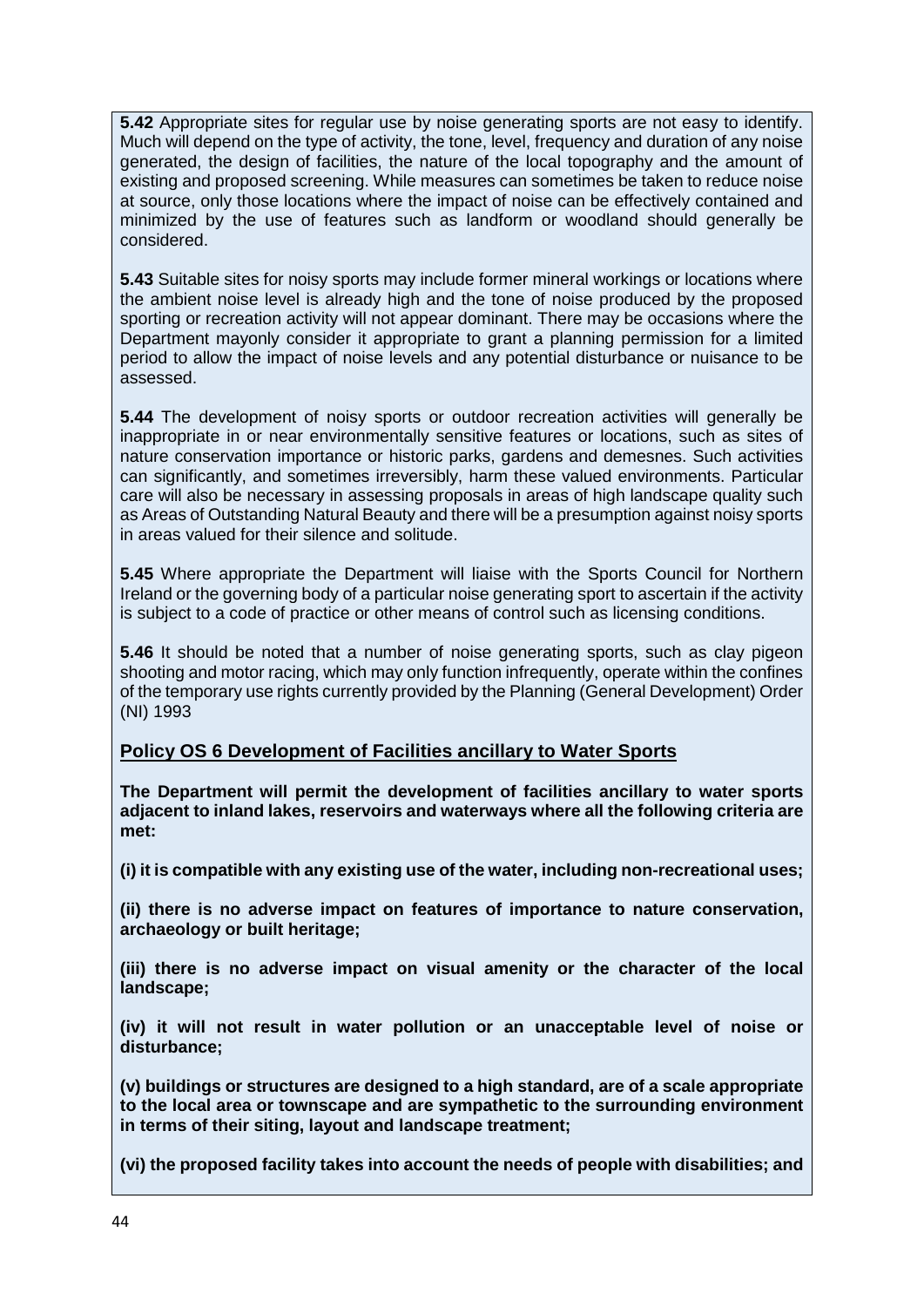**5.42** Appropriate sites for regular use by noise generating sports are not easy to identify. Much will depend on the type of activity, the tone, level, frequency and duration of any noise generated, the design of facilities, the nature of the local topography and the amount of existing and proposed screening. While measures can sometimes be taken to reduce noise at source, only those locations where the impact of noise can be effectively contained and minimized by the use of features such as landform or woodland should generally be considered.

**5.43** Suitable sites for noisy sports may include former mineral workings or locations where the ambient noise level is already high and the tone of noise produced by the proposed sporting or recreation activity will not appear dominant. There may be occasions where the Department mayonly consider it appropriate to grant a planning permission for a limited period to allow the impact of noise levels and any potential disturbance or nuisance to be assessed.

**5.44** The development of noisy sports or outdoor recreation activities will generally be inappropriate in or near environmentally sensitive features or locations, such as sites of nature conservation importance or historic parks, gardens and demesnes. Such activities can significantly, and sometimes irreversibly, harm these valued environments. Particular care will also be necessary in assessing proposals in areas of high landscape quality such as Areas of Outstanding Natural Beauty and there will be a presumption against noisy sports in areas valued for their silence and solitude.

**5.45** Where appropriate the Department will liaise with the Sports Council for Northern Ireland or the governing body of a particular noise generating sport to ascertain if the activity is subject to a code of practice or other means of control such as licensing conditions.

**5.46** It should be noted that a number of noise generating sports, such as clay pigeon shooting and motor racing, which may only function infrequently, operate within the confines of the temporary use rights currently provided by the Planning (General Development) Order (NI) 1993

## Policy OS 6 Development of Facilities ancillary to Water Sports

**The Department will permit the development of facilities ancillary to water sports adjacent to inland lakes, reservoirs and waterways where all the following criteria are met:**

**(i) it is compatible with any existing use of the water, including non-recreational uses;**

**(ii) there is no adverse impact on features of importance to nature conservation, archaeology or built heritage;**

**(iii) there is no adverse impact on visual amenity or the character of the local landscape;**

**(iv) it will not result in water pollution or an unacceptable level of noise or disturbance;**

**(v) buildings or structures are designed to a high standard, are of a scale appropriate to the local area or townscape and are sympathetic to the surrounding environment in terms of their siting, layout and landscape treatment;**

**(vi) the proposed facility takes into account the needs of people with disabilities; and**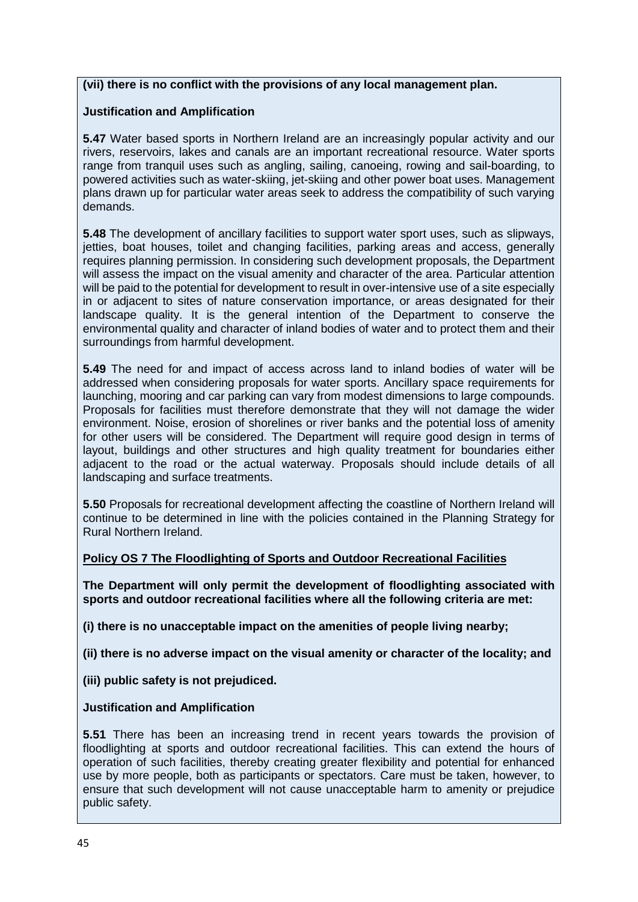**(vii) there is no conflict with the provisions of any local management plan.**

**Justification and Amplification**

**5.47** Water based sports in Northern Ireland are an increasingly popular activity and our rivers, reservoirs, lakes and canals are an important recreational resource. Water sports range from tranquil uses such as angling, sailing, canoeing, rowing and sail-boarding, to powered activities such as water-skiing, jet-skiing and other power boat uses. Management plans drawn up for particular water areas seek to address the compatibility of such varying demands.

**5.48** The development of ancillary facilities to support water sport uses, such as slipways, jetties, boat houses, toilet and changing facilities, parking areas and access, generally requires planning permission. In considering such development proposals, the Department will assess the impact on the visual amenity and character of the area. Particular attention will be paid to the potential for development to result in over-intensive use of a site especially in or adjacent to sites of nature conservation importance, or areas designated for their landscape quality. It is the general intention of the Department to conserve the environmental quality and character of inland bodies of water and to protect them and their surroundings from harmful development.

**5.49** The need for and impact of access across land to inland bodies of water will be addressed when considering proposals for water sports. Ancillary space requirements for launching, mooring and car parking can vary from modest dimensions to large compounds. Proposals for facilities must therefore demonstrate that they will not damage the wider environment. Noise, erosion of shorelines or river banks and the potential loss of amenity for other users will be considered. The Department will require good design in terms of layout, buildings and other structures and high quality treatment for boundaries either adjacent to the road or the actual waterway. Proposals should include details of all landscaping and surface treatments.

**5.50** Proposals for recreational development affecting the coastline of Northern Ireland will continue to be determined in line with the policies contained in the Planning Strategy for Rural Northern Ireland.

**<u>Policy OS 7 The Floodlighting of Sports and Outdoor Recreational Facilities</u>**

**The Department will only permit the development of floodlighting associated with sports and outdoor recreational facilities where all the following criteria are met:**

**(i) there is no unacceptable impact on the amenities of people living nearby;**

**(ii) there is no adverse impact on the visual amenity or character of the locality; and**

**(iii) public safety is not prejudiced.**

**Justification and Amplification**

**5.51** There has been an increasing trend in recent years towards the provision of floodlighting at sports and outdoor recreational facilities. This can extend the hours of operation of such facilities, thereby creating greater flexibility and potential for enhanced use by more people, both as participants or spectators. Care must be taken, however, to ensure that such development will not cause unacceptable harm to amenity or prejudice public safety.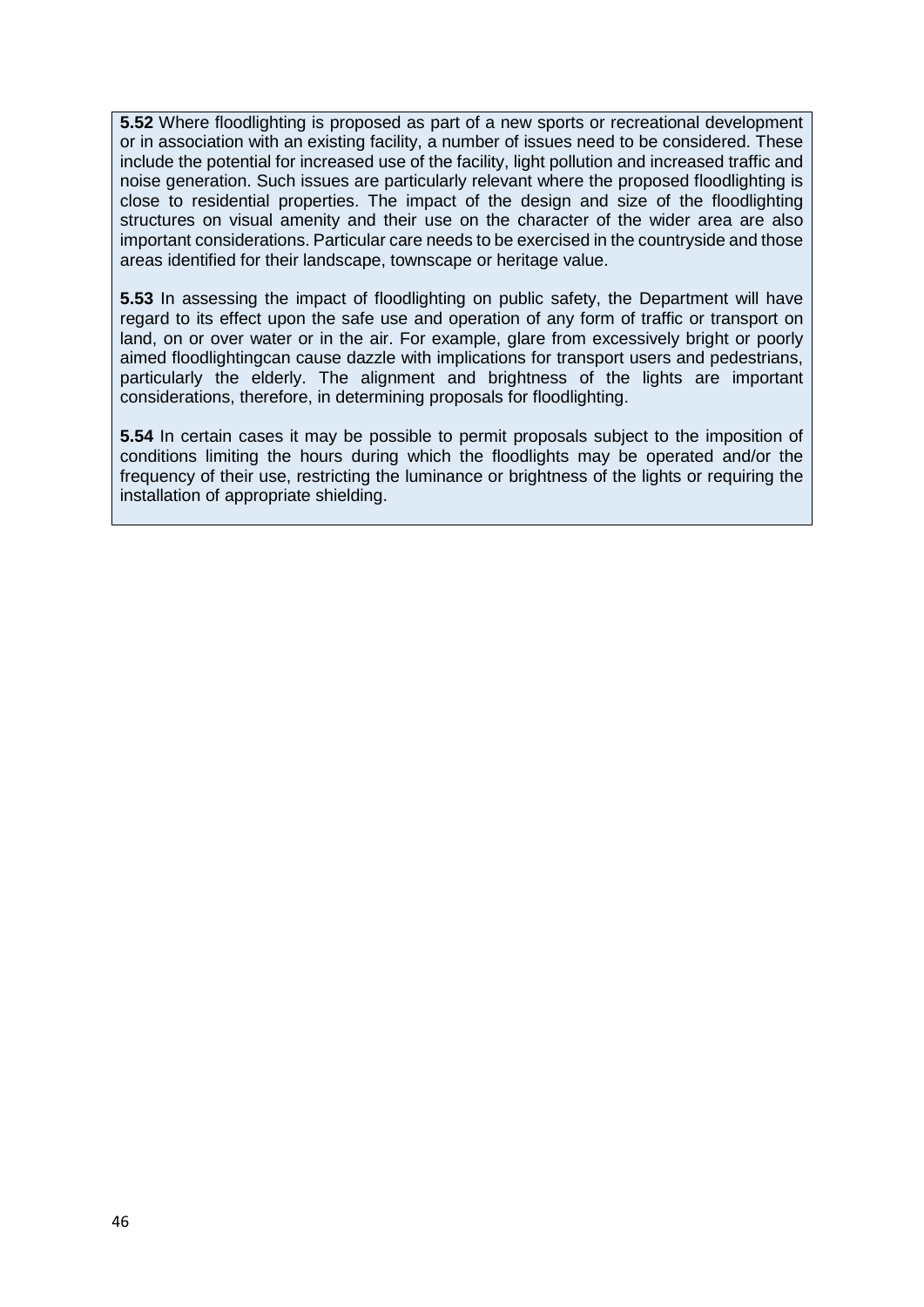**5.52** Where floodlighting is proposed as part of a new sports or recreational development or in association with an existing facility, a number of issues need to be considered. These include the potential for increased use of the facility, light pollution and increased traffic and noise generation. Such issues are particularly relevant where the proposed floodlighting is close to residential properties. The impact of the design and size of the floodlighting structures on visual amenity and their use on the character of the wider area are also important considerations. Particular care needs to be exercised in the countryside and those areas identified for their landscape, townscape or heritage value.

**5.53** In assessing the impact of floodlighting on public safety, the Department will have regard to its effect upon the safe use and operation of any form of traffic or transport on land, on or over water or in the air. For example, glare from excessively bright or poorly aimed floodlightingcan cause dazzle with implications for transport users and pedestrians, particularly the elderly. The alignment and brightness of the lights are important considerations, therefore, in determining proposals for floodlighting.

**5.54** In certain cases it may be possible to permit proposals subject to the imposition of conditions limiting the hours during which the floodlights may be operated and/or the frequency of their use, restricting the luminance or brightness of the lights or requiring the installation of appropriate shielding.